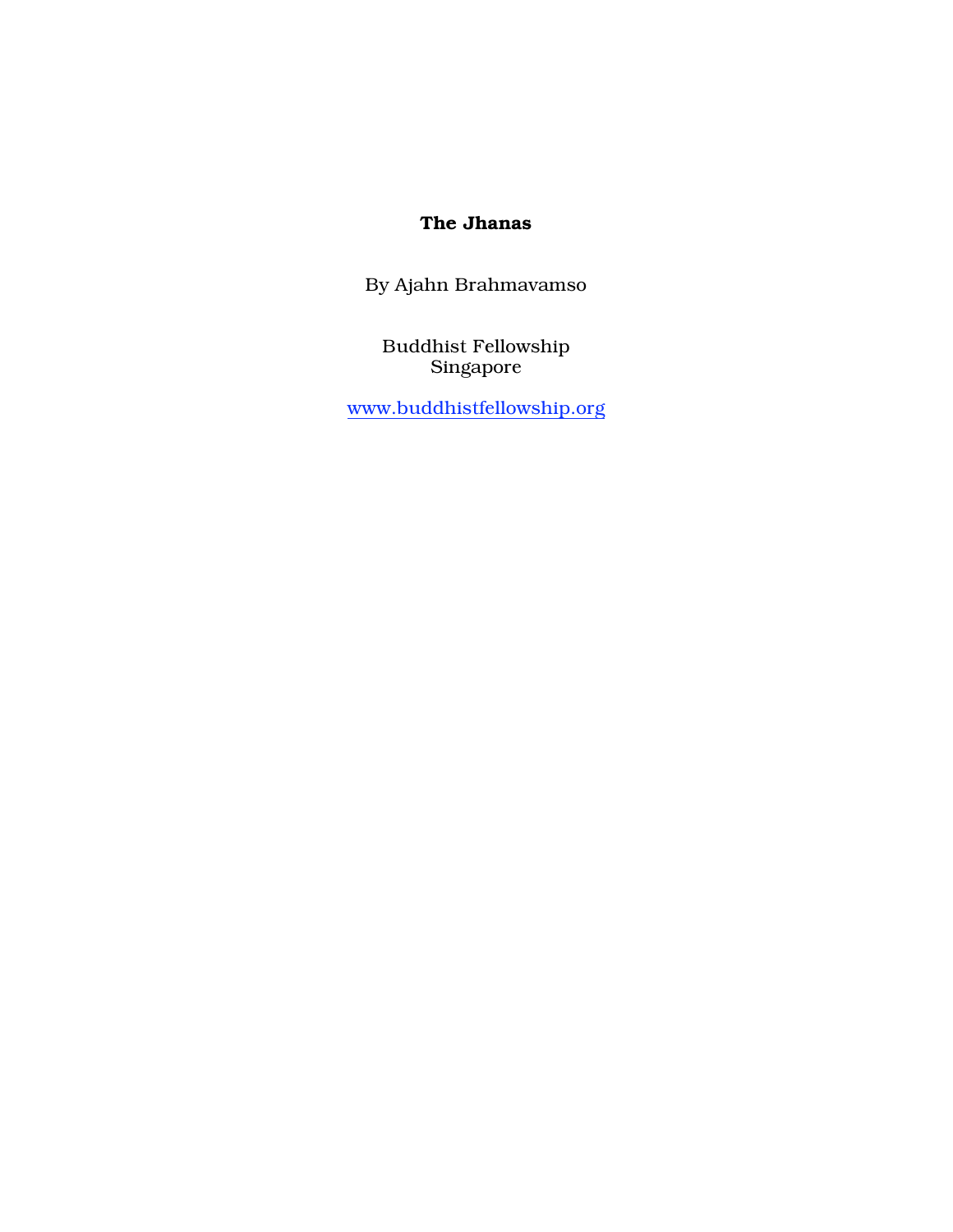# The Jhanas

By Ajahn Brahmavamso

Buddhist Fellowship
Singapore

www.buddhistfellowship.org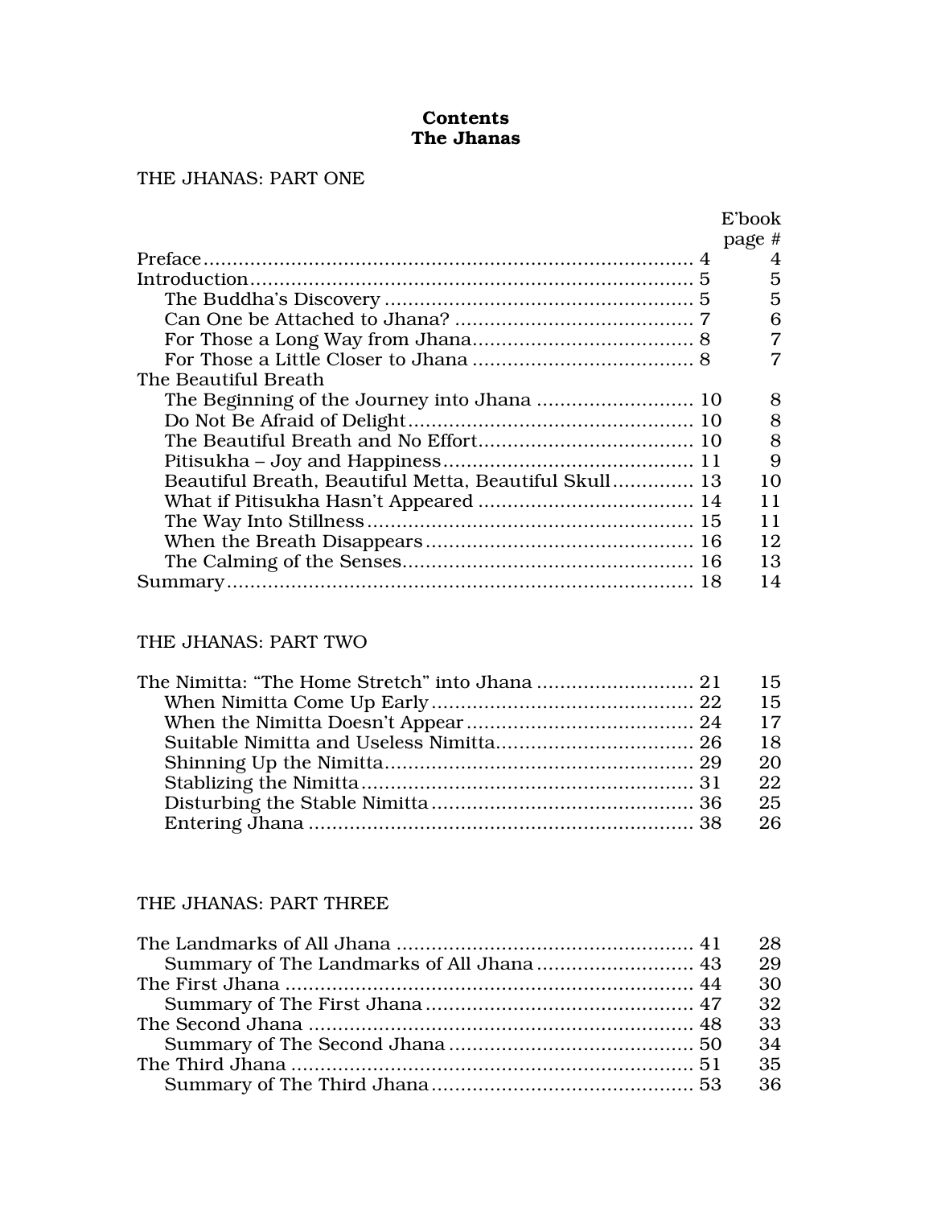# Contents
## The Jhanas

### THE JHANAS: PART ONE

| | | E'book page # |
|---|---|---|
| Preface | 4 | 4 |
| Introduction | 5 | 5 |
| The Buddha's Discovery | 5 | 5 |
| Can One be Attached to Jhana? | 7 | 6 |
| For Those a Long Way from Jhana | 8 | 7 |
| For Those a Little Closer to Jhana | 8 | 7 |
| The Beautiful Breath | | |
| The Beginning of the Journey into Jhana | 10 | 8 |
| Do Not Be Afraid of Delight | 10 | 8 |
| The Beautiful Breath and No Effort | 10 | 8 |
| Pitisukha – Joy and Happiness | 11 | 9 |
| Beautiful Breath, Beautiful Metta, Beautiful Skull | 13 | 10 |
| What if Pitisukha Hasn't Appeared | 14 | 11 |
| The Way Into Stillness | 15 | 11 |
| When the Breath Disappears | 16 | 12 |
| The Calming of the Senses | 16 | 13 |
| Summary | 18 | 14 |

### THE JHANAS: PART TWO

| | | |
|---|---|---|
| The Nimitta: "The Home Stretch" into Jhana | 21 | 15 |
| When Nimitta Come Up Early | 22 | 15 |
| When the Nimitta Doesn't Appear | 24 | 17 |
| Suitable Nimitta and Useless Nimitta | 26 | 18 |
| Shinning Up the Nimitta | 29 | 20 |
| Stablizing the Nimitta | 31 | 22 |
| Disturbing the Stable Nimitta | 36 | 25 |
| Entering Jhana | 38 | 26 |

### THE JHANAS: PART THREE

| | | |
|---|---|---|
| The Landmarks of All Jhana | 41 | 28 |
| Summary of The Landmarks of All Jhana | 43 | 29 |
| The First Jhana | 44 | 30 |
| Summary of The First Jhana | 47 | 32 |
| The Second Jhana | 48 | 33 |
| Summary of The Second Jhana | 50 | 34 |
| The Third Jhana | 51 | 35 |
| Summary of The Third Jhana | 53 | 36 |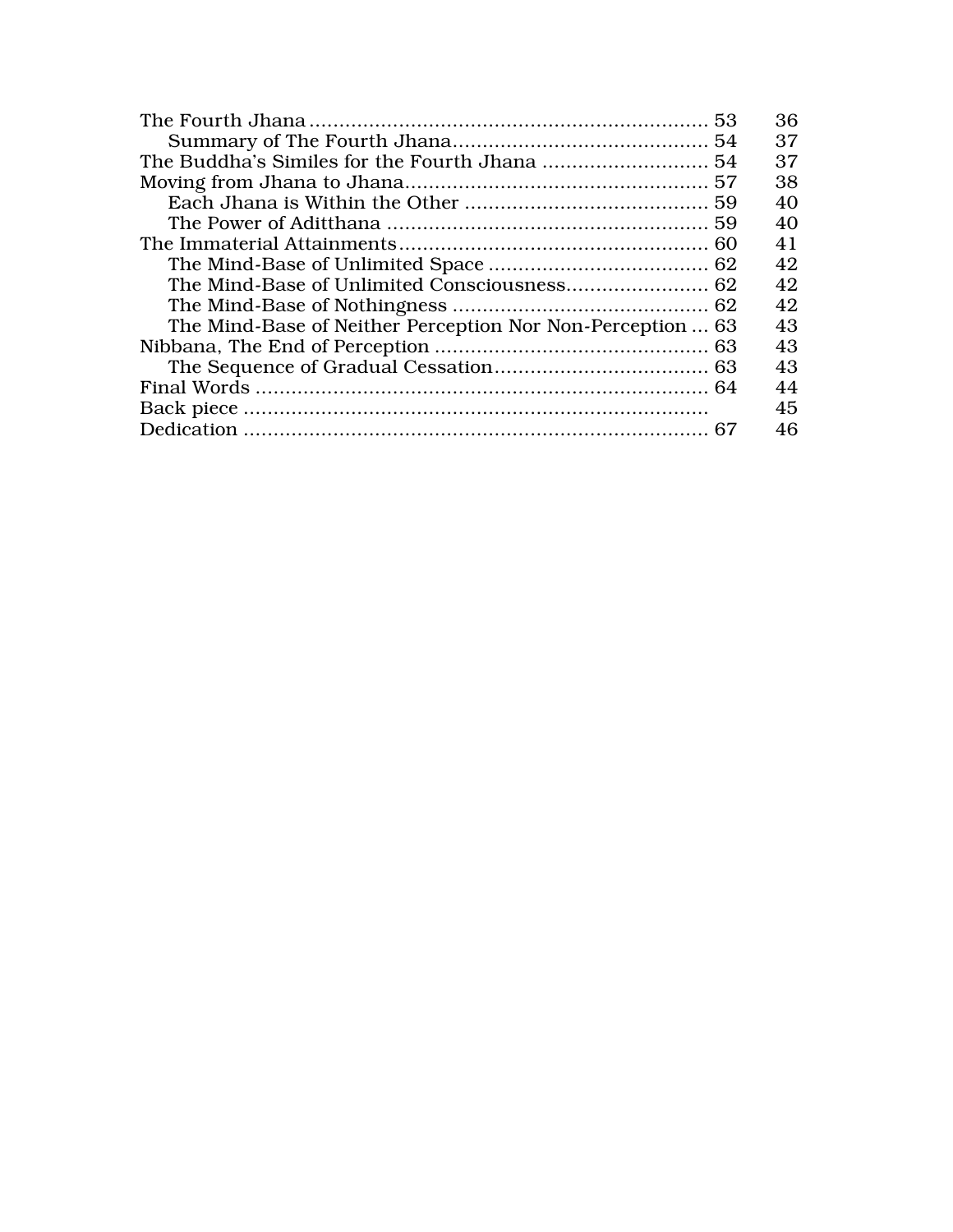| | | |
|---|---|---|
| The Fourth Jhana | 53 | 36 |
| &nbsp;&nbsp;&nbsp;&nbsp;Summary of The Fourth Jhana | 54 | 37 |
| The Buddha's Similes for the Fourth Jhana | 54 | 37 |
| Moving from Jhana to Jhana | 57 | 38 |
| &nbsp;&nbsp;&nbsp;&nbsp;Each Jhana is Within the Other | 59 | 40 |
| &nbsp;&nbsp;&nbsp;&nbsp;The Power of Aditthana | 59 | 40 |
| The Immaterial Attainments | 60 | 41 |
| &nbsp;&nbsp;&nbsp;&nbsp;The Mind-Base of Unlimited Space | 62 | 42 |
| &nbsp;&nbsp;&nbsp;&nbsp;The Mind-Base of Unlimited Consciousness | 62 | 42 |
| &nbsp;&nbsp;&nbsp;&nbsp;The Mind-Base of Nothingness | 62 | 42 |
| &nbsp;&nbsp;&nbsp;&nbsp;The Mind-Base of Neither Perception Nor Non-Perception | 63 | 43 |
| Nibbana, The End of Perception | 63 | 43 |
| &nbsp;&nbsp;&nbsp;&nbsp;The Sequence of Gradual Cessation | 63 | 43 |
| Final Words | 64 | 44 |
| Back piece | | 45 |
| Dedication | 67 | 46 |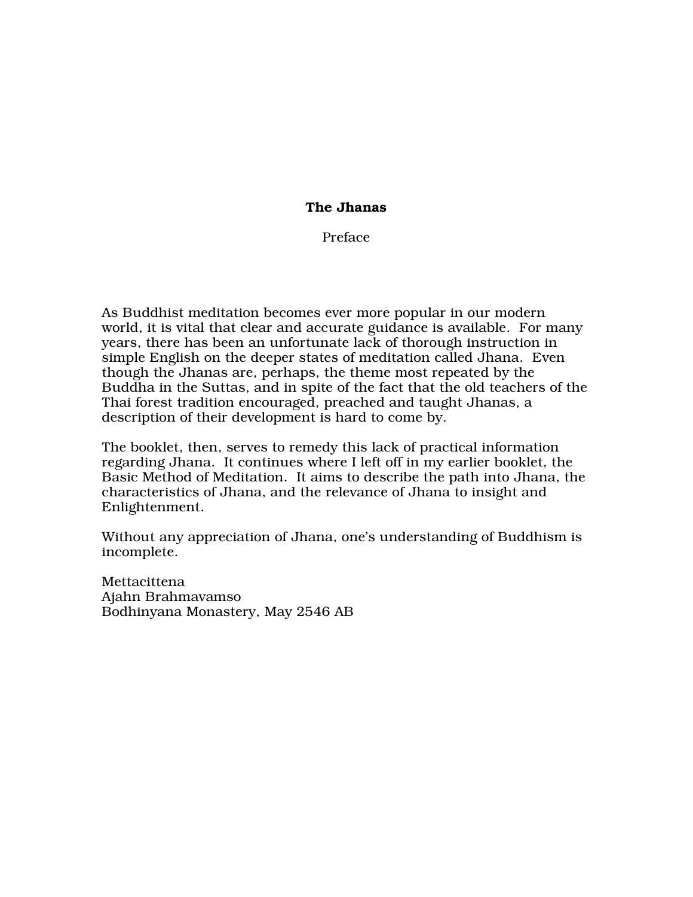# The Jhanas

## Preface

As Buddhist meditation becomes ever more popular in our modern world, it is vital that clear and accurate guidance is available. For many years, there has been an unfortunate lack of thorough instruction in simple English on the deeper states of meditation called Jhana. Even though the Jhanas are, perhaps, the theme most repeated by the Buddha in the Suttas, and in spite of the fact that the old teachers of the Thai forest tradition encouraged, preached and taught Jhanas, a description of their development is hard to come by.

The booklet, then, serves to remedy this lack of practical information regarding Jhana. It continues where I left off in my earlier booklet, the Basic Method of Meditation. It aims to describe the path into Jhana, the characteristics of Jhana, and the relevance of Jhana to insight and Enlightenment.

Without any appreciation of Jhana, one's understanding of Buddhism is incomplete.

Mettacittena
Ajahn Brahmavamso
Bodhinyana Monastery, May 2546 AB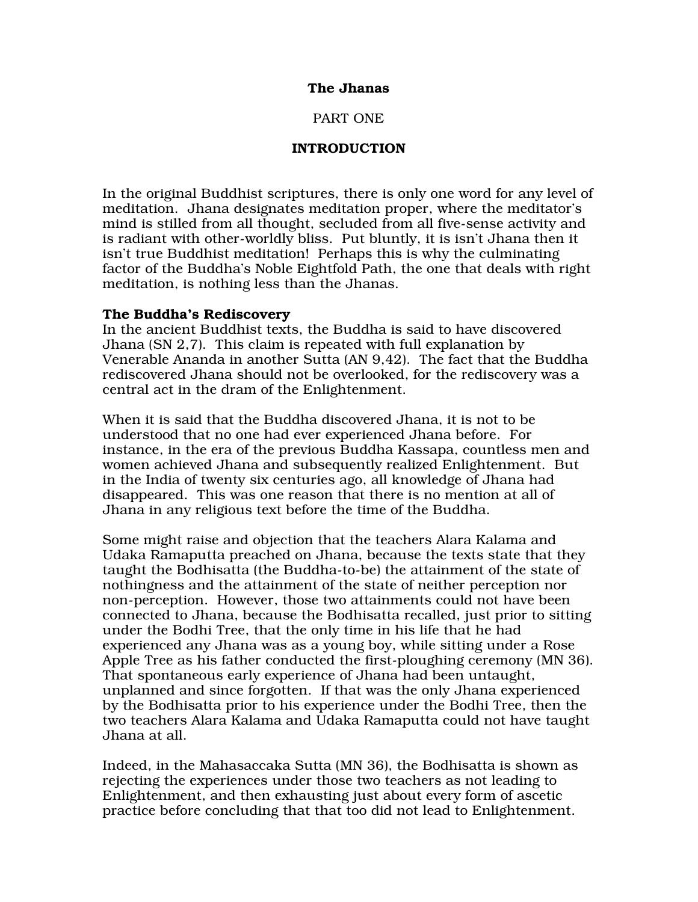# The Jhanas

PART ONE

## INTRODUCTION

In the original Buddhist scriptures, there is only one word for any level of meditation. Jhana designates meditation proper, where the meditator's mind is stilled from all thought, secluded from all five-sense activity and is radiant with other-worldly bliss. Put bluntly, it is isn't Jhana then it isn't true Buddhist meditation! Perhaps this is why the culminating factor of the Buddha's Noble Eightfold Path, the one that deals with right meditation, is nothing less than the Jhanas.

### The Buddha's Rediscovery

In the ancient Buddhist texts, the Buddha is said to have discovered Jhana (SN 2,7). This claim is repeated with full explanation by Venerable Ananda in another Sutta (AN 9,42). The fact that the Buddha rediscovered Jhana should not be overlooked, for the rediscovery was a central act in the dram of the Enlightenment.

When it is said that the Buddha discovered Jhana, it is not to be understood that no one had ever experienced Jhana before. For instance, in the era of the previous Buddha Kassapa, countless men and women achieved Jhana and subsequently realized Enlightenment. But in the India of twenty six centuries ago, all knowledge of Jhana had disappeared. This was one reason that there is no mention at all of Jhana in any religious text before the time of the Buddha.

Some might raise and objection that the teachers Alara Kalama and Udaka Ramaputta preached on Jhana, because the texts state that they taught the Bodhisatta (the Buddha-to-be) the attainment of the state of nothingness and the attainment of the state of neither perception nor non-perception. However, those two attainments could not have been connected to Jhana, because the Bodhisatta recalled, just prior to sitting under the Bodhi Tree, that the only time in his life that he had experienced any Jhana was as a young boy, while sitting under a Rose Apple Tree as his father conducted the first-ploughing ceremony (MN 36). That spontaneous early experience of Jhana had been untaught, unplanned and since forgotten. If that was the only Jhana experienced by the Bodhisatta prior to his experience under the Bodhi Tree, then the two teachers Alara Kalama and Udaka Ramaputta could not have taught Jhana at all.

Indeed, in the Mahasaccaka Sutta (MN 36), the Bodhisatta is shown as rejecting the experiences under those two teachers as not leading to Enlightenment, and then exhausting just about every form of ascetic practice before concluding that that too did not lead to Enlightenment.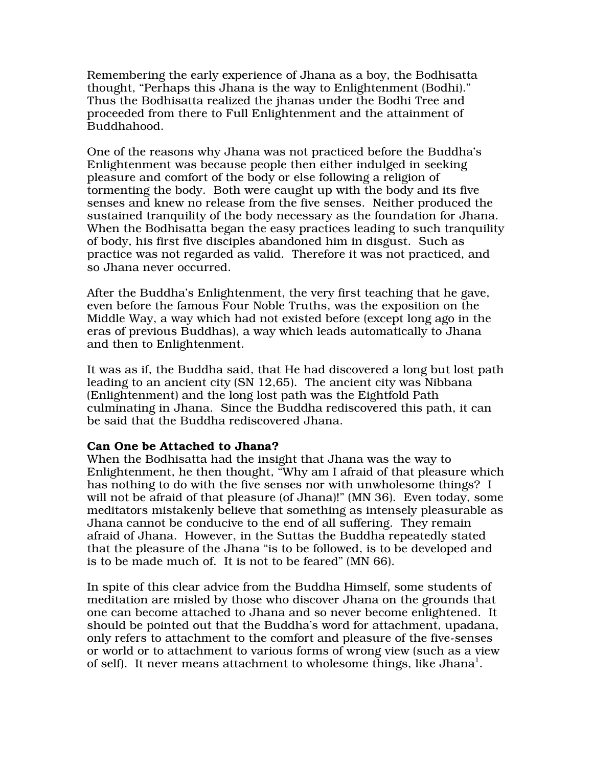Remembering the early experience of Jhana as a boy, the Bodhisatta thought, "Perhaps this Jhana is the way to Enlightenment (Bodhi)." Thus the Bodhisatta realized the jhanas under the Bodhi Tree and proceeded from there to Full Enlightenment and the attainment of Buddhahood.

One of the reasons why Jhana was not practiced before the Buddha's Enlightenment was because people then either indulged in seeking pleasure and comfort of the body or else following a religion of tormenting the body. Both were caught up with the body and its five senses and knew no release from the five senses. Neither produced the sustained tranquility of the body necessary as the foundation for Jhana. When the Bodhisatta began the easy practices leading to such tranquility of body, his first five disciples abandoned him in disgust. Such as practice was not regarded as valid. Therefore it was not practiced, and so Jhana never occurred.

After the Buddha's Enlightenment, the very first teaching that he gave, even before the famous Four Noble Truths, was the exposition on the Middle Way, a way which had not existed before (except long ago in the eras of previous Buddhas), a way which leads automatically to Jhana and then to Enlightenment.

It was as if, the Buddha said, that He had discovered a long but lost path leading to an ancient city (SN 12,65). The ancient city was Nibbana (Enlightenment) and the long lost path was the Eightfold Path culminating in Jhana. Since the Buddha rediscovered this path, it can be said that the Buddha rediscovered Jhana.

**Can One be Attached to Jhana?**

When the Bodhisatta had the insight that Jhana was the way to Enlightenment, he then thought, "Why am I afraid of that pleasure which has nothing to do with the five senses nor with unwholesome things? I will not be afraid of that pleasure (of Jhana)!" (MN 36). Even today, some meditators mistakenly believe that something as intensely pleasurable as Jhana cannot be conducive to the end of all suffering. They remain afraid of Jhana. However, in the Suttas the Buddha repeatedly stated that the pleasure of the Jhana "is to be followed, is to be developed and is to be made much of. It is not to be feared" (MN 66).

In spite of this clear advice from the Buddha Himself, some students of meditation are misled by those who discover Jhana on the grounds that one can become attached to Jhana and so never become enlightened. It should be pointed out that the Buddha's word for attachment, upadana, only refers to attachment to the comfort and pleasure of the five-senses or world or to attachment to various forms of wrong view (such as a view of self). It never means attachment to wholesome things, like Jhana[1].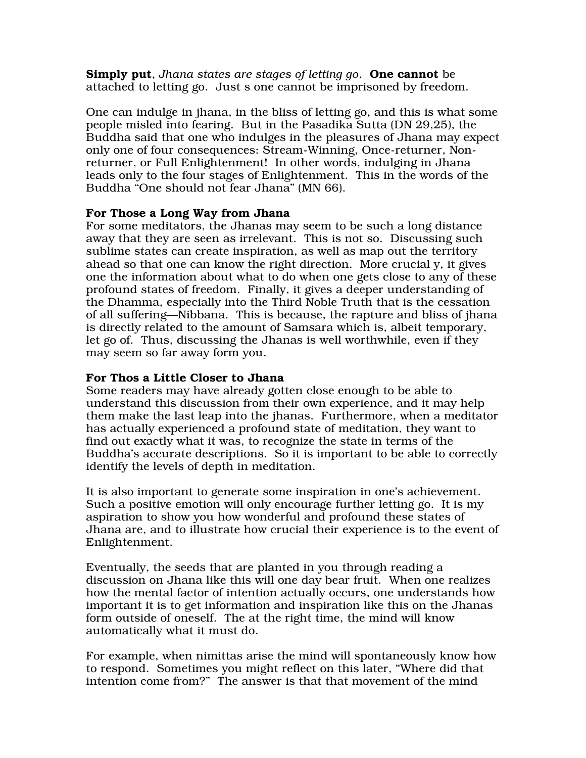**Simply put**, *Jhana states are stages of letting go*. **One cannot** be attached to letting go. Just s one cannot be imprisoned by freedom.

One can indulge in jhana, in the bliss of letting go, and this is what some people misled into fearing. But in the Pasadika Sutta (DN 29,25), the Buddha said that one who indulges in the pleasures of Jhana may expect only one of four consequences: Stream-Winning, Once-returner, Non-returner, or Full Enlightenment! In other words, indulging in Jhana leads only to the four stages of Enlightenment. This in the words of the Buddha "One should not fear Jhana" (MN 66).

**For Those a Long Way from Jhana**

For some meditators, the Jhanas may seem to be such a long distance away that they are seen as irrelevant. This is not so. Discussing such sublime states can create inspiration, as well as map out the territory ahead so that one can know the right direction. More crucial y, it gives one the information about what to do when one gets close to any of these profound states of freedom. Finally, it gives a deeper understanding of the Dhamma, especially into the Third Noble Truth that is the cessation of all suffering—Nibbana. This is because, the rapture and bliss of jhana is directly related to the amount of Samsara which is, albeit temporary, let go of. Thus, discussing the Jhanas is well worthwhile, even if they may seem so far away form you.

**For Thos a Little Closer to Jhana**

Some readers may have already gotten close enough to be able to understand this discussion from their own experience, and it may help them make the last leap into the jhanas. Furthermore, when a meditator has actually experienced a profound state of meditation, they want to find out exactly what it was, to recognize the state in terms of the Buddha's accurate descriptions. So it is important to be able to correctly identify the levels of depth in meditation.

It is also important to generate some inspiration in one's achievement. Such a positive emotion will only encourage further letting go. It is my aspiration to show you how wonderful and profound these states of Jhana are, and to illustrate how crucial their experience is to the event of Enlightenment.

Eventually, the seeds that are planted in you through reading a discussion on Jhana like this will one day bear fruit. When one realizes how the mental factor of intention actually occurs, one understands how important it is to get information and inspiration like this on the Jhanas form outside of oneself. The at the right time, the mind will know automatically what it must do.

For example, when nimittas arise the mind will spontaneously know how to respond. Sometimes you might reflect on this later, "Where did that intention come from?" The answer is that that movement of the mind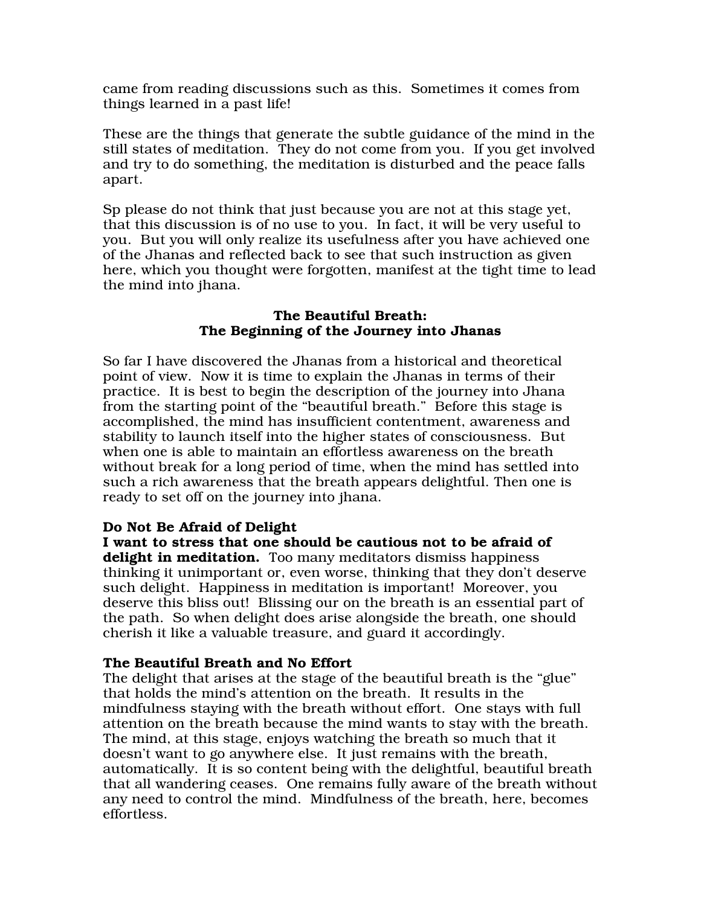came from reading discussions such as this. Sometimes it comes from things learned in a past life!

These are the things that generate the subtle guidance of the mind in the still states of meditation. They do not come from you. If you get involved and try to do something, the meditation is disturbed and the peace falls apart.

Sp please do not think that just because you are not at this stage yet, that this discussion is of no use to you. In fact, it will be very useful to you. But you will only realize its usefulness after you have achieved one of the Jhanas and reflected back to see that such instruction as given here, which you thought were forgotten, manifest at the tight time to lead the mind into jhana.

## The Beautiful Breath: The Beginning of the Journey into Jhanas

So far I have discovered the Jhanas from a historical and theoretical point of view. Now it is time to explain the Jhanas in terms of their practice. It is best to begin the description of the journey into Jhana from the starting point of the "beautiful breath." Before this stage is accomplished, the mind has insufficient contentment, awareness and stability to launch itself into the higher states of consciousness. But when one is able to maintain an effortless awareness on the breath without break for a long period of time, when the mind has settled into such a rich awareness that the breath appears delightful. Then one is ready to set off on the journey into jhana.

### Do Not Be Afraid of Delight

**I want to stress that one should be cautious not to be afraid of delight in meditation.** Too many meditators dismiss happiness thinking it unimportant or, even worse, thinking that they don't deserve such delight. Happiness in meditation is important! Moreover, you deserve this bliss out! Blissing our on the breath is an essential part of the path. So when delight does arise alongside the breath, one should cherish it like a valuable treasure, and guard it accordingly.

### The Beautiful Breath and No Effort

The delight that arises at the stage of the beautiful breath is the "glue" that holds the mind's attention on the breath. It results in the mindfulness staying with the breath without effort. One stays with full attention on the breath because the mind wants to stay with the breath. The mind, at this stage, enjoys watching the breath so much that it doesn't want to go anywhere else. It just remains with the breath, automatically. It is so content being with the delightful, beautiful breath that all wandering ceases. One remains fully aware of the breath without any need to control the mind. Mindfulness of the breath, here, becomes effortless.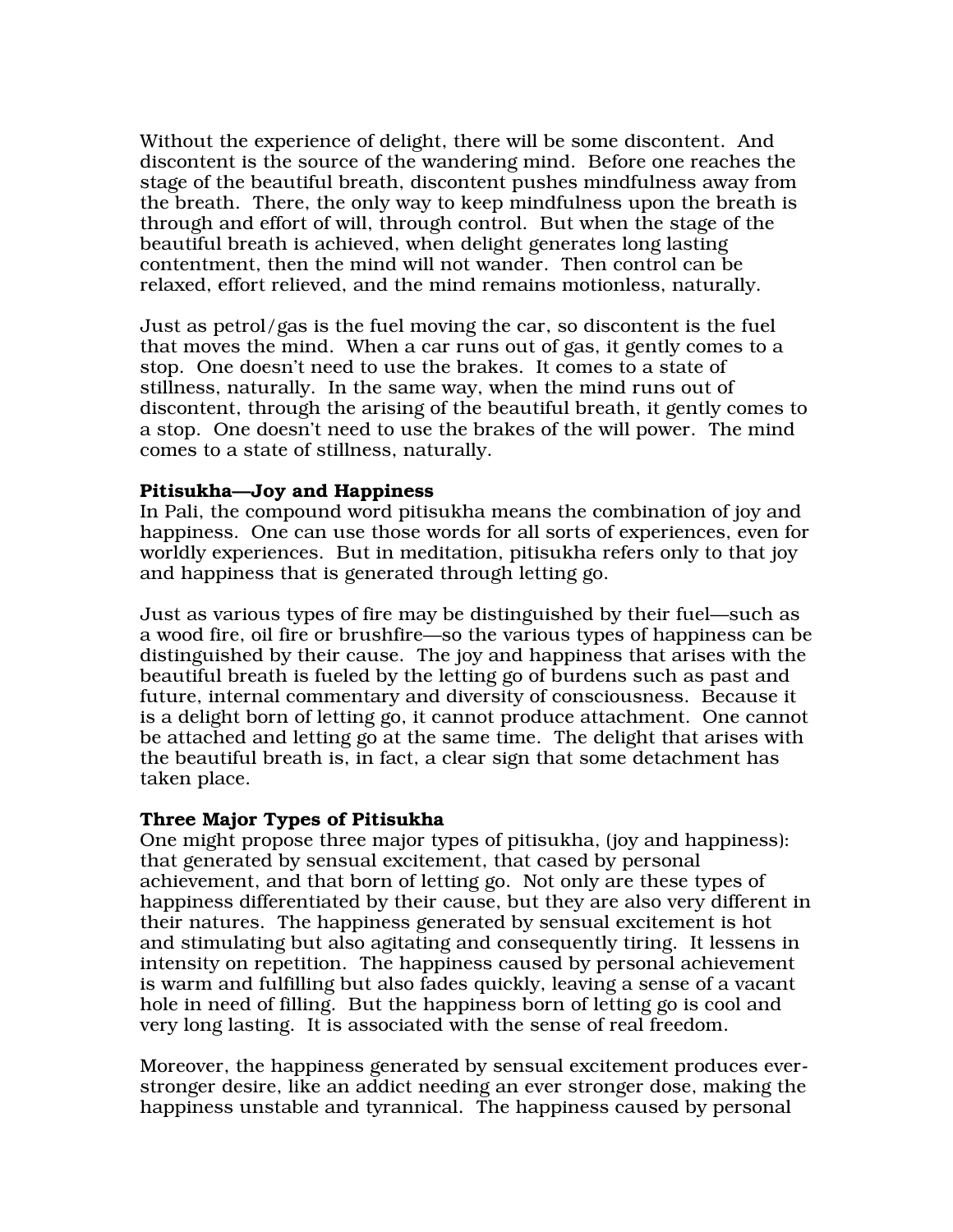Without the experience of delight, there will be some discontent. And discontent is the source of the wandering mind. Before one reaches the stage of the beautiful breath, discontent pushes mindfulness away from the breath. There, the only way to keep mindfulness upon the breath is through and effort of will, through control. But when the stage of the beautiful breath is achieved, when delight generates long lasting contentment, then the mind will not wander. Then control can be relaxed, effort relieved, and the mind remains motionless, naturally.

Just as petrol/gas is the fuel moving the car, so discontent is the fuel that moves the mind. When a car runs out of gas, it gently comes to a stop. One doesn't need to use the brakes. It comes to a state of stillness, naturally. In the same way, when the mind runs out of discontent, through the arising of the beautiful breath, it gently comes to a stop. One doesn't need to use the brakes of the will power. The mind comes to a state of stillness, naturally.

**Pitisukha—Joy and Happiness**

In Pali, the compound word pitisukha means the combination of joy and happiness. One can use those words for all sorts of experiences, even for worldly experiences. But in meditation, pitisukha refers only to that joy and happiness that is generated through letting go.

Just as various types of fire may be distinguished by their fuel—such as a wood fire, oil fire or brushfire—so the various types of happiness can be distinguished by their cause. The joy and happiness that arises with the beautiful breath is fueled by the letting go of burdens such as past and future, internal commentary and diversity of consciousness. Because it is a delight born of letting go, it cannot produce attachment. One cannot be attached and letting go at the same time. The delight that arises with the beautiful breath is, in fact, a clear sign that some detachment has taken place.

**Three Major Types of Pitisukha**

One might propose three major types of pitisukha, (joy and happiness): that generated by sensual excitement, that cased by personal achievement, and that born of letting go. Not only are these types of happiness differentiated by their cause, but they are also very different in their natures. The happiness generated by sensual excitement is hot and stimulating but also agitating and consequently tiring. It lessens in intensity on repetition. The happiness caused by personal achievement is warm and fulfilling but also fades quickly, leaving a sense of a vacant hole in need of filling. But the happiness born of letting go is cool and very long lasting. It is associated with the sense of real freedom.

Moreover, the happiness generated by sensual excitement produces ever-stronger desire, like an addict needing an ever stronger dose, making the happiness unstable and tyrannical. The happiness caused by personal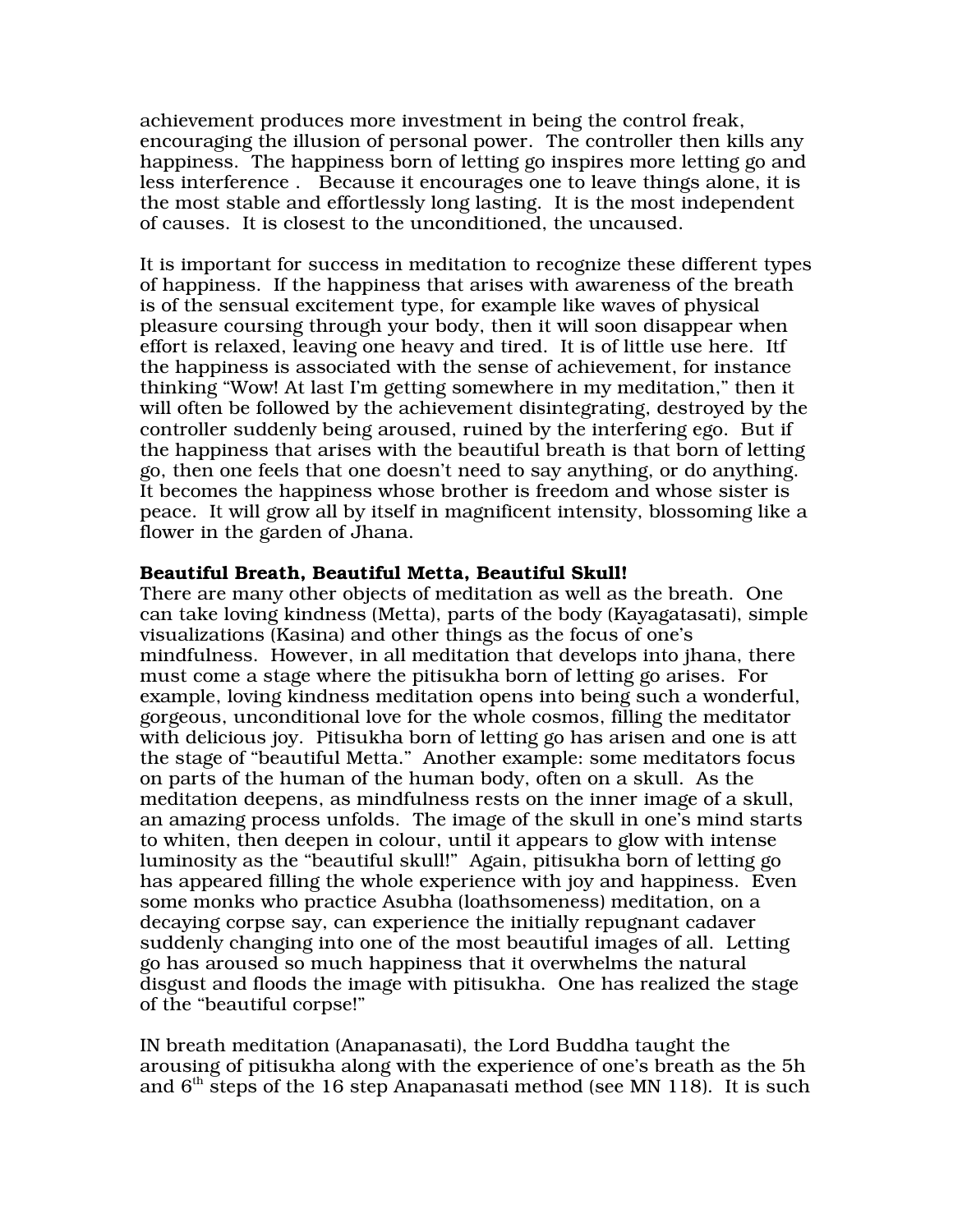achievement produces more investment in being the control freak, encouraging the illusion of personal power. The controller then kills any happiness. The happiness born of letting go inspires more letting go and less interference . Because it encourages one to leave things alone, it is the most stable and effortlessly long lasting. It is the most independent of causes. It is closest to the unconditioned, the uncaused.

It is important for success in meditation to recognize these different types of happiness. If the happiness that arises with awareness of the breath is of the sensual excitement type, for example like waves of physical pleasure coursing through your body, then it will soon disappear when effort is relaxed, leaving one heavy and tired. It is of little use here. Itf the happiness is associated with the sense of achievement, for instance thinking "Wow! At last I'm getting somewhere in my meditation," then it will often be followed by the achievement disintegrating, destroyed by the controller suddenly being aroused, ruined by the interfering ego. But if the happiness that arises with the beautiful breath is that born of letting go, then one feels that one doesn't need to say anything, or do anything. It becomes the happiness whose brother is freedom and whose sister is peace. It will grow all by itself in magnificent intensity, blossoming like a flower in the garden of Jhana.

**Beautiful Breath, Beautiful Metta, Beautiful Skull!**

There are many other objects of meditation as well as the breath. One can take loving kindness (Metta), parts of the body (Kayagatasati), simple visualizations (Kasina) and other things as the focus of one's mindfulness. However, in all meditation that develops into jhana, there must come a stage where the pitisukha born of letting go arises. For example, loving kindness meditation opens into being such a wonderful, gorgeous, unconditional love for the whole cosmos, filling the meditator with delicious joy. Pitisukha born of letting go has arisen and one is att the stage of "beautiful Metta." Another example: some meditators focus on parts of the human of the human body, often on a skull. As the meditation deepens, as mindfulness rests on the inner image of a skull, an amazing process unfolds. The image of the skull in one's mind starts to whiten, then deepen in colour, until it appears to glow with intense luminosity as the "beautiful skull!" Again, pitisukha born of letting go has appeared filling the whole experience with joy and happiness. Even some monks who practice Asubha (loathsomeness) meditation, on a decaying corpse say, can experience the initially repugnant cadaver suddenly changing into one of the most beautiful images of all. Letting go has aroused so much happiness that it overwhelms the natural disgust and floods the image with pitisukha. One has realized the stage of the "beautiful corpse!"

IN breath meditation (Anapanasati), the Lord Buddha taught the arousing of pitisukha along with the experience of one's breath as the 5h and 6th steps of the 16 step Anapanasati method (see MN 118). It is such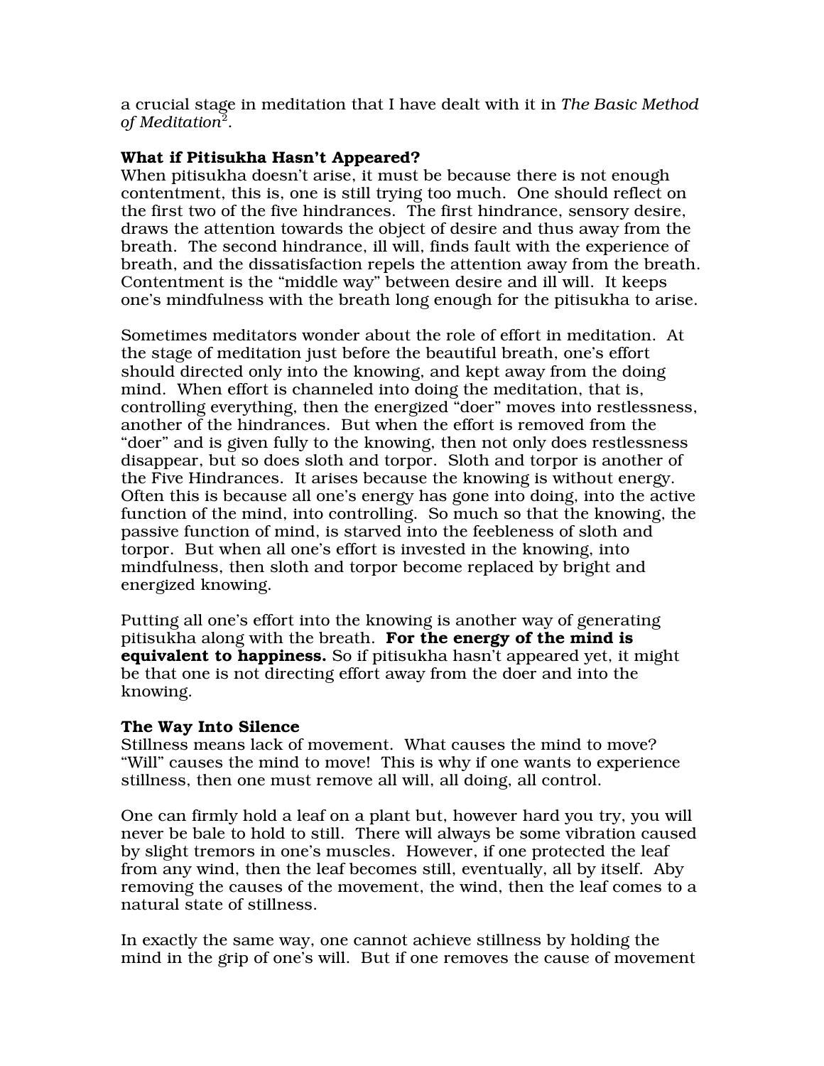a crucial stage in meditation that I have dealt with it in *The Basic Method of Meditation*[2].

**What if Pitisukha Hasn't Appeared?**

When pitisukha doesn't arise, it must be because there is not enough contentment, this is, one is still trying too much. One should reflect on the first two of the five hindrances. The first hindrance, sensory desire, draws the attention towards the object of desire and thus away from the breath. The second hindrance, ill will, finds fault with the experience of breath, and the dissatisfaction repels the attention away from the breath. Contentment is the "middle way" between desire and ill will. It keeps one's mindfulness with the breath long enough for the pitisukha to arise.

Sometimes meditators wonder about the role of effort in meditation. At the stage of meditation just before the beautiful breath, one's effort should directed only into the knowing, and kept away from the doing mind. When effort is channeled into doing the meditation, that is, controlling everything, then the energized "doer" moves into restlessness, another of the hindrances. But when the effort is removed from the "doer" and is given fully to the knowing, then not only does restlessness disappear, but so does sloth and torpor. Sloth and torpor is another of the Five Hindrances. It arises because the knowing is without energy. Often this is because all one's energy has gone into doing, into the active function of the mind, into controlling. So much so that the knowing, the passive function of mind, is starved into the feebleness of sloth and torpor. But when all one's effort is invested in the knowing, into mindfulness, then sloth and torpor become replaced by bright and energized knowing.

Putting all one's effort into the knowing is another way of generating pitisukha along with the breath. **For the energy of the mind is equivalent to happiness.** So if pitisukha hasn't appeared yet, it might be that one is not directing effort away from the doer and into the knowing.

**The Way Into Silence**

Stillness means lack of movement. What causes the mind to move? "Will" causes the mind to move! This is why if one wants to experience stillness, then one must remove all will, all doing, all control.

One can firmly hold a leaf on a plant but, however hard you try, you will never be bale to hold to still. There will always be some vibration caused by slight tremors in one's muscles. However, if one protected the leaf from any wind, then the leaf becomes still, eventually, all by itself. Aby removing the causes of the movement, the wind, then the leaf comes to a natural state of stillness.

In exactly the same way, one cannot achieve stillness by holding the mind in the grip of one's will. But if one removes the cause of movement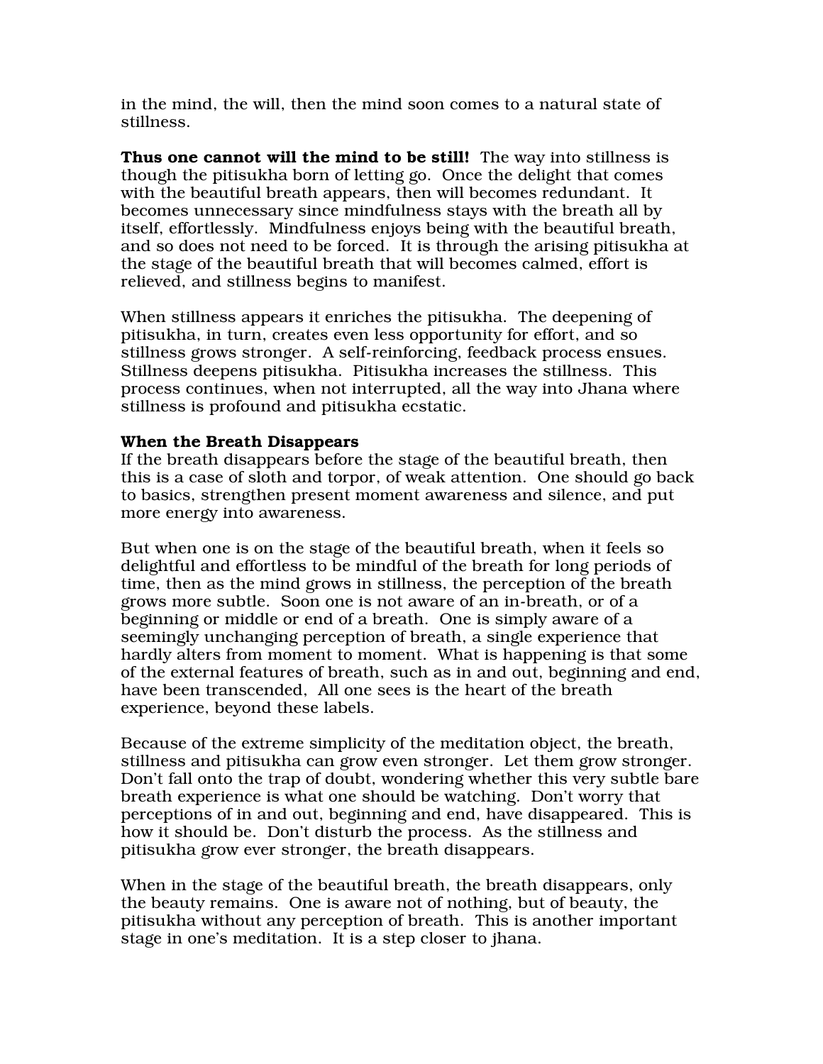in the mind, the will, then the mind soon comes to a natural state of stillness.

**Thus one cannot will the mind to be still!** The way into stillness is though the pitisukha born of letting go. Once the delight that comes with the beautiful breath appears, then will becomes redundant. It becomes unnecessary since mindfulness stays with the breath all by itself, effortlessly. Mindfulness enjoys being with the beautiful breath, and so does not need to be forced. It is through the arising pitisukha at the stage of the beautiful breath that will becomes calmed, effort is relieved, and stillness begins to manifest.

When stillness appears it enriches the pitisukha. The deepening of pitisukha, in turn, creates even less opportunity for effort, and so stillness grows stronger. A self-reinforcing, feedback process ensues. Stillness deepens pitisukha. Pitisukha increases the stillness. This process continues, when not interrupted, all the way into Jhana where stillness is profound and pitisukha ecstatic.

**When the Breath Disappears**

If the breath disappears before the stage of the beautiful breath, then this is a case of sloth and torpor, of weak attention. One should go back to basics, strengthen present moment awareness and silence, and put more energy into awareness.

But when one is on the stage of the beautiful breath, when it feels so delightful and effortless to be mindful of the breath for long periods of time, then as the mind grows in stillness, the perception of the breath grows more subtle. Soon one is not aware of an in-breath, or of a beginning or middle or end of a breath. One is simply aware of a seemingly unchanging perception of breath, a single experience that hardly alters from moment to moment. What is happening is that some of the external features of breath, such as in and out, beginning and end, have been transcended, All one sees is the heart of the breath experience, beyond these labels.

Because of the extreme simplicity of the meditation object, the breath, stillness and pitisukha can grow even stronger. Let them grow stronger. Don't fall onto the trap of doubt, wondering whether this very subtle bare breath experience is what one should be watching. Don't worry that perceptions of in and out, beginning and end, have disappeared. This is how it should be. Don't disturb the process. As the stillness and pitisukha grow ever stronger, the breath disappears.

When in the stage of the beautiful breath, the breath disappears, only the beauty remains. One is aware not of nothing, but of beauty, the pitisukha without any perception of breath. This is another important stage in one's meditation. It is a step closer to jhana.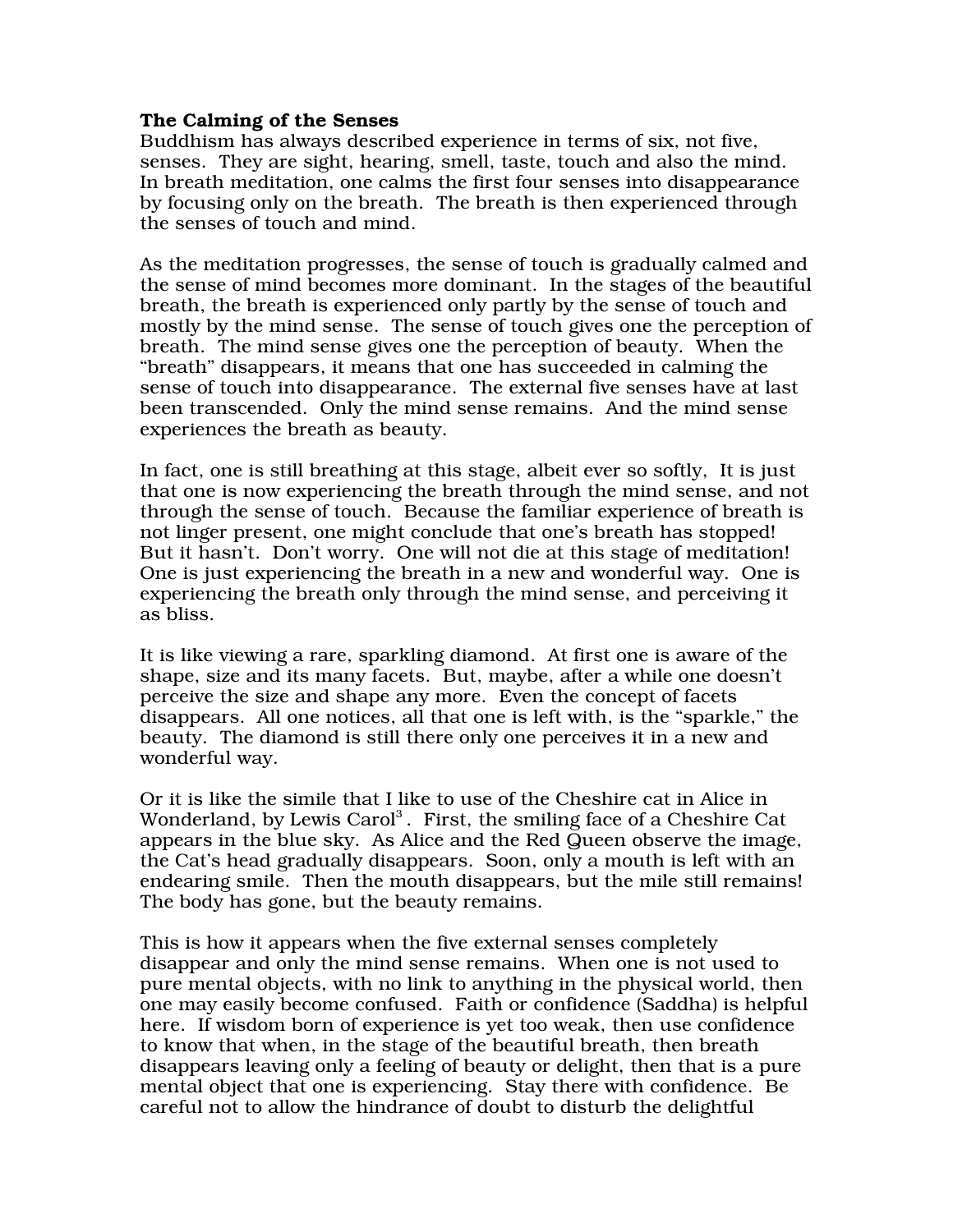**The Calming of the Senses**

Buddhism has always described experience in terms of six, not five, senses. They are sight, hearing, smell, taste, touch and also the mind. In breath meditation, one calms the first four senses into disappearance by focusing only on the breath. The breath is then experienced through the senses of touch and mind.

As the meditation progresses, the sense of touch is gradually calmed and the sense of mind becomes more dominant. In the stages of the beautiful breath, the breath is experienced only partly by the sense of touch and mostly by the mind sense. The sense of touch gives one the perception of breath. The mind sense gives one the perception of beauty. When the “breath” disappears, it means that one has succeeded in calming the sense of touch into disappearance. The external five senses have at last been transcended. Only the mind sense remains. And the mind sense experiences the breath as beauty.

In fact, one is still breathing at this stage, albeit ever so softly, It is just that one is now experiencing the breath through the mind sense, and not through the sense of touch. Because the familiar experience of breath is not linger present, one might conclude that one’s breath has stopped! But it hasn’t. Don’t worry. One will not die at this stage of meditation! One is just experiencing the breath in a new and wonderful way. One is experiencing the breath only through the mind sense, and perceiving it as bliss.

It is like viewing a rare, sparkling diamond. At first one is aware of the shape, size and its many facets. But, maybe, after a while one doesn’t perceive the size and shape any more. Even the concept of facets disappears. All one notices, all that one is left with, is the “sparkle,” the beauty. The diamond is still there only one perceives it in a new and wonderful way.

Or it is like the simile that I like to use of the Cheshire cat in Alice in Wonderland, by Lewis Carol[3]. First, the smiling face of a Cheshire Cat appears in the blue sky. As Alice and the Red Queen observe the image, the Cat’s head gradually disappears. Soon, only a mouth is left with an endearing smile. Then the mouth disappears, but the mile still remains! The body has gone, but the beauty remains.

This is how it appears when the five external senses completely disappear and only the mind sense remains. When one is not used to pure mental objects, with no link to anything in the physical world, then one may easily become confused. Faith or confidence (Saddha) is helpful here. If wisdom born of experience is yet too weak, then use confidence to know that when, in the stage of the beautiful breath, then breath disappears leaving only a feeling of beauty or delight, then that is a pure mental object that one is experiencing. Stay there with confidence. Be careful not to allow the hindrance of doubt to disturb the delightful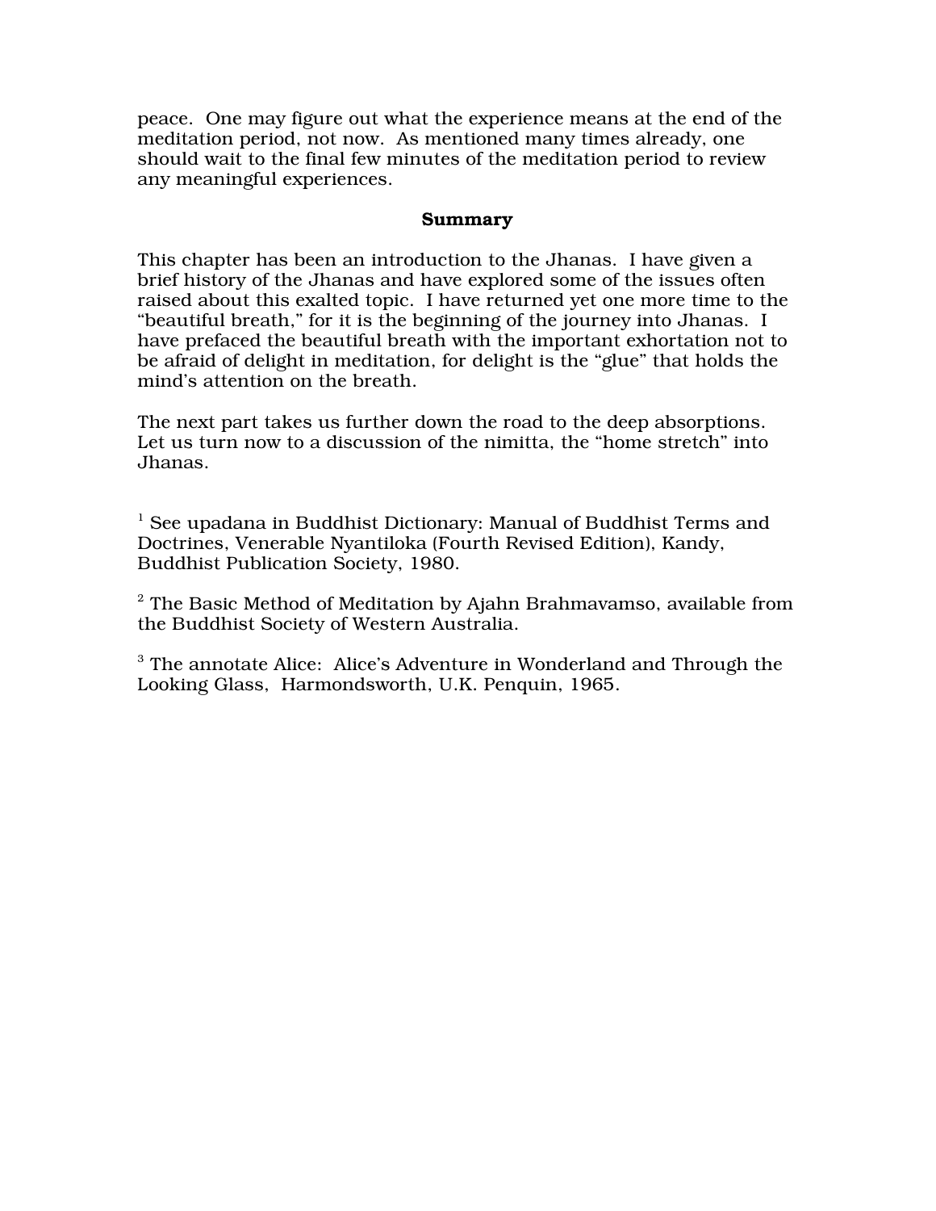peace. One may figure out what the experience means at the end of the meditation period, not now. As mentioned many times already, one should wait to the final few minutes of the meditation period to review any meaningful experiences.

## Summary

This chapter has been an introduction to the Jhanas. I have given a brief history of the Jhanas and have explored some of the issues often raised about this exalted topic. I have returned yet one more time to the "beautiful breath," for it is the beginning of the journey into Jhanas. I have prefaced the beautiful breath with the important exhortation not to be afraid of delight in meditation, for delight is the "glue" that holds the mind's attention on the breath.

The next part takes us further down the road to the deep absorptions. Let us turn now to a discussion of the nimitta, the "home stretch" into Jhanas.

[1] See upadana in Buddhist Dictionary: Manual of Buddhist Terms and Doctrines, Venerable Nyantiloka (Fourth Revised Edition), Kandy, Buddhist Publication Society, 1980.

[2] The Basic Method of Meditation by Ajahn Brahmavamso, available from the Buddhist Society of Western Australia.

[3] The annotate Alice: Alice's Adventure in Wonderland and Through the Looking Glass, Harmondsworth, U.K. Penquin, 1965.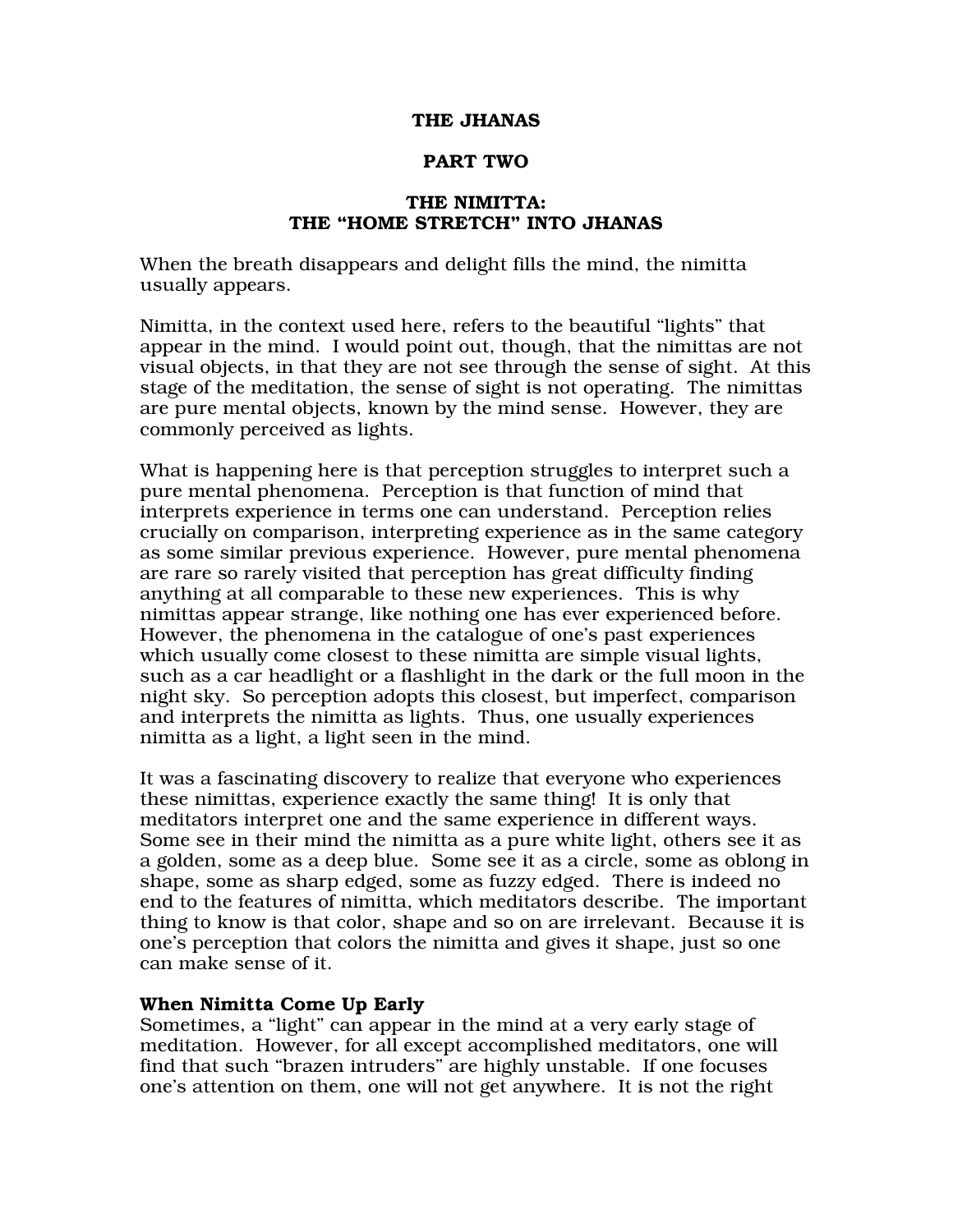# THE JHANAS

## PART TWO

## THE NIMITTA: THE "HOME STRETCH" INTO JHANAS

When the breath disappears and delight fills the mind, the nimitta usually appears.

Nimitta, in the context used here, refers to the beautiful "lights" that appear in the mind. I would point out, though, that the nimittas are not visual objects, in that they are not see through the sense of sight. At this stage of the meditation, the sense of sight is not operating. The nimittas are pure mental objects, known by the mind sense. However, they are commonly perceived as lights.

What is happening here is that perception struggles to interpret such a pure mental phenomena. Perception is that function of mind that interprets experience in terms one can understand. Perception relies crucially on comparison, interpreting experience as in the same category as some similar previous experience. However, pure mental phenomena are rare so rarely visited that perception has great difficulty finding anything at all comparable to these new experiences. This is why nimittas appear strange, like nothing one has ever experienced before. However, the phenomena in the catalogue of one's past experiences which usually come closest to these nimitta are simple visual lights, such as a car headlight or a flashlight in the dark or the full moon in the night sky. So perception adopts this closest, but imperfect, comparison and interprets the nimitta as lights. Thus, one usually experiences nimitta as a light, a light seen in the mind.

It was a fascinating discovery to realize that everyone who experiences these nimittas, experience exactly the same thing! It is only that meditators interpret one and the same experience in different ways. Some see in their mind the nimitta as a pure white light, others see it as a golden, some as a deep blue. Some see it as a circle, some as oblong in shape, some as sharp edged, some as fuzzy edged. There is indeed no end to the features of nimitta, which meditators describe. The important thing to know is that color, shape and so on are irrelevant. Because it is one's perception that colors the nimitta and gives it shape, just so one can make sense of it.

**When Nimitta Come Up Early**
Sometimes, a "light" can appear in the mind at a very early stage of meditation. However, for all except accomplished meditators, one will find that such "brazen intruders" are highly unstable. If one focuses one's attention on them, one will not get anywhere. It is not the right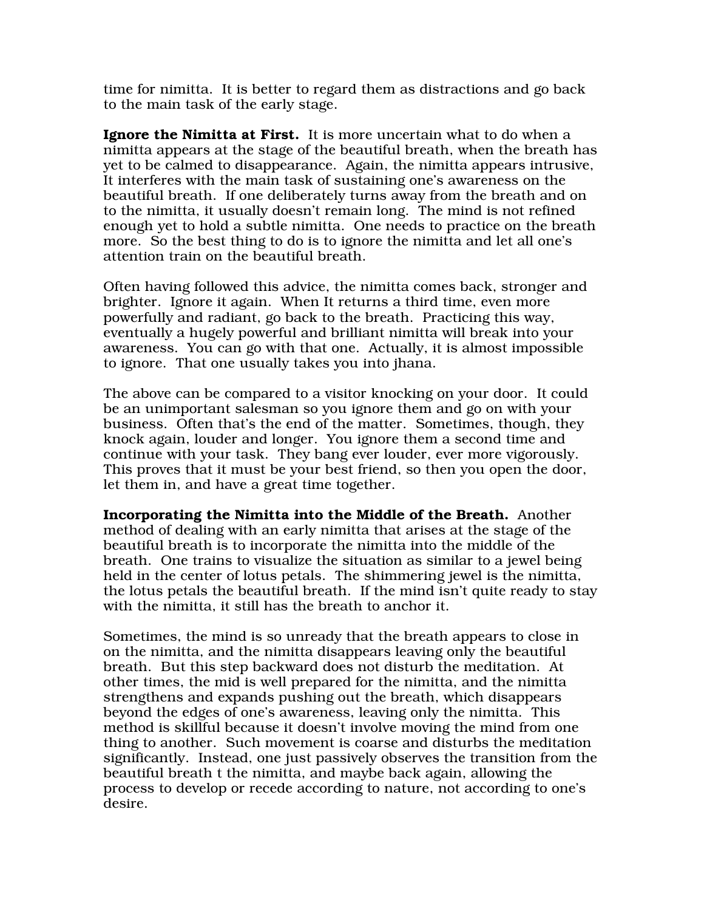time for nimitta. It is better to regard them as distractions and go back to the main task of the early stage.

**Ignore the Nimitta at First.** It is more uncertain what to do when a nimitta appears at the stage of the beautiful breath, when the breath has yet to be calmed to disappearance. Again, the nimitta appears intrusive, It interferes with the main task of sustaining one's awareness on the beautiful breath. If one deliberately turns away from the breath and on to the nimitta, it usually doesn't remain long. The mind is not refined enough yet to hold a subtle nimitta. One needs to practice on the breath more. So the best thing to do is to ignore the nimitta and let all one's attention train on the beautiful breath.

Often having followed this advice, the nimitta comes back, stronger and brighter. Ignore it again. When It returns a third time, even more powerfully and radiant, go back to the breath. Practicing this way, eventually a hugely powerful and brilliant nimitta will break into your awareness. You can go with that one. Actually, it is almost impossible to ignore. That one usually takes you into jhana.

The above can be compared to a visitor knocking on your door. It could be an unimportant salesman so you ignore them and go on with your business. Often that's the end of the matter. Sometimes, though, they knock again, louder and longer. You ignore them a second time and continue with your task. They bang ever louder, ever more vigorously. This proves that it must be your best friend, so then you open the door, let them in, and have a great time together.

**Incorporating the Nimitta into the Middle of the Breath.** Another method of dealing with an early nimitta that arises at the stage of the beautiful breath is to incorporate the nimitta into the middle of the breath. One trains to visualize the situation as similar to a jewel being held in the center of lotus petals. The shimmering jewel is the nimitta, the lotus petals the beautiful breath. If the mind isn't quite ready to stay with the nimitta, it still has the breath to anchor it.

Sometimes, the mind is so unready that the breath appears to close in on the nimitta, and the nimitta disappears leaving only the beautiful breath. But this step backward does not disturb the meditation. At other times, the mid is well prepared for the nimitta, and the nimitta strengthens and expands pushing out the breath, which disappears beyond the edges of one's awareness, leaving only the nimitta. This method is skillful because it doesn't involve moving the mind from one thing to another. Such movement is coarse and disturbs the meditation significantly. Instead, one just passively observes the transition from the beautiful breath t the nimitta, and maybe back again, allowing the process to develop or recede according to nature, not according to one's desire.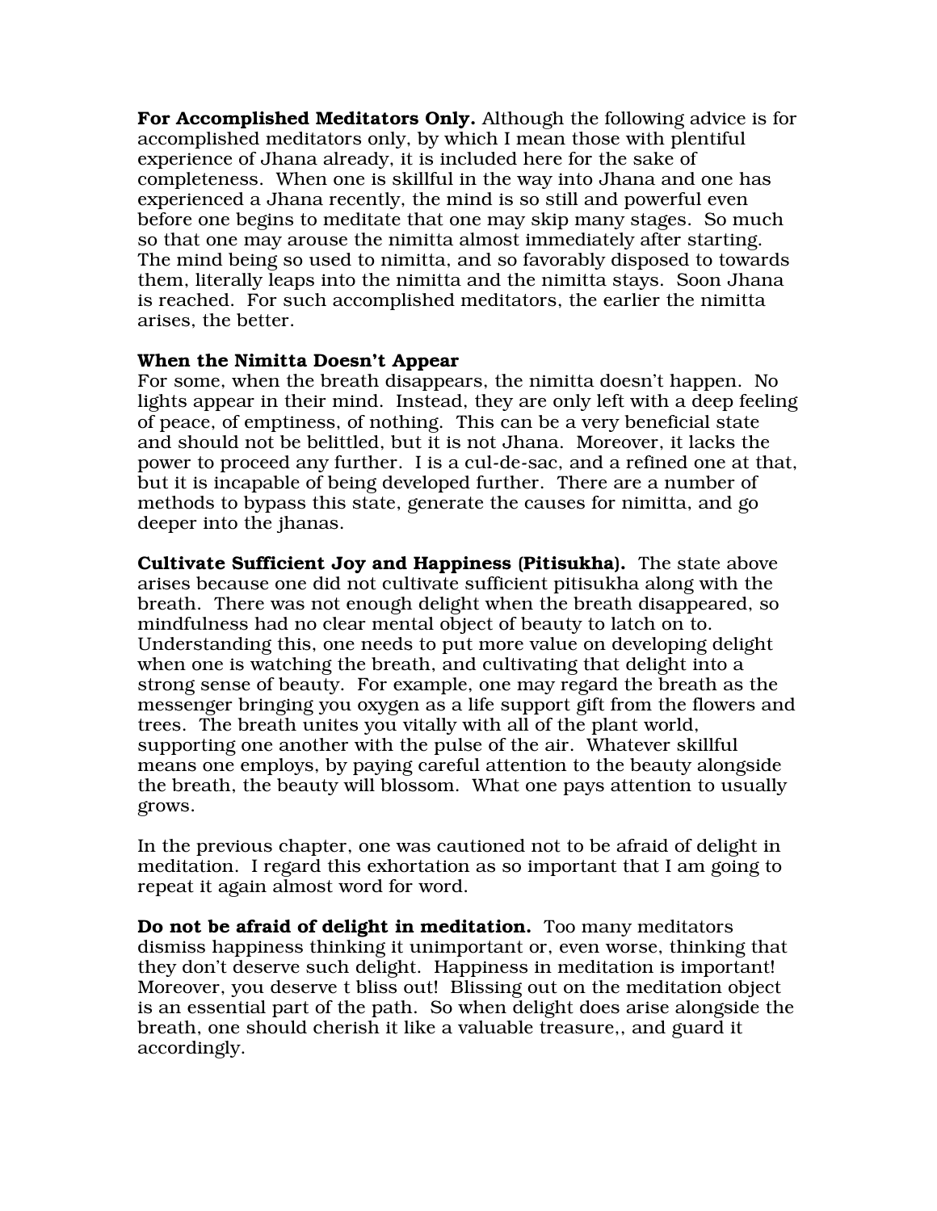**For Accomplished Meditators Only.** Although the following advice is for accomplished meditators only, by which I mean those with plentiful experience of Jhana already, it is included here for the sake of completeness. When one is skillful in the way into Jhana and one has experienced a Jhana recently, the mind is so still and powerful even before one begins to meditate that one may skip many stages. So much so that one may arouse the nimitta almost immediately after starting. The mind being so used to nimitta, and so favorably disposed to towards them, literally leaps into the nimitta and the nimitta stays. Soon Jhana is reached. For such accomplished meditators, the earlier the nimitta arises, the better.

**When the Nimitta Doesn't Appear**

For some, when the breath disappears, the nimitta doesn't happen. No lights appear in their mind. Instead, they are only left with a deep feeling of peace, of emptiness, of nothing. This can be a very beneficial state and should not be belittled, but it is not Jhana. Moreover, it lacks the power to proceed any further. I is a cul-de-sac, and a refined one at that, but it is incapable of being developed further. There are a number of methods to bypass this state, generate the causes for nimitta, and go deeper into the jhanas.

**Cultivate Sufficient Joy and Happiness (Pitisukha).** The state above arises because one did not cultivate sufficient pitisukha along with the breath. There was not enough delight when the breath disappeared, so mindfulness had no clear mental object of beauty to latch on to. Understanding this, one needs to put more value on developing delight when one is watching the breath, and cultivating that delight into a strong sense of beauty. For example, one may regard the breath as the messenger bringing you oxygen as a life support gift from the flowers and trees. The breath unites you vitally with all of the plant world, supporting one another with the pulse of the air. Whatever skillful means one employs, by paying careful attention to the beauty alongside the breath, the beauty will blossom. What one pays attention to usually grows.

In the previous chapter, one was cautioned not to be afraid of delight in meditation. I regard this exhortation as so important that I am going to repeat it again almost word for word.

**Do not be afraid of delight in meditation.** Too many meditators dismiss happiness thinking it unimportant or, even worse, thinking that they don't deserve such delight. Happiness in meditation is important! Moreover, you deserve t bliss out! Blissing out on the meditation object is an essential part of the path. So when delight does arise alongside the breath, one should cherish it like a valuable treasure,, and guard it accordingly.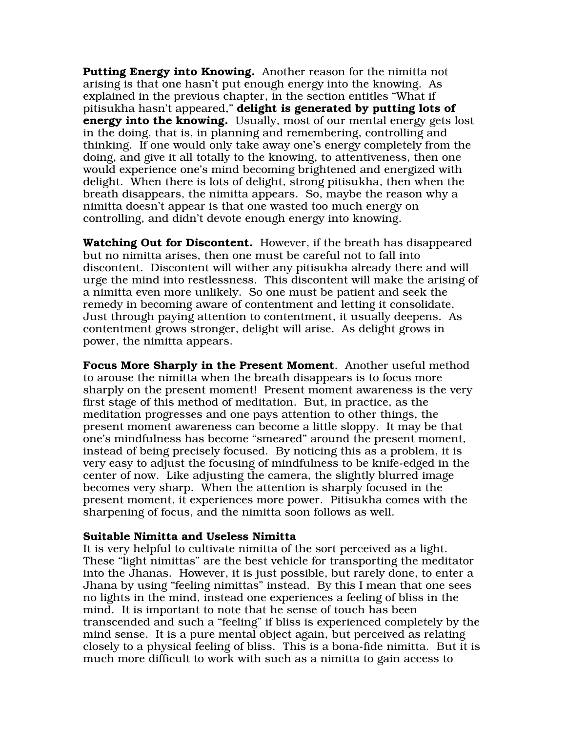**Putting Energy into Knowing.** Another reason for the nimitta not arising is that one hasn't put enough energy into the knowing. As explained in the previous chapter, in the section entitles "What if pitisukha hasn't appeared," **delight is generated by putting lots of energy into the knowing.** Usually, most of our mental energy gets lost in the doing, that is, in planning and remembering, controlling and thinking. If one would only take away one's energy completely from the doing, and give it all totally to the knowing, to attentiveness, then one would experience one's mind becoming brightened and energized with delight. When there is lots of delight, strong pitisukha, then when the breath disappears, the nimitta appears. So, maybe the reason why a nimitta doesn't appear is that one wasted too much energy on controlling, and didn't devote enough energy into knowing.

**Watching Out for Discontent.** However, if the breath has disappeared but no nimitta arises, then one must be careful not to fall into discontent. Discontent will wither any pitisukha already there and will urge the mind into restlessness. This discontent will make the arising of a nimitta even more unlikely. So one must be patient and seek the remedy in becoming aware of contentment and letting it consolidate. Just through paying attention to contentment, it usually deepens. As contentment grows stronger, delight will arise. As delight grows in power, the nimitta appears.

**Focus More Sharply in the Present Moment**. Another useful method to arouse the nimitta when the breath disappears is to focus more sharply on the present moment! Present moment awareness is the very first stage of this method of meditation. But, in practice, as the meditation progresses and one pays attention to other things, the present moment awareness can become a little sloppy. It may be that one's mindfulness has become "smeared" around the present moment, instead of being precisely focused. By noticing this as a problem, it is very easy to adjust the focusing of mindfulness to be knife-edged in the center of now. Like adjusting the camera, the slightly blurred image becomes very sharp. When the attention is sharply focused in the present moment, it experiences more power. Pitisukha comes with the sharpening of focus, and the nimitta soon follows as well.

**Suitable Nimitta and Useless Nimitta**

It is very helpful to cultivate nimitta of the sort perceived as a light. These "light nimittas" are the best vehicle for transporting the meditator into the Jhanas. However, it is just possible, but rarely done, to enter a Jhana by using "feeling nimittas" instead. By this I mean that one sees no lights in the mind, instead one experiences a feeling of bliss in the mind. It is important to note that he sense of touch has been transcended and such a "feeling" if bliss is experienced completely by the mind sense. It is a pure mental object again, but perceived as relating closely to a physical feeling of bliss. This is a bona-fide nimitta. But it is much more difficult to work with such as a nimitta to gain access to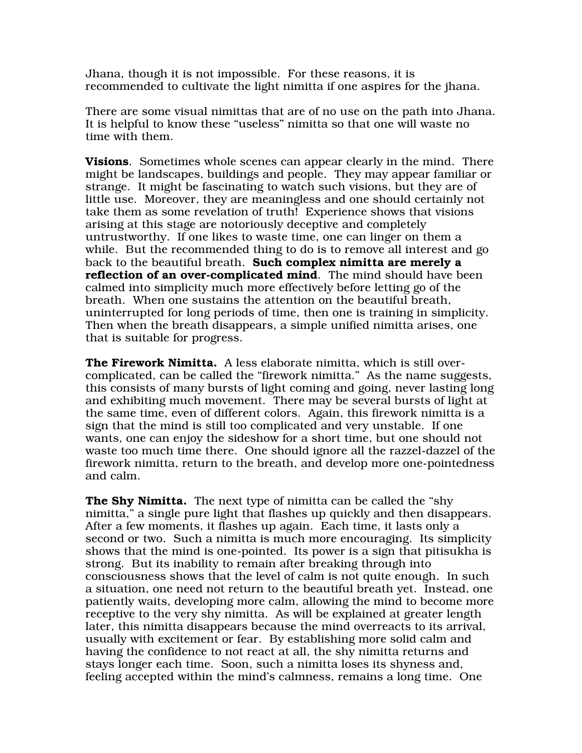Jhana, though it is not impossible. For these reasons, it is recommended to cultivate the light nimitta if one aspires for the jhana.

There are some visual nimittas that are of no use on the path into Jhana. It is helpful to know these "useless" nimitta so that one will waste no time with them.

**Visions**. Sometimes whole scenes can appear clearly in the mind. There might be landscapes, buildings and people. They may appear familiar or strange. It might be fascinating to watch such visions, but they are of little use. Moreover, they are meaningless and one should certainly not take them as some revelation of truth! Experience shows that visions arising at this stage are notoriously deceptive and completely untrustworthy. If one likes to waste time, one can linger on them a while. But the recommended thing to do is to remove all interest and go back to the beautiful breath. **Such complex nimitta are merely a reflection of an over-complicated mind**. The mind should have been calmed into simplicity much more effectively before letting go of the breath. When one sustains the attention on the beautiful breath, uninterrupted for long periods of time, then one is training in simplicity. Then when the breath disappears, a simple unified nimitta arises, one that is suitable for progress.

**The Firework Nimitta.** A less elaborate nimitta, which is still over-complicated, can be called the "firework nimitta." As the name suggests, this consists of many bursts of light coming and going, never lasting long and exhibiting much movement. There may be several bursts of light at the same time, even of different colors. Again, this firework nimitta is a sign that the mind is still too complicated and very unstable. If one wants, one can enjoy the sideshow for a short time, but one should not waste too much time there. One should ignore all the razzel-dazzel of the firework nimitta, return to the breath, and develop more one-pointedness and calm.

**The Shy Nimitta.** The next type of nimitta can be called the "shy nimitta," a single pure light that flashes up quickly and then disappears. After a few moments, it flashes up again. Each time, it lasts only a second or two. Such a nimitta is much more encouraging. Its simplicity shows that the mind is one-pointed. Its power is a sign that pitisukha is strong. But its inability to remain after breaking through into consciousness shows that the level of calm is not quite enough. In such a situation, one need not return to the beautiful breath yet. Instead, one patiently waits, developing more calm, allowing the mind to become more receptive to the very shy nimitta. As will be explained at greater length later, this nimitta disappears because the mind overreacts to its arrival, usually with excitement or fear. By establishing more solid calm and having the confidence to not react at all, the shy nimitta returns and stays longer each time. Soon, such a nimitta loses its shyness and, feeling accepted within the mind's calmness, remains a long time. One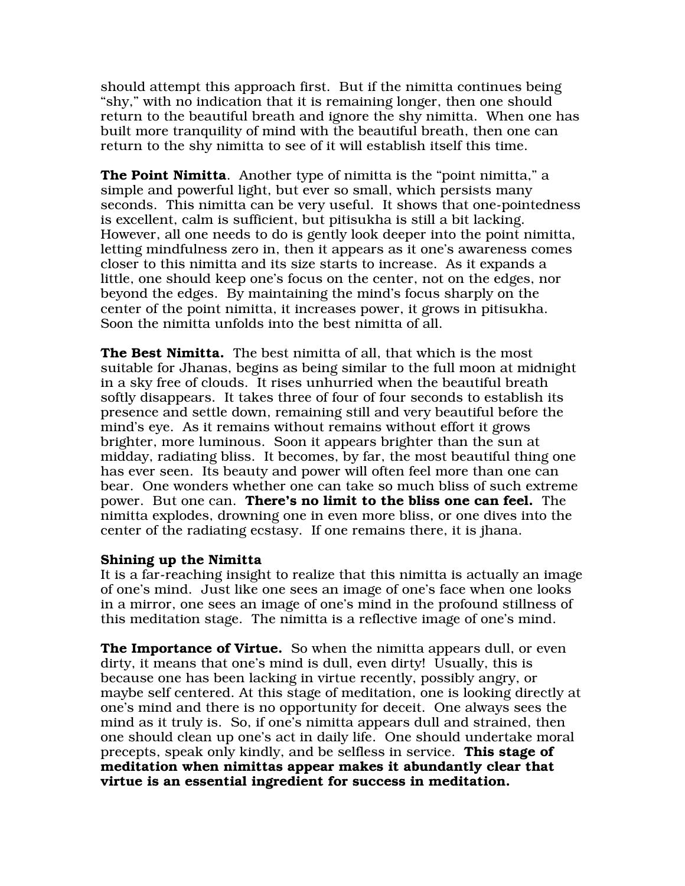should attempt this approach first. But if the nimitta continues being "shy," with no indication that it is remaining longer, then one should return to the beautiful breath and ignore the shy nimitta. When one has built more tranquility of mind with the beautiful breath, then one can return to the shy nimitta to see of it will establish itself this time.

**The Point Nimitta**. Another type of nimitta is the "point nimitta," a simple and powerful light, but ever so small, which persists many seconds. This nimitta can be very useful. It shows that one-pointedness is excellent, calm is sufficient, but pitisukha is still a bit lacking. However, all one needs to do is gently look deeper into the point nimitta, letting mindfulness zero in, then it appears as it one's awareness comes closer to this nimitta and its size starts to increase. As it expands a little, one should keep one's focus on the center, not on the edges, nor beyond the edges. By maintaining the mind's focus sharply on the center of the point nimitta, it increases power, it grows in pitisukha. Soon the nimitta unfolds into the best nimitta of all.

**The Best Nimitta.** The best nimitta of all, that which is the most suitable for Jhanas, begins as being similar to the full moon at midnight in a sky free of clouds. It rises unhurried when the beautiful breath softly disappears. It takes three of four of four seconds to establish its presence and settle down, remaining still and very beautiful before the mind's eye. As it remains without remains without effort it grows brighter, more luminous. Soon it appears brighter than the sun at midday, radiating bliss. It becomes, by far, the most beautiful thing one has ever seen. Its beauty and power will often feel more than one can bear. One wonders whether one can take so much bliss of such extreme power. But one can. **There's no limit to the bliss one can feel.** The nimitta explodes, drowning one in even more bliss, or one dives into the center of the radiating ecstasy. If one remains there, it is jhana.

**Shining up the Nimitta**

It is a far-reaching insight to realize that this nimitta is actually an image of one's mind. Just like one sees an image of one's face when one looks in a mirror, one sees an image of one's mind in the profound stillness of this meditation stage. The nimitta is a reflective image of one's mind.

**The Importance of Virtue.** So when the nimitta appears dull, or even dirty, it means that one's mind is dull, even dirty! Usually, this is because one has been lacking in virtue recently, possibly angry, or maybe self centered. At this stage of meditation, one is looking directly at one's mind and there is no opportunity for deceit. One always sees the mind as it truly is. So, if one's nimitta appears dull and strained, then one should clean up one's act in daily life. One should undertake moral precepts, speak only kindly, and be selfless in service. **This stage of meditation when nimittas appear makes it abundantly clear that virtue is an essential ingredient for success in meditation.**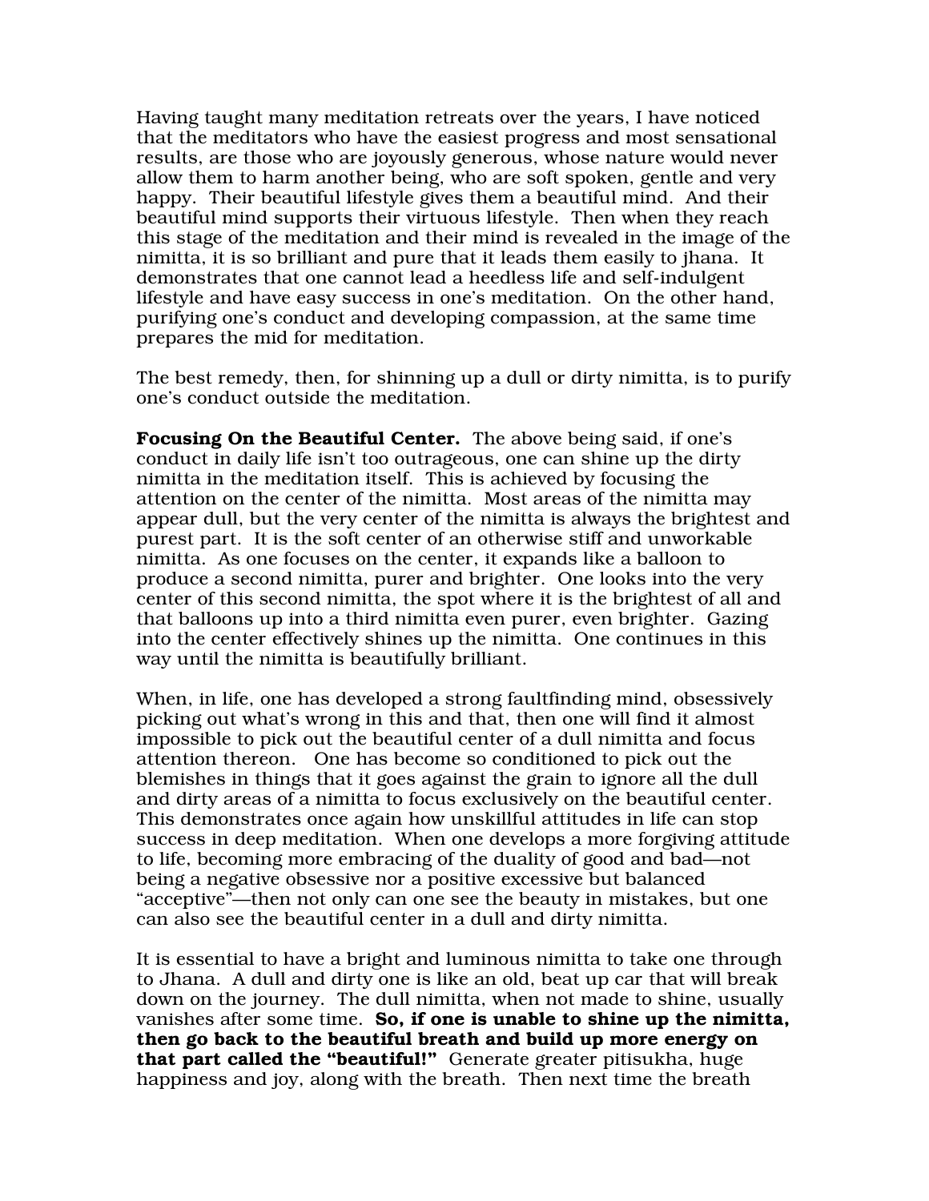Having taught many meditation retreats over the years, I have noticed that the meditators who have the easiest progress and most sensational results, are those who are joyously generous, whose nature would never allow them to harm another being, who are soft spoken, gentle and very happy. Their beautiful lifestyle gives them a beautiful mind. And their beautiful mind supports their virtuous lifestyle. Then when they reach this stage of the meditation and their mind is revealed in the image of the nimitta, it is so brilliant and pure that it leads them easily to jhana. It demonstrates that one cannot lead a heedless life and self-indulgent lifestyle and have easy success in one's meditation. On the other hand, purifying one's conduct and developing compassion, at the same time prepares the mid for meditation.

The best remedy, then, for shinning up a dull or dirty nimitta, is to purify one's conduct outside the meditation.

**Focusing On the Beautiful Center.** The above being said, if one's conduct in daily life isn't too outrageous, one can shine up the dirty nimitta in the meditation itself. This is achieved by focusing the attention on the center of the nimitta. Most areas of the nimitta may appear dull, but the very center of the nimitta is always the brightest and purest part. It is the soft center of an otherwise stiff and unworkable nimitta. As one focuses on the center, it expands like a balloon to produce a second nimitta, purer and brighter. One looks into the very center of this second nimitta, the spot where it is the brightest of all and that balloons up into a third nimitta even purer, even brighter. Gazing into the center effectively shines up the nimitta. One continues in this way until the nimitta is beautifully brilliant.

When, in life, one has developed a strong faultfinding mind, obsessively picking out what's wrong in this and that, then one will find it almost impossible to pick out the beautiful center of a dull nimitta and focus attention thereon. One has become so conditioned to pick out the blemishes in things that it goes against the grain to ignore all the dull and dirty areas of a nimitta to focus exclusively on the beautiful center. This demonstrates once again how unskillful attitudes in life can stop success in deep meditation. When one develops a more forgiving attitude to life, becoming more embracing of the duality of good and bad—not being a negative obsessive nor a positive excessive but balanced "acceptive"—then not only can one see the beauty in mistakes, but one can also see the beautiful center in a dull and dirty nimitta.

It is essential to have a bright and luminous nimitta to take one through to Jhana. A dull and dirty one is like an old, beat up car that will break down on the journey. The dull nimitta, when not made to shine, usually vanishes after some time. **So, if one is unable to shine up the nimitta, then go back to the beautiful breath and build up more energy on that part called the "beautiful!"** Generate greater pitisukha, huge happiness and joy, along with the breath. Then next time the breath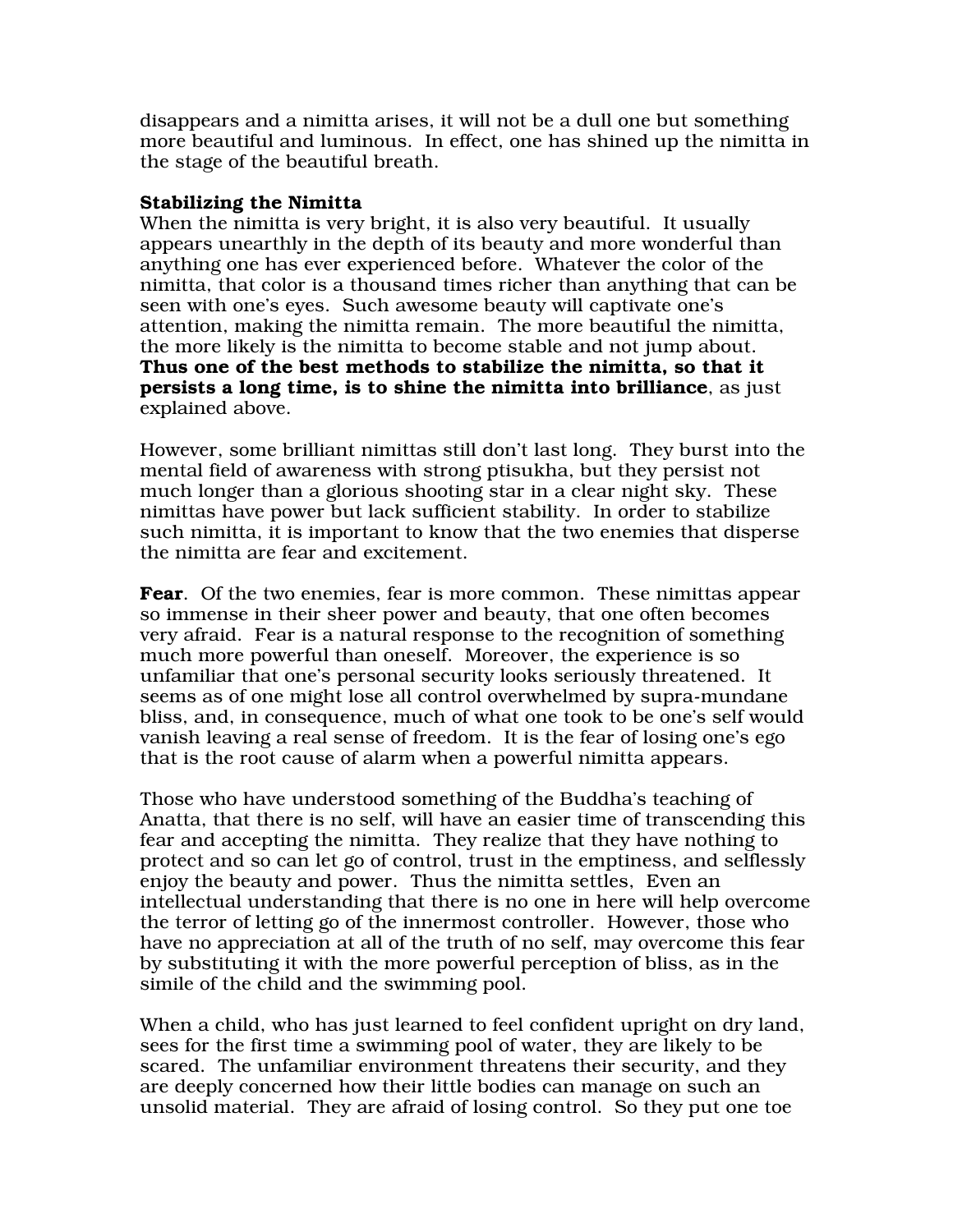disappears and a nimitta arises, it will not be a dull one but something more beautiful and luminous. In effect, one has shined up the nimitta in the stage of the beautiful breath.

**Stabilizing the Nimitta**

When the nimitta is very bright, it is also very beautiful. It usually appears unearthly in the depth of its beauty and more wonderful than anything one has ever experienced before. Whatever the color of the nimitta, that color is a thousand times richer than anything that can be seen with one's eyes. Such awesome beauty will captivate one's attention, making the nimitta remain. The more beautiful the nimitta, the more likely is the nimitta to become stable and not jump about. **Thus one of the best methods to stabilize the nimitta, so that it persists a long time, is to shine the nimitta into brilliance**, as just explained above.

However, some brilliant nimittas still don't last long. They burst into the mental field of awareness with strong ptisukha, but they persist not much longer than a glorious shooting star in a clear night sky. These nimittas have power but lack sufficient stability. In order to stabilize such nimitta, it is important to know that the two enemies that disperse the nimitta are fear and excitement.

**Fear**. Of the two enemies, fear is more common. These nimittas appear so immense in their sheer power and beauty, that one often becomes very afraid. Fear is a natural response to the recognition of something much more powerful than oneself. Moreover, the experience is so unfamiliar that one's personal security looks seriously threatened. It seems as of one might lose all control overwhelmed by supra-mundane bliss, and, in consequence, much of what one took to be one's self would vanish leaving a real sense of freedom. It is the fear of losing one's ego that is the root cause of alarm when a powerful nimitta appears.

Those who have understood something of the Buddha's teaching of Anatta, that there is no self, will have an easier time of transcending this fear and accepting the nimitta. They realize that they have nothing to protect and so can let go of control, trust in the emptiness, and selflessly enjoy the beauty and power. Thus the nimitta settles, Even an intellectual understanding that there is no one in here will help overcome the terror of letting go of the innermost controller. However, those who have no appreciation at all of the truth of no self, may overcome this fear by substituting it with the more powerful perception of bliss, as in the simile of the child and the swimming pool.

When a child, who has just learned to feel confident upright on dry land, sees for the first time a swimming pool of water, they are likely to be scared. The unfamiliar environment threatens their security, and they are deeply concerned how their little bodies can manage on such an unsolid material. They are afraid of losing control. So they put one toe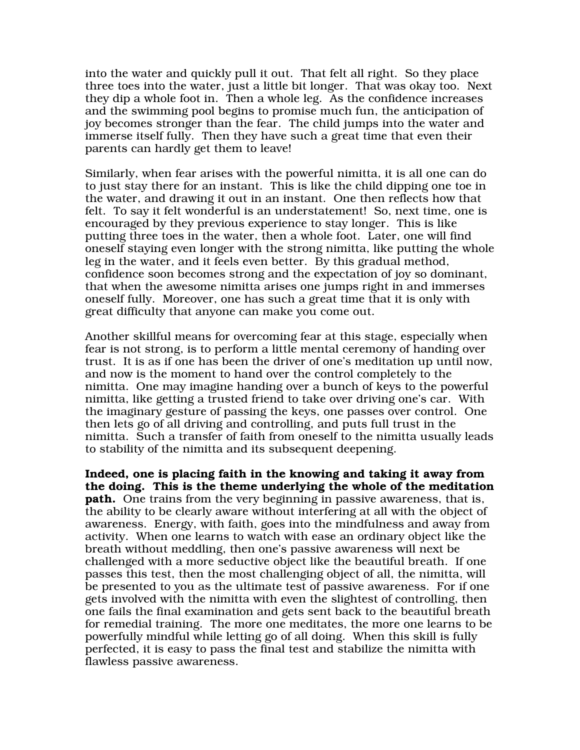into the water and quickly pull it out. That felt all right. So they place three toes into the water, just a little bit longer. That was okay too. Next they dip a whole foot in. Then a whole leg. As the confidence increases and the swimming pool begins to promise much fun, the anticipation of joy becomes stronger than the fear. The child jumps into the water and immerse itself fully. Then they have such a great time that even their parents can hardly get them to leave!

Similarly, when fear arises with the powerful nimitta, it is all one can do to just stay there for an instant. This is like the child dipping one toe in the water, and drawing it out in an instant. One then reflects how that felt. To say it felt wonderful is an understatement! So, next time, one is encouraged by they previous experience to stay longer. This is like putting three toes in the water, then a whole foot. Later, one will find oneself staying even longer with the strong nimitta, like putting the whole leg in the water, and it feels even better. By this gradual method, confidence soon becomes strong and the expectation of joy so dominant, that when the awesome nimitta arises one jumps right in and immerses oneself fully. Moreover, one has such a great time that it is only with great difficulty that anyone can make you come out.

Another skillful means for overcoming fear at this stage, especially when fear is not strong, is to perform a little mental ceremony of handing over trust. It is as if one has been the driver of one's meditation up until now, and now is the moment to hand over the control completely to the nimitta. One may imagine handing over a bunch of keys to the powerful nimitta, like getting a trusted friend to take over driving one's car. With the imaginary gesture of passing the keys, one passes over control. One then lets go of all driving and controlling, and puts full trust in the nimitta. Such a transfer of faith from oneself to the nimitta usually leads to stability of the nimitta and its subsequent deepening.

**Indeed, one is placing faith in the knowing and taking it away from the doing. This is the theme underlying the whole of the meditation path.** One trains from the very beginning in passive awareness, that is, the ability to be clearly aware without interfering at all with the object of awareness. Energy, with faith, goes into the mindfulness and away from activity. When one learns to watch with ease an ordinary object like the breath without meddling, then one's passive awareness will next be challenged with a more seductive object like the beautiful breath. If one passes this test, then the most challenging object of all, the nimitta, will be presented to you as the ultimate test of passive awareness. For if one gets involved with the nimitta with even the slightest of controlling, then one fails the final examination and gets sent back to the beautiful breath for remedial training. The more one meditates, the more one learns to be powerfully mindful while letting go of all doing. When this skill is fully perfected, it is easy to pass the final test and stabilize the nimitta with flawless passive awareness.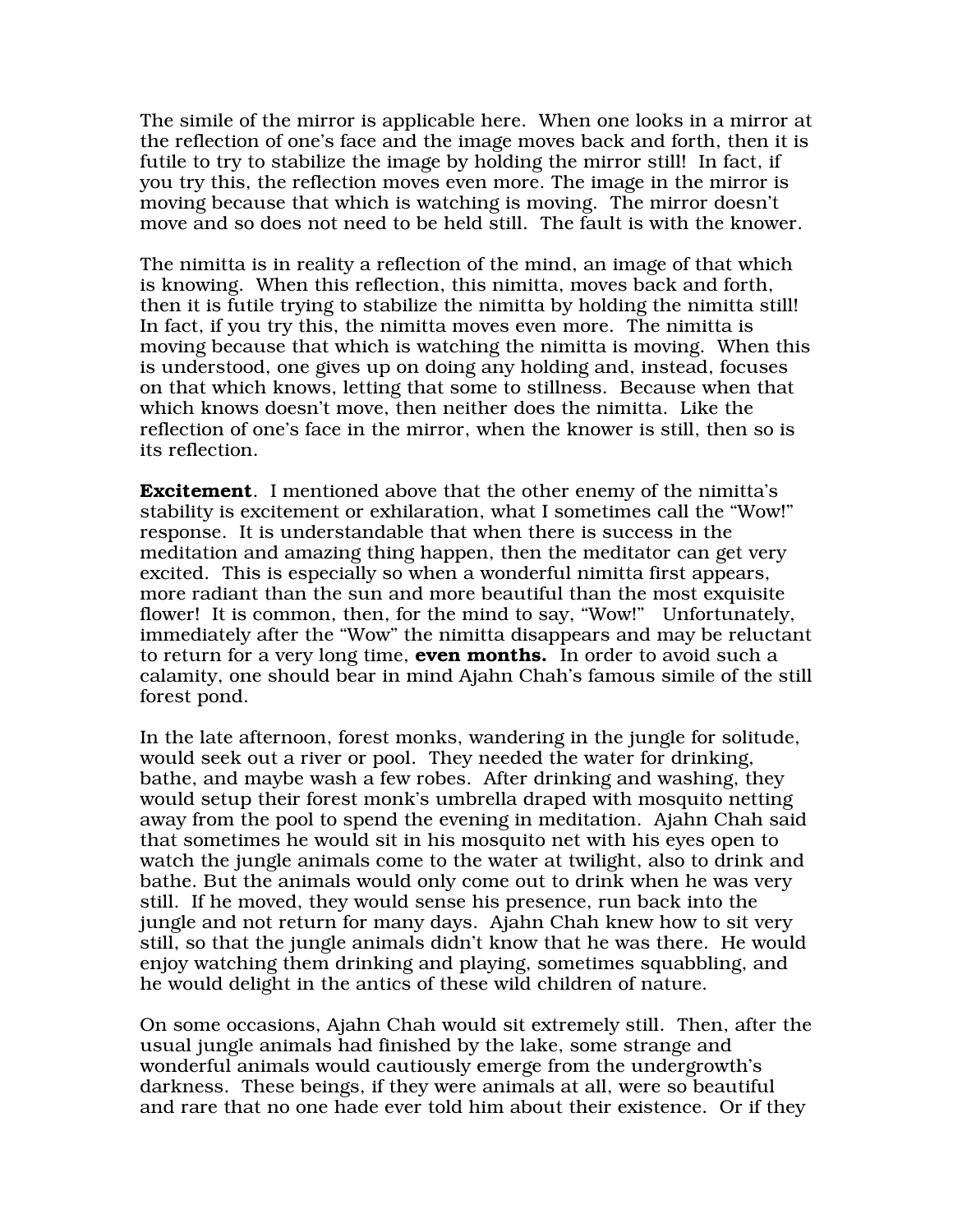The simile of the mirror is applicable here. When one looks in a mirror at the reflection of one's face and the image moves back and forth, then it is futile to try to stabilize the image by holding the mirror still! In fact, if you try this, the reflection moves even more. The image in the mirror is moving because that which is watching is moving. The mirror doesn't move and so does not need to be held still. The fault is with the knower.

The nimitta is in reality a reflection of the mind, an image of that which is knowing. When this reflection, this nimitta, moves back and forth, then it is futile trying to stabilize the nimitta by holding the nimitta still! In fact, if you try this, the nimitta moves even more. The nimitta is moving because that which is watching the nimitta is moving. When this is understood, one gives up on doing any holding and, instead, focuses on that which knows, letting that some to stillness. Because when that which knows doesn't move, then neither does the nimitta. Like the reflection of one's face in the mirror, when the knower is still, then so is its reflection.

**Excitement**. I mentioned above that the other enemy of the nimitta's stability is excitement or exhilaration, what I sometimes call the "Wow!" response. It is understandable that when there is success in the meditation and amazing thing happen, then the meditator can get very excited. This is especially so when a wonderful nimitta first appears, more radiant than the sun and more beautiful than the most exquisite flower! It is common, then, for the mind to say, "Wow!" Unfortunately, immediately after the "Wow" the nimitta disappears and may be reluctant to return for a very long time, **even months.** In order to avoid such a calamity, one should bear in mind Ajahn Chah's famous simile of the still forest pond.

In the late afternoon, forest monks, wandering in the jungle for solitude, would seek out a river or pool. They needed the water for drinking, bathe, and maybe wash a few robes. After drinking and washing, they would setup their forest monk's umbrella draped with mosquito netting away from the pool to spend the evening in meditation. Ajahn Chah said that sometimes he would sit in his mosquito net with his eyes open to watch the jungle animals come to the water at twilight, also to drink and bathe. But the animals would only come out to drink when he was very still. If he moved, they would sense his presence, run back into the jungle and not return for many days. Ajahn Chah knew how to sit very still, so that the jungle animals didn't know that he was there. He would enjoy watching them drinking and playing, sometimes squabbling, and he would delight in the antics of these wild children of nature.

On some occasions, Ajahn Chah would sit extremely still. Then, after the usual jungle animals had finished by the lake, some strange and wonderful animals would cautiously emerge from the undergrowth's darkness. These beings, if they were animals at all, were so beautiful and rare that no one hade ever told him about their existence. Or if they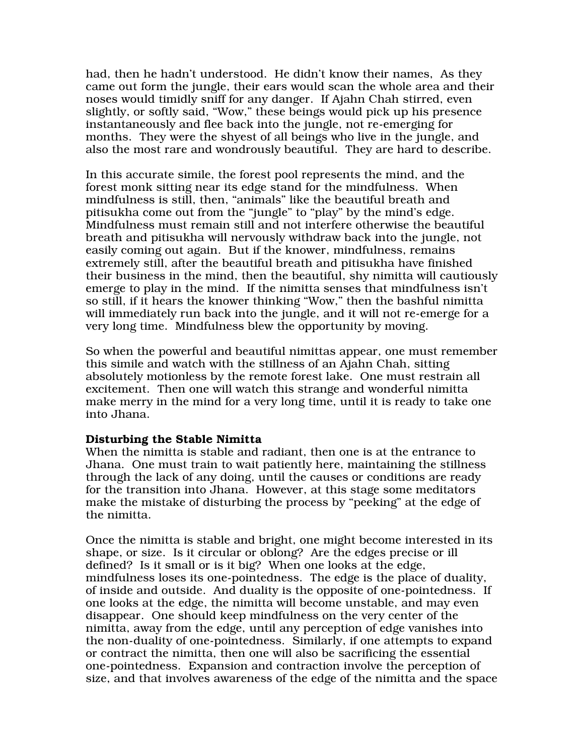had, then he hadn't understood. He didn't know their names, As they came out form the jungle, their ears would scan the whole area and their noses would timidly sniff for any danger. If Ajahn Chah stirred, even slightly, or softly said, "Wow," these beings would pick up his presence instantaneously and flee back into the jungle, not re-emerging for months. They were the shyest of all beings who live in the jungle, and also the most rare and wondrously beautiful. They are hard to describe.

In this accurate simile, the forest pool represents the mind, and the forest monk sitting near its edge stand for the mindfulness. When mindfulness is still, then, "animals" like the beautiful breath and pitisukha come out from the "jungle" to "play" by the mind's edge. Mindfulness must remain still and not interfere otherwise the beautiful breath and pitisukha will nervously withdraw back into the jungle, not easily coming out again. But if the knower, mindfulness, remains extremely still, after the beautiful breath and pitisukha have finished their business in the mind, then the beautiful, shy nimitta will cautiously emerge to play in the mind. If the nimitta senses that mindfulness isn't so still, if it hears the knower thinking "Wow," then the bashful nimitta will immediately run back into the jungle, and it will not re-emerge for a very long time. Mindfulness blew the opportunity by moving.

So when the powerful and beautiful nimittas appear, one must remember this simile and watch with the stillness of an Ajahn Chah, sitting absolutely motionless by the remote forest lake. One must restrain all excitement. Then one will watch this strange and wonderful nimitta make merry in the mind for a very long time, until it is ready to take one into Jhana.

**Disturbing the Stable Nimitta**

When the nimitta is stable and radiant, then one is at the entrance to Jhana. One must train to wait patiently here, maintaining the stillness through the lack of any doing, until the causes or conditions are ready for the transition into Jhana. However, at this stage some meditators make the mistake of disturbing the process by "peeking" at the edge of the nimitta.

Once the nimitta is stable and bright, one might become interested in its shape, or size. Is it circular or oblong? Are the edges precise or ill defined? Is it small or is it big? When one looks at the edge, mindfulness loses its one-pointedness. The edge is the place of duality, of inside and outside. And duality is the opposite of one-pointedness. If one looks at the edge, the nimitta will become unstable, and may even disappear. One should keep mindfulness on the very center of the nimitta, away from the edge, until any perception of edge vanishes into the non-duality of one-pointedness. Similarly, if one attempts to expand or contract the nimitta, then one will also be sacrificing the essential one-pointedness. Expansion and contraction involve the perception of size, and that involves awareness of the edge of the nimitta and the space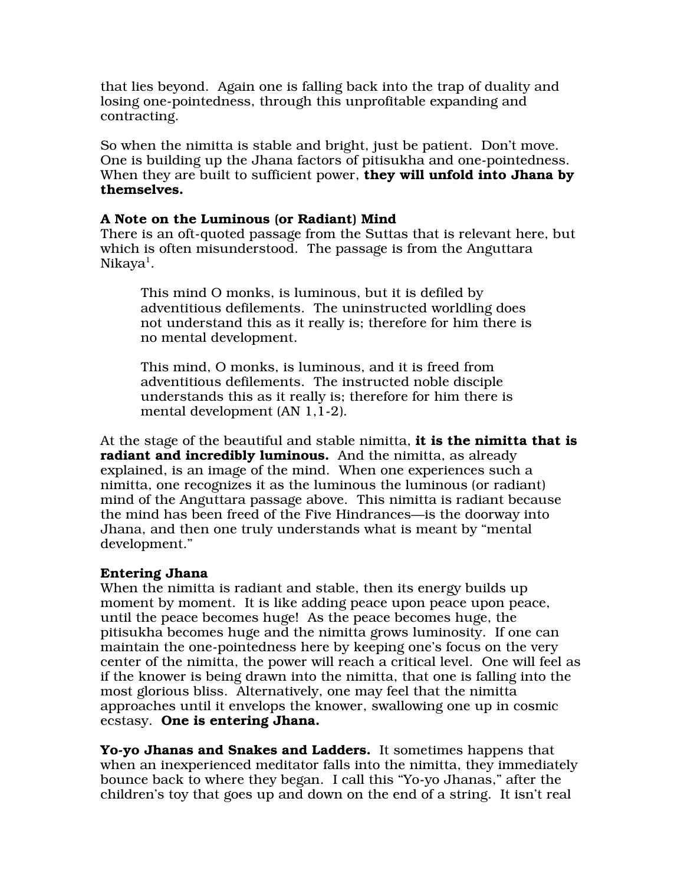that lies beyond. Again one is falling back into the trap of duality and losing one-pointedness, through this unprofitable expanding and contracting.

So when the nimitta is stable and bright, just be patient. Don't move. One is building up the Jhana factors of pitisukha and one-pointedness. When they are built to sufficient power, **they will unfold into Jhana by themselves.**

**A Note on the Luminous (or Radiant) Mind**

There is an oft-quoted passage from the Suttas that is relevant here, but which is often misunderstood. The passage is from the Anguttara Nikaya[1].

> This mind O monks, is luminous, but it is defiled by adventitious defilements. The uninstructed worldling does not understand this as it really is; therefore for him there is no mental development.
>
> This mind, O monks, is luminous, and it is freed from adventitious defilements. The instructed noble disciple understands this as it really is; therefore for him there is mental development (AN 1,1-2).

At the stage of the beautiful and stable nimitta, **it is the nimitta that is radiant and incredibly luminous.** And the nimitta, as already explained, is an image of the mind. When one experiences such a nimitta, one recognizes it as the luminous the luminous (or radiant) mind of the Anguttara passage above. This nimitta is radiant because the mind has been freed of the Five Hindrances—is the doorway into Jhana, and then one truly understands what is meant by "mental development."

**Entering Jhana**

When the nimitta is radiant and stable, then its energy builds up moment by moment. It is like adding peace upon peace upon peace, until the peace becomes huge! As the peace becomes huge, the pitisukha becomes huge and the nimitta grows luminosity. If one can maintain the one-pointedness here by keeping one's focus on the very center of the nimitta, the power will reach a critical level. One will feel as if the knower is being drawn into the nimitta, that one is falling into the most glorious bliss. Alternatively, one may feel that the nimitta approaches until it envelops the knower, swallowing one up in cosmic ecstasy. **One is entering Jhana.**

**Yo-yo Jhanas and Snakes and Ladders.** It sometimes happens that when an inexperienced meditator falls into the nimitta, they immediately bounce back to where they began. I call this "Yo-yo Jhanas," after the children's toy that goes up and down on the end of a string. It isn't real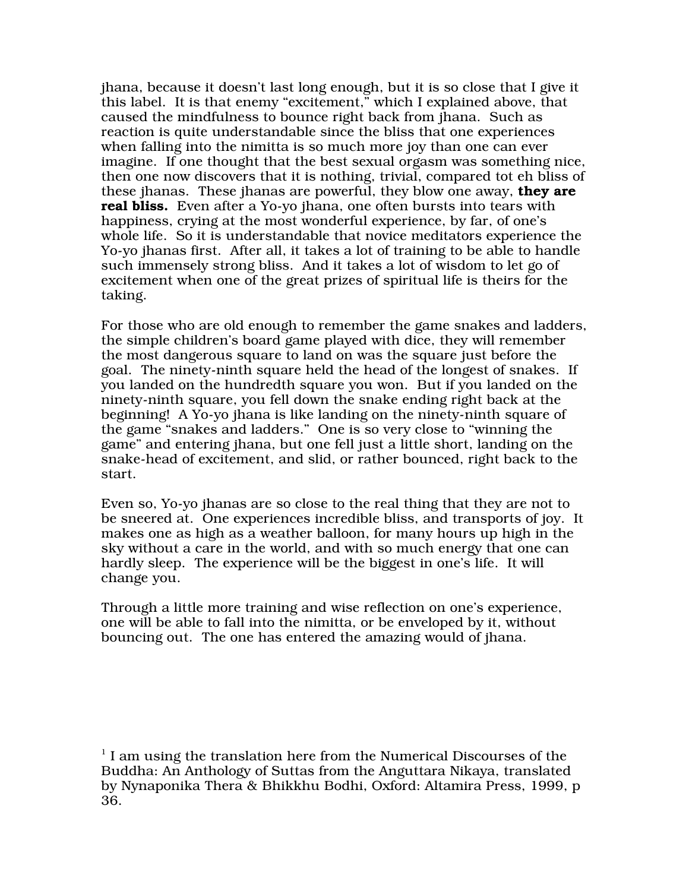jhana, because it doesn't last long enough, but it is so close that I give it this label. It is that enemy "excitement," which I explained above, that caused the mindfulness to bounce right back from jhana. Such as reaction is quite understandable since the bliss that one experiences when falling into the nimitta is so much more joy than one can ever imagine. If one thought that the best sexual orgasm was something nice, then one now discovers that it is nothing, trivial, compared tot eh bliss of these jhanas. These jhanas are powerful, they blow one away, **they are real bliss.** Even after a Yo-yo jhana, one often bursts into tears with happiness, crying at the most wonderful experience, by far, of one's whole life. So it is understandable that novice meditators experience the Yo-yo jhanas first. After all, it takes a lot of training to be able to handle such immensely strong bliss. And it takes a lot of wisdom to let go of excitement when one of the great prizes of spiritual life is theirs for the taking.

For those who are old enough to remember the game snakes and ladders, the simple children's board game played with dice, they will remember the most dangerous square to land on was the square just before the goal. The ninety-ninth square held the head of the longest of snakes. If you landed on the hundredth square you won. But if you landed on the ninety-ninth square, you fell down the snake ending right back at the beginning! A Yo-yo jhana is like landing on the ninety-ninth square of the game "snakes and ladders." One is so very close to "winning the game" and entering jhana, but one fell just a little short, landing on the snake-head of excitement, and slid, or rather bounced, right back to the start.

Even so, Yo-yo jhanas are so close to the real thing that they are not to be sneered at. One experiences incredible bliss, and transports of joy. It makes one as high as a weather balloon, for many hours up high in the sky without a care in the world, and with so much energy that one can hardly sleep. The experience will be the biggest in one's life. It will change you.

Through a little more training and wise reflection on one's experience, one will be able to fall into the nimitta, or be enveloped by it, without bouncing out. The one has entered the amazing would of jhana.

[1] I am using the translation here from the Numerical Discourses of the Buddha: An Anthology of Suttas from the Anguttara Nikaya, translated by Nynaponika Thera & Bhikkhu Bodhi, Oxford: Altamira Press, 1999, p 36.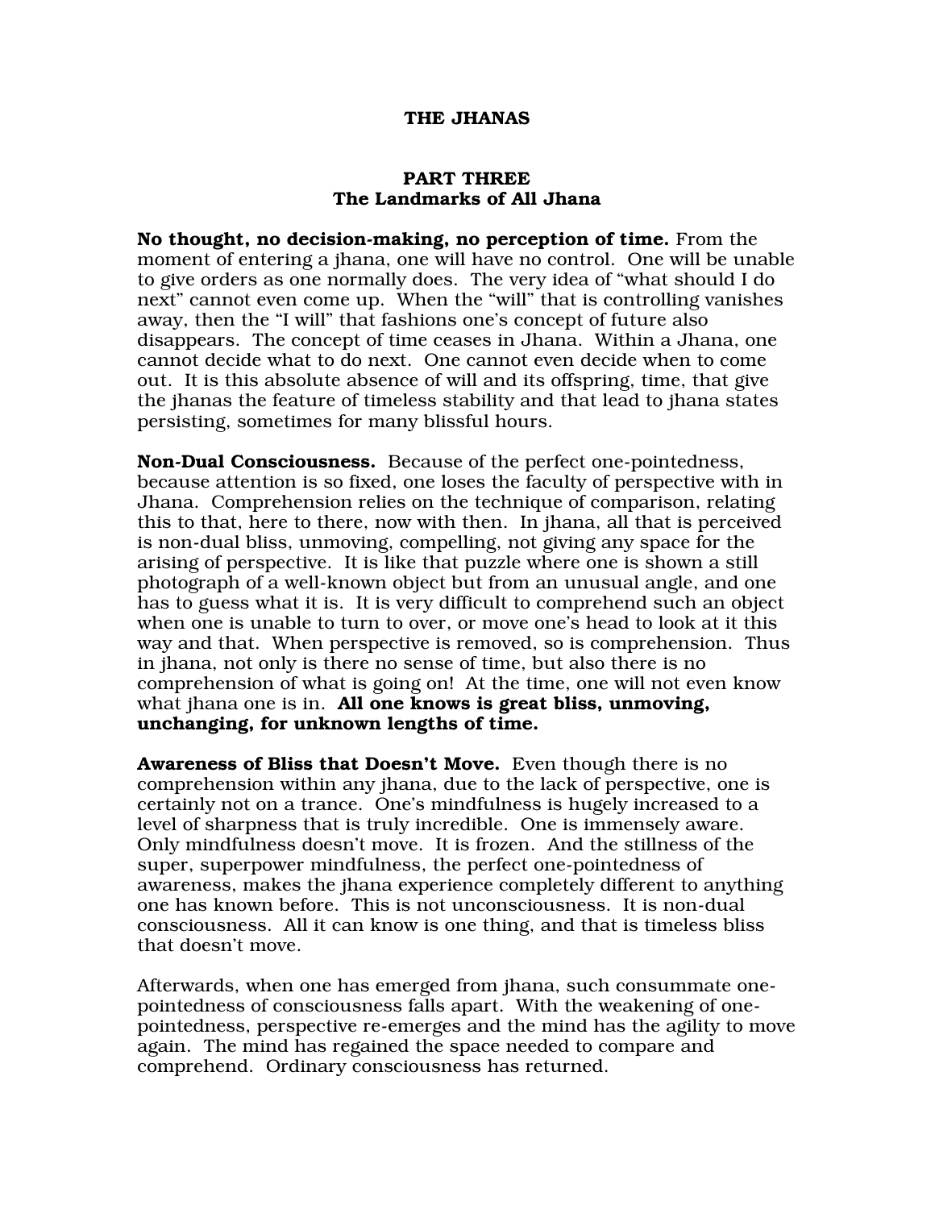# THE JHANAS

## PART THREE
## The Landmarks of All Jhana

**No thought, no decision-making, no perception of time.** From the moment of entering a jhana, one will have no control. One will be unable to give orders as one normally does. The very idea of "what should I do next" cannot even come up. When the "will" that is controlling vanishes away, then the "I will" that fashions one's concept of future also disappears. The concept of time ceases in Jhana. Within a Jhana, one cannot decide what to do next. One cannot even decide when to come out. It is this absolute absence of will and its offspring, time, that give the jhanas the feature of timeless stability and that lead to jhana states persisting, sometimes for many blissful hours.

**Non-Dual Consciousness.** Because of the perfect one-pointedness, because attention is so fixed, one loses the faculty of perspective with in Jhana. Comprehension relies on the technique of comparison, relating this to that, here to there, now with then. In jhana, all that is perceived is non-dual bliss, unmoving, compelling, not giving any space for the arising of perspective. It is like that puzzle where one is shown a still photograph of a well-known object but from an unusual angle, and one has to guess what it is. It is very difficult to comprehend such an object when one is unable to turn to over, or move one's head to look at it this way and that. When perspective is removed, so is comprehension. Thus in jhana, not only is there no sense of time, but also there is no comprehension of what is going on! At the time, one will not even know what jhana one is in. **All one knows is great bliss, unmoving, unchanging, for unknown lengths of time.**

**Awareness of Bliss that Doesn't Move.** Even though there is no comprehension within any jhana, due to the lack of perspective, one is certainly not on a trance. One's mindfulness is hugely increased to a level of sharpness that is truly incredible. One is immensely aware. Only mindfulness doesn't move. It is frozen. And the stillness of the super, superpower mindfulness, the perfect one-pointedness of awareness, makes the jhana experience completely different to anything one has known before. This is not unconsciousness. It is non-dual consciousness. All it can know is one thing, and that is timeless bliss that doesn't move.

Afterwards, when one has emerged from jhana, such consummate one-pointedness of consciousness falls apart. With the weakening of one-pointedness, perspective re-emerges and the mind has the agility to move again. The mind has regained the space needed to compare and comprehend. Ordinary consciousness has returned.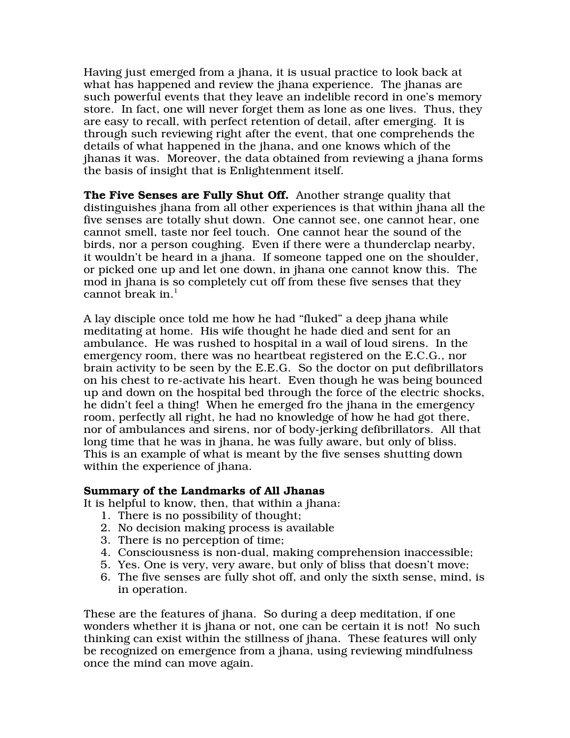Having just emerged from a jhana, it is usual practice to look back at what has happened and review the jhana experience. The jhanas are such powerful events that they leave an indelible record in one's memory store. In fact, one will never forget them as lone as one lives. Thus, they are easy to recall, with perfect retention of detail, after emerging. It is through such reviewing right after the event, that one comprehends the details of what happened in the jhana, and one knows which of the jhanas it was. Moreover, the data obtained from reviewing a jhana forms the basis of insight that is Enlightenment itself.

**The Five Senses are Fully Shut Off.** Another strange quality that distinguishes jhana from all other experiences is that within jhana all the five senses are totally shut down. One cannot see, one cannot hear, one cannot smell, taste nor feel touch. One cannot hear the sound of the birds, nor a person coughing. Even if there were a thunderclap nearby, it wouldn't be heard in a jhana. If someone tapped one on the shoulder, or picked one up and let one down, in jhana one cannot know this. The mod in jhana is so completely cut off from these five senses that they cannot break in.[1]

A lay disciple once told me how he had "fluked" a deep jhana while meditating at home. His wife thought he hade died and sent for an ambulance. He was rushed to hospital in a wail of loud sirens. In the emergency room, there was no heartbeat registered on the E.C.G., nor brain activity to be seen by the E.E.G. So the doctor on put defibrillators on his chest to re-activate his heart. Even though he was being bounced up and down on the hospital bed through the force of the electric shocks, he didn't feel a thing! When he emerged fro the jhana in the emergency room, perfectly all right, he had no knowledge of how he had got there, nor of ambulances and sirens, nor of body-jerking defibrillators. All that long time that he was in jhana, he was fully aware, but only of bliss. This is an example of what is meant by the five senses shutting down within the experience of jhana.

**Summary of the Landmarks of All Jhanas**

It is helpful to know, then, that within a jhana:

1. There is no possibility of thought;
2. No decision making process is available
3. There is no perception of time;
4. Consciousness is non-dual, making comprehension inaccessible;
5. Yes. One is very, very aware, but only of bliss that doesn't move;
6. The five senses are fully shot off, and only the sixth sense, mind, is in operation.

These are the features of jhana. So during a deep meditation, if one wonders whether it is jhana or not, one can be certain it is not! No such thinking can exist within the stillness of jhana. These features will only be recognized on emergence from a jhana, using reviewing mindfulness once the mind can move again.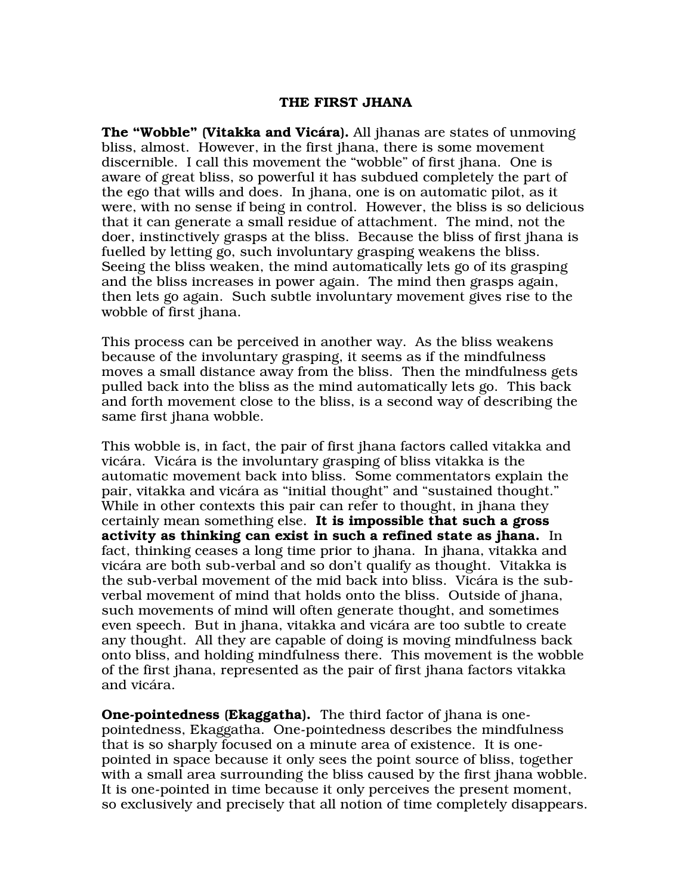# THE FIRST JHANA

**The "Wobble" (Vitakka and Vicára).** All jhanas are states of unmoving bliss, almost. However, in the first jhana, there is some movement discernible. I call this movement the "wobble" of first jhana. One is aware of great bliss, so powerful it has subdued completely the part of the ego that wills and does. In jhana, one is on automatic pilot, as it were, with no sense if being in control. However, the bliss is so delicious that it can generate a small residue of attachment. The mind, not the doer, instinctively grasps at the bliss. Because the bliss of first jhana is fuelled by letting go, such involuntary grasping weakens the bliss. Seeing the bliss weaken, the mind automatically lets go of its grasping and the bliss increases in power again. The mind then grasps again, then lets go again. Such subtle involuntary movement gives rise to the wobble of first jhana.

This process can be perceived in another way. As the bliss weakens because of the involuntary grasping, it seems as if the mindfulness moves a small distance away from the bliss. Then the mindfulness gets pulled back into the bliss as the mind automatically lets go. This back and forth movement close to the bliss, is a second way of describing the same first jhana wobble.

This wobble is, in fact, the pair of first jhana factors called vitakka and vicára. Vicára is the involuntary grasping of bliss vitakka is the automatic movement back into bliss. Some commentators explain the pair, vitakka and vicára as "initial thought" and "sustained thought." While in other contexts this pair can refer to thought, in jhana they certainly mean something else. **It is impossible that such a gross activity as thinking can exist in such a refined state as jhana.** In fact, thinking ceases a long time prior to jhana. In jhana, vitakka and vicára are both sub-verbal and so don't qualify as thought. Vitakka is the sub-verbal movement of the mid back into bliss. Vicára is the sub-verbal movement of mind that holds onto the bliss. Outside of jhana, such movements of mind will often generate thought, and sometimes even speech. But in jhana, vitakka and vicára are too subtle to create any thought. All they are capable of doing is moving mindfulness back onto bliss, and holding mindfulness there. This movement is the wobble of the first jhana, represented as the pair of first jhana factors vitakka and vicára.

**One-pointedness (Ekaggatha).** The third factor of jhana is one-pointedness, Ekaggatha. One-pointedness describes the mindfulness that is so sharply focused on a minute area of existence. It is one-pointed in space because it only sees the point source of bliss, together with a small area surrounding the bliss caused by the first jhana wobble. It is one-pointed in time because it only perceives the present moment, so exclusively and precisely that all notion of time completely disappears.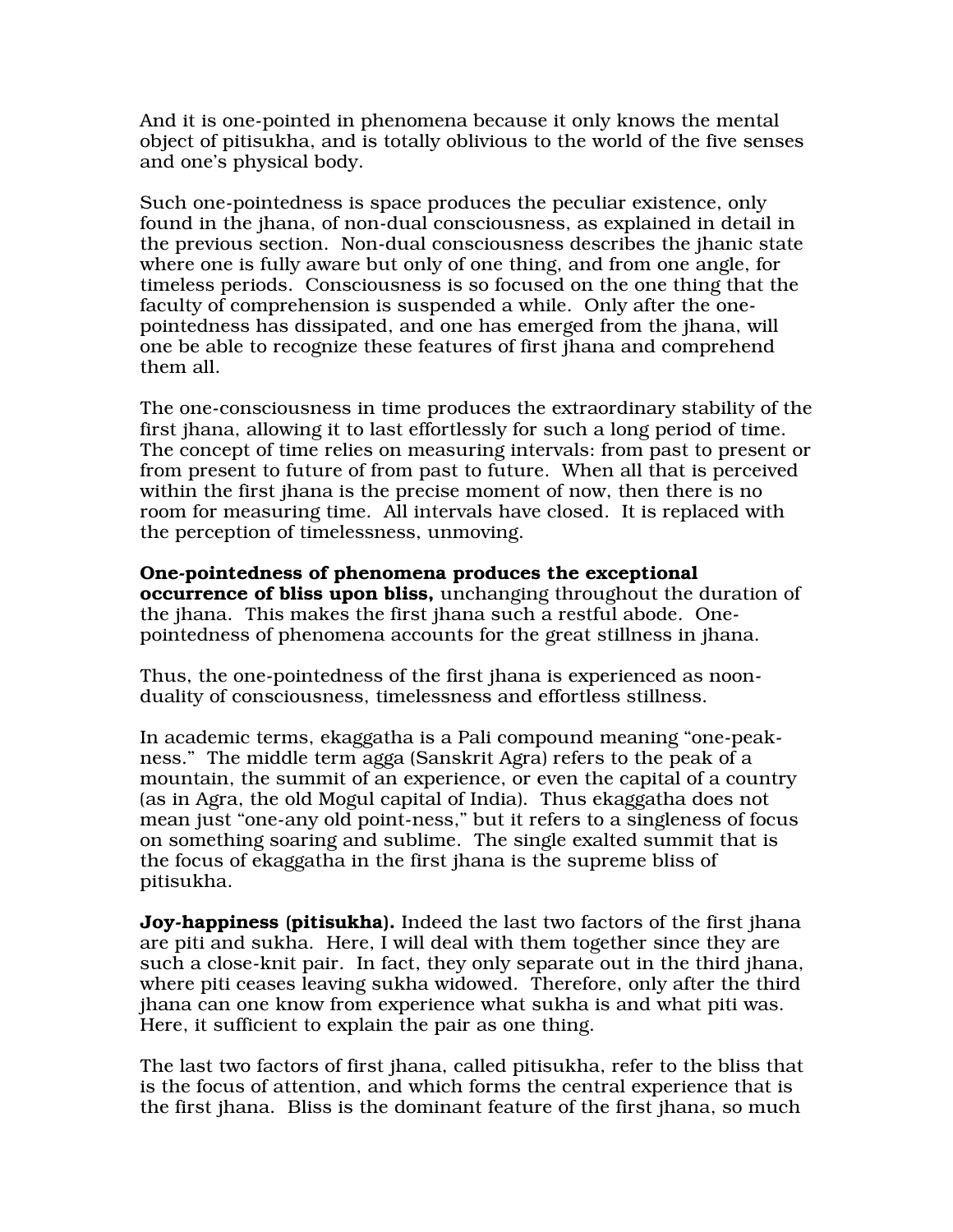And it is one-pointed in phenomena because it only knows the mental object of pitisukha, and is totally oblivious to the world of the five senses and one's physical body.

Such one-pointedness is space produces the peculiar existence, only found in the jhana, of non-dual consciousness, as explained in detail in the previous section. Non-dual consciousness describes the jhanic state where one is fully aware but only of one thing, and from one angle, for timeless periods. Consciousness is so focused on the one thing that the faculty of comprehension is suspended a while. Only after the one-pointedness has dissipated, and one has emerged from the jhana, will one be able to recognize these features of first jhana and comprehend them all.

The one-consciousness in time produces the extraordinary stability of the first jhana, allowing it to last effortlessly for such a long period of time. The concept of time relies on measuring intervals: from past to present or from present to future of from past to future. When all that is perceived within the first jhana is the precise moment of now, then there is no room for measuring time. All intervals have closed. It is replaced with the perception of timelessness, unmoving.

**One-pointedness of phenomena produces the exceptional occurrence of bliss upon bliss,** unchanging throughout the duration of the jhana. This makes the first jhana such a restful abode. One-pointedness of phenomena accounts for the great stillness in jhana.

Thus, the one-pointedness of the first jhana is experienced as noon-duality of consciousness, timelessness and effortless stillness.

In academic terms, ekaggatha is a Pali compound meaning "one-peak-ness." The middle term agga (Sanskrit Agra) refers to the peak of a mountain, the summit of an experience, or even the capital of a country (as in Agra, the old Mogul capital of India). Thus ekaggatha does not mean just "one-any old point-ness," but it refers to a singleness of focus on something soaring and sublime. The single exalted summit that is the focus of ekaggatha in the first jhana is the supreme bliss of pitisukha.

**Joy-happiness (pitisukha).** Indeed the last two factors of the first jhana are piti and sukha. Here, I will deal with them together since they are such a close-knit pair. In fact, they only separate out in the third jhana, where piti ceases leaving sukha widowed. Therefore, only after the third jhana can one know from experience what sukha is and what piti was. Here, it sufficient to explain the pair as one thing.

The last two factors of first jhana, called pitisukha, refer to the bliss that is the focus of attention, and which forms the central experience that is the first jhana. Bliss is the dominant feature of the first jhana, so much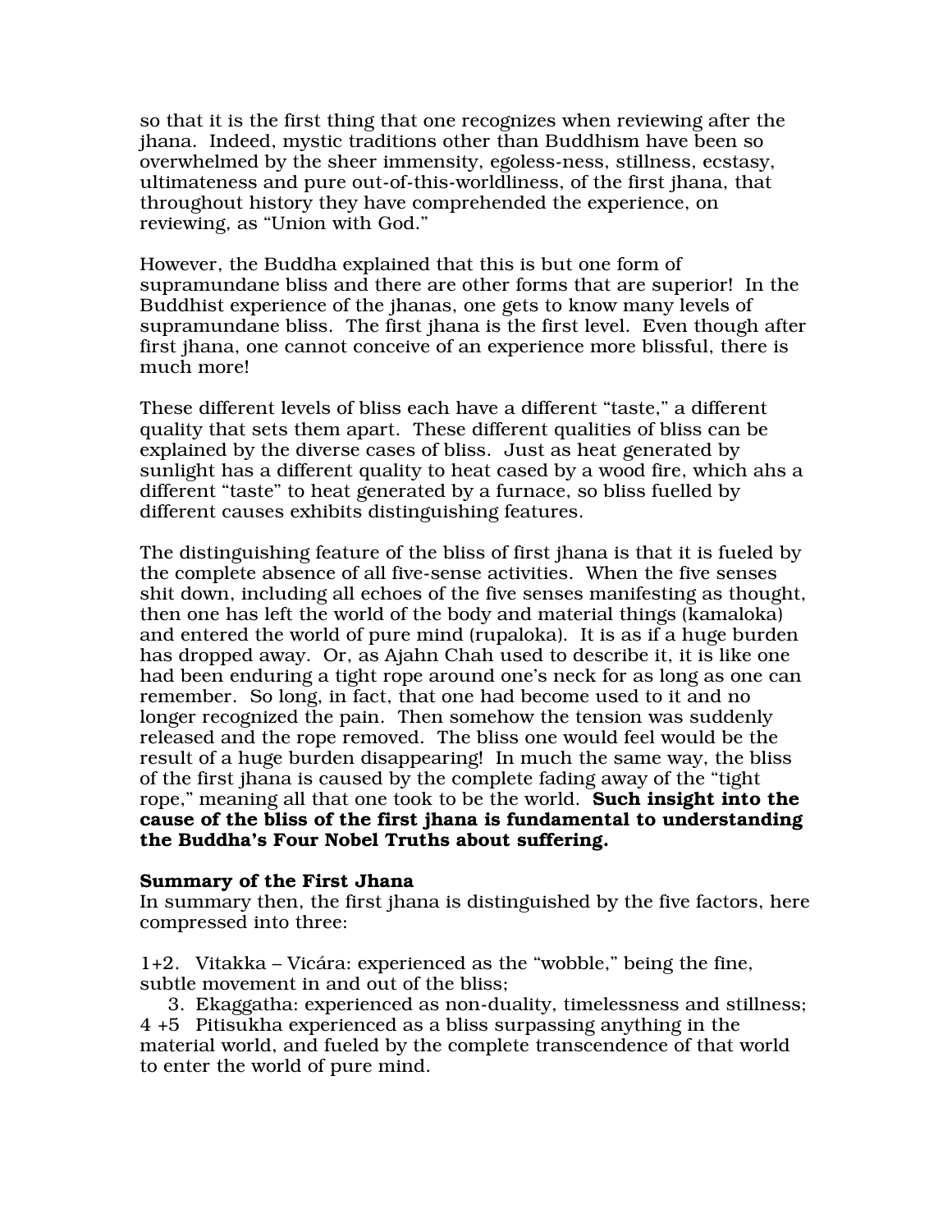so that it is the first thing that one recognizes when reviewing after the jhana. Indeed, mystic traditions other than Buddhism have been so overwhelmed by the sheer immensity, egoless-ness, stillness, ecstasy, ultimateness and pure out-of-this-worldliness, of the first jhana, that throughout history they have comprehended the experience, on reviewing, as "Union with God."

However, the Buddha explained that this is but one form of supramundane bliss and there are other forms that are superior! In the Buddhist experience of the jhanas, one gets to know many levels of supramundane bliss. The first jhana is the first level. Even though after first jhana, one cannot conceive of an experience more blissful, there is much more!

These different levels of bliss each have a different "taste," a different quality that sets them apart. These different qualities of bliss can be explained by the diverse cases of bliss. Just as heat generated by sunlight has a different quality to heat cased by a wood fire, which ahs a different "taste" to heat generated by a furnace, so bliss fuelled by different causes exhibits distinguishing features.

The distinguishing feature of the bliss of first jhana is that it is fueled by the complete absence of all five-sense activities. When the five senses shit down, including all echoes of the five senses manifesting as thought, then one has left the world of the body and material things (kamaloka) and entered the world of pure mind (rupaloka). It is as if a huge burden has dropped away. Or, as Ajahn Chah used to describe it, it is like one had been enduring a tight rope around one's neck for as long as one can remember. So long, in fact, that one had become used to it and no longer recognized the pain. Then somehow the tension was suddenly released and the rope removed. The bliss one would feel would be the result of a huge burden disappearing! In much the same way, the bliss of the first jhana is caused by the complete fading away of the "tight rope," meaning all that one took to be the world. **Such insight into the cause of the bliss of the first jhana is fundamental to understanding the Buddha's Four Nobel Truths about suffering.**

**Summary of the First Jhana**

In summary then, the first jhana is distinguished by the five factors, here compressed into three:

1+2. Vitakka – Vicára: experienced as the "wobble," being the fine, subtle movement in and out of the bliss;

3. Ekaggatha: experienced as non-duality, timelessness and stillness;

4 +5 Pitisukha experienced as a bliss surpassing anything in the material world, and fueled by the complete transcendence of that world to enter the world of pure mind.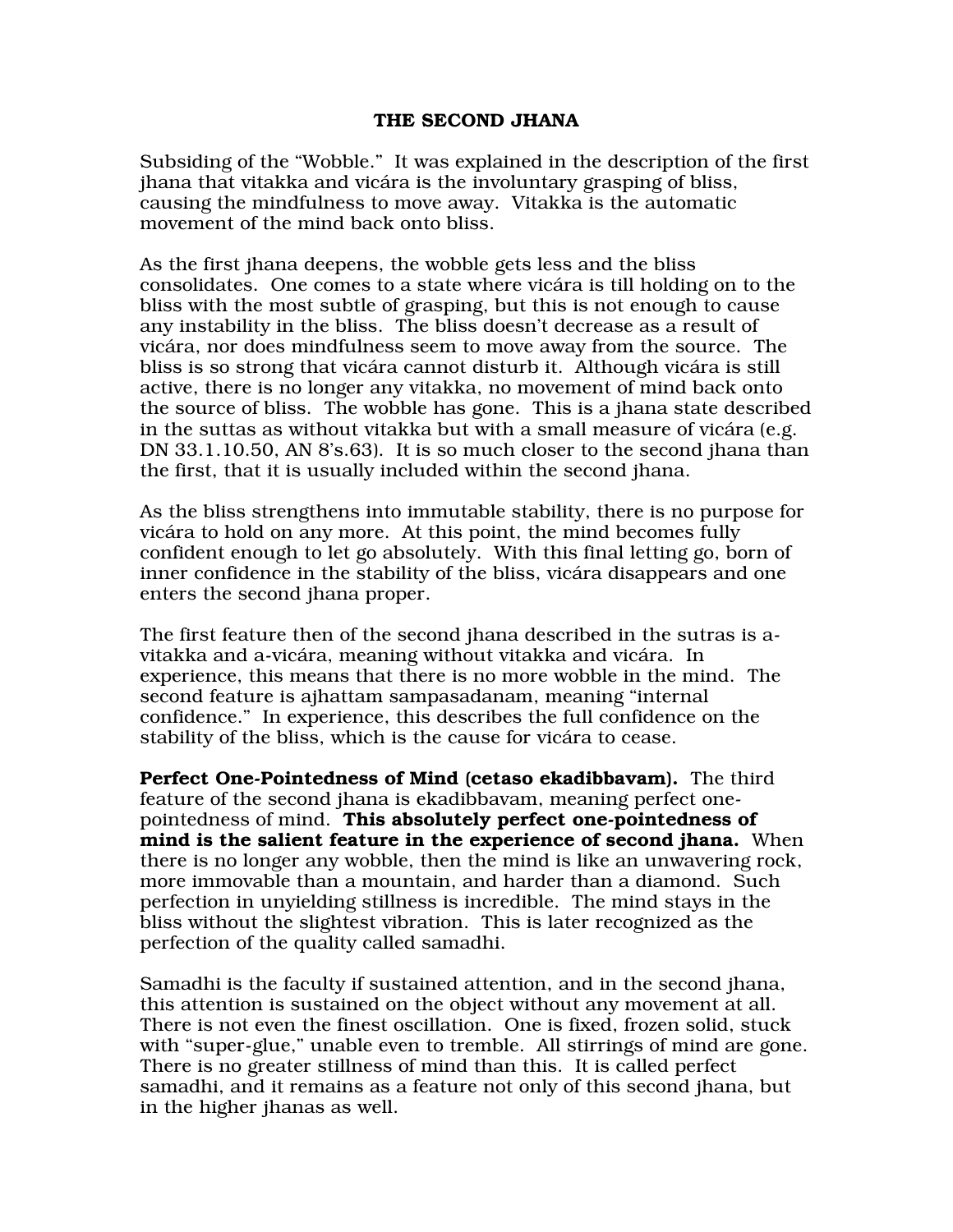## THE SECOND JHANA

Subsiding of the "Wobble." It was explained in the description of the first jhana that vitakka and vicára is the involuntary grasping of bliss, causing the mindfulness to move away. Vitakka is the automatic movement of the mind back onto bliss.

As the first jhana deepens, the wobble gets less and the bliss consolidates. One comes to a state where vicára is till holding on to the bliss with the most subtle of grasping, but this is not enough to cause any instability in the bliss. The bliss doesn't decrease as a result of vicára, nor does mindfulness seem to move away from the source. The bliss is so strong that vicára cannot disturb it. Although vicára is still active, there is no longer any vitakka, no movement of mind back onto the source of bliss. The wobble has gone. This is a jhana state described in the suttas as without vitakka but with a small measure of vicára (e.g. DN 33.1.10.50, AN 8's.63). It is so much closer to the second jhana than the first, that it is usually included within the second jhana.

As the bliss strengthens into immutable stability, there is no purpose for vicára to hold on any more. At this point, the mind becomes fully confident enough to let go absolutely. With this final letting go, born of inner confidence in the stability of the bliss, vicára disappears and one enters the second jhana proper.

The first feature then of the second jhana described in the sutras is a-vitakka and a-vicára, meaning without vitakka and vicára. In experience, this means that there is no more wobble in the mind. The second feature is ajhattam sampasadanam, meaning "internal confidence." In experience, this describes the full confidence on the stability of the bliss, which is the cause for vicára to cease.

**Perfect One-Pointedness of Mind (cetaso ekadibbavam).** The third feature of the second jhana is ekadibbavam, meaning perfect one-pointedness of mind. **This absolutely perfect one-pointedness of mind is the salient feature in the experience of second jhana.** When there is no longer any wobble, then the mind is like an unwavering rock, more immovable than a mountain, and harder than a diamond. Such perfection in unyielding stillness is incredible. The mind stays in the bliss without the slightest vibration. This is later recognized as the perfection of the quality called samadhi.

Samadhi is the faculty if sustained attention, and in the second jhana, this attention is sustained on the object without any movement at all. There is not even the finest oscillation. One is fixed, frozen solid, stuck with "super-glue," unable even to tremble. All stirrings of mind are gone. There is no greater stillness of mind than this. It is called perfect samadhi, and it remains as a feature not only of this second jhana, but in the higher jhanas as well.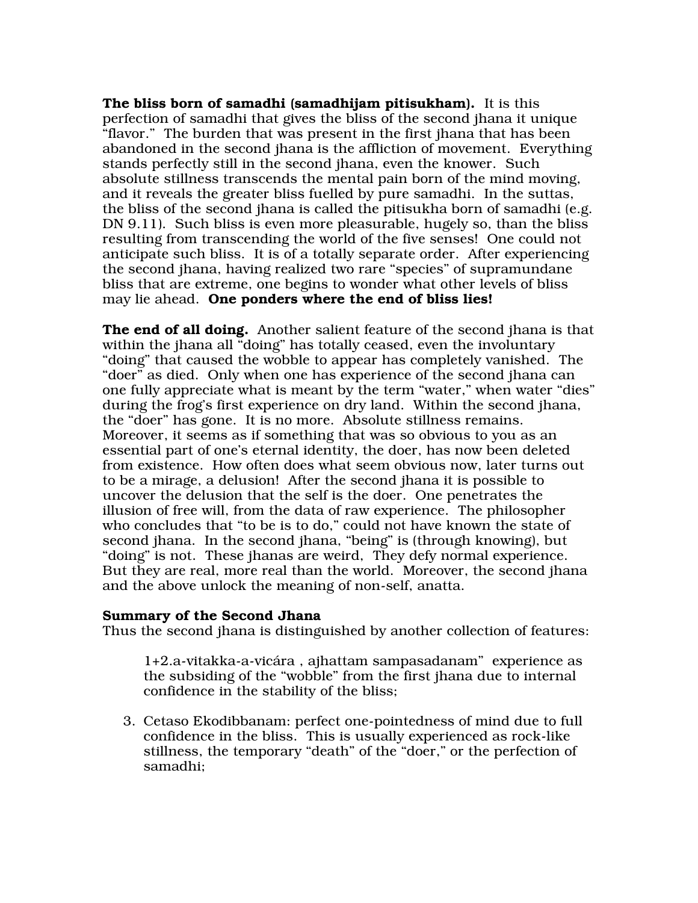**The bliss born of samadhi (samadhijam pitisukham).** It is this perfection of samadhi that gives the bliss of the second jhana it unique "flavor." The burden that was present in the first jhana that has been abandoned in the second jhana is the affliction of movement. Everything stands perfectly still in the second jhana, even the knower. Such absolute stillness transcends the mental pain born of the mind moving, and it reveals the greater bliss fuelled by pure samadhi. In the suttas, the bliss of the second jhana is called the pitisukha born of samadhi (e.g. DN 9.11). Such bliss is even more pleasurable, hugely so, than the bliss resulting from transcending the world of the five senses! One could not anticipate such bliss. It is of a totally separate order. After experiencing the second jhana, having realized two rare "species" of supramundane bliss that are extreme, one begins to wonder what other levels of bliss may lie ahead. **One ponders where the end of bliss lies!**

**The end of all doing.** Another salient feature of the second jhana is that within the jhana all "doing" has totally ceased, even the involuntary "doing" that caused the wobble to appear has completely vanished. The "doer" as died. Only when one has experience of the second jhana can one fully appreciate what is meant by the term "water," when water "dies" during the frog's first experience on dry land. Within the second jhana, the "doer" has gone. It is no more. Absolute stillness remains. Moreover, it seems as if something that was so obvious to you as an essential part of one's eternal identity, the doer, has now been deleted from existence. How often does what seem obvious now, later turns out to be a mirage, a delusion! After the second jhana it is possible to uncover the delusion that the self is the doer. One penetrates the illusion of free will, from the data of raw experience. The philosopher who concludes that "to be is to do," could not have known the state of second jhana. In the second jhana, "being" is (through knowing), but "doing" is not. These jhanas are weird, They defy normal experience. But they are real, more real than the world. Moreover, the second jhana and the above unlock the meaning of non-self, anatta.

**Summary of the Second Jhana**
Thus the second jhana is distinguished by another collection of features:

1+2.a-vitakka-a-vicára , ajhattam sampasadanam" experience as the subsiding of the "wobble" from the first jhana due to internal confidence in the stability of the bliss;

3. Cetaso Ekodibbanam: perfect one-pointedness of mind due to full confidence in the bliss. This is usually experienced as rock-like stillness, the temporary "death" of the "doer," or the perfection of samadhi;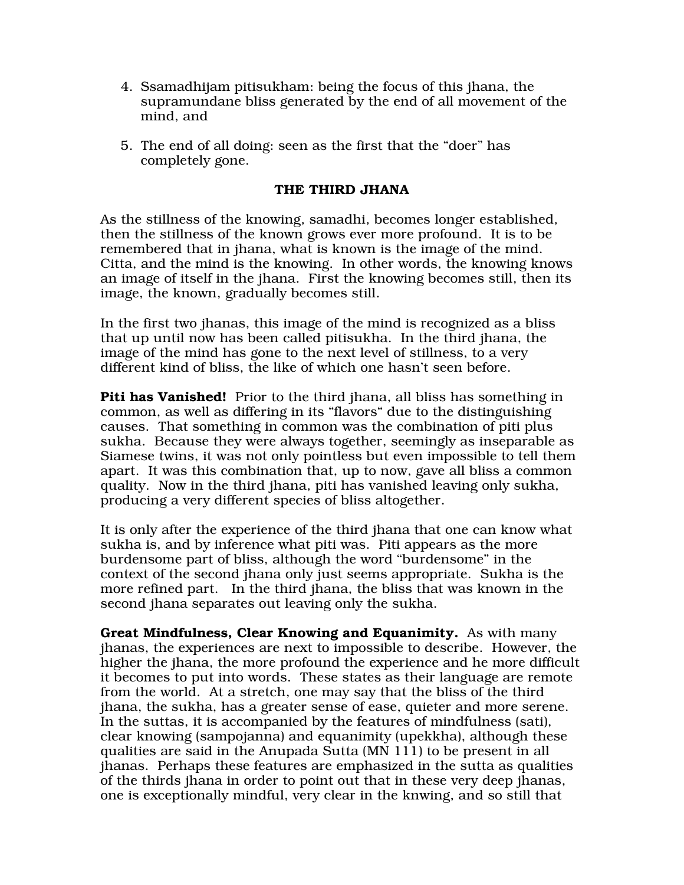4. Ssamadhijam pitisukham: being the focus of this jhana, the supramundane bliss generated by the end of all movement of the mind, and

5. The end of all doing: seen as the first that the "doer" has completely gone.

## THE THIRD JHANA

As the stillness of the knowing, samadhi, becomes longer established, then the stillness of the known grows ever more profound. It is to be remembered that in jhana, what is known is the image of the mind. Citta, and the mind is the knowing. In other words, the knowing knows an image of itself in the jhana. First the knowing becomes still, then its image, the known, gradually becomes still.

In the first two jhanas, this image of the mind is recognized as a bliss that up until now has been called pitisukha. In the third jhana, the image of the mind has gone to the next level of stillness, to a very different kind of bliss, the like of which one hasn't seen before.

**Piti has Vanished!** Prior to the third jhana, all bliss has something in common, as well as differing in its "flavors" due to the distinguishing causes. That something in common was the combination of piti plus sukha. Because they were always together, seemingly as inseparable as Siamese twins, it was not only pointless but even impossible to tell them apart. It was this combination that, up to now, gave all bliss a common quality. Now in the third jhana, piti has vanished leaving only sukha, producing a very different species of bliss altogether.

It is only after the experience of the third jhana that one can know what sukha is, and by inference what piti was. Piti appears as the more burdensome part of bliss, although the word "burdensome" in the context of the second jhana only just seems appropriate. Sukha is the more refined part. In the third jhana, the bliss that was known in the second jhana separates out leaving only the sukha.

**Great Mindfulness, Clear Knowing and Equanimity.** As with many jhanas, the experiences are next to impossible to describe. However, the higher the jhana, the more profound the experience and he more difficult it becomes to put into words. These states as their language are remote from the world. At a stretch, one may say that the bliss of the third jhana, the sukha, has a greater sense of ease, quieter and more serene. In the suttas, it is accompanied by the features of mindfulness (sati), clear knowing (sampojanna) and equanimity (upekkha), although these qualities are said in the Anupada Sutta (MN 111) to be present in all jhanas. Perhaps these features are emphasized in the sutta as qualities of the thirds jhana in order to point out that in these very deep jhanas, one is exceptionally mindful, very clear in the knwing, and so still that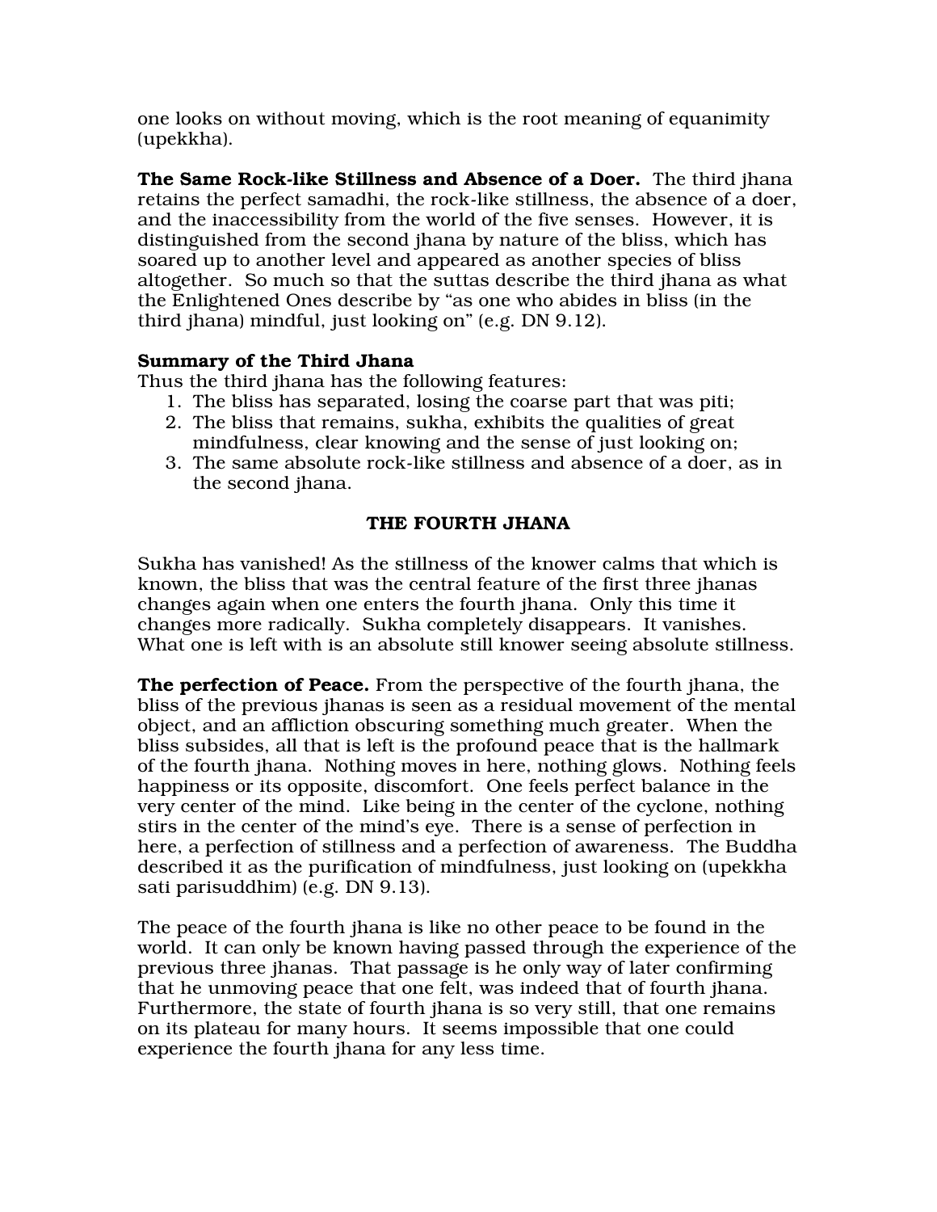one looks on without moving, which is the root meaning of equanimity (upekkha).

**The Same Rock-like Stillness and Absence of a Doer.** The third jhana retains the perfect samadhi, the rock-like stillness, the absence of a doer, and the inaccessibility from the world of the five senses. However, it is distinguished from the second jhana by nature of the bliss, which has soared up to another level and appeared as another species of bliss altogether. So much so that the suttas describe the third jhana as what the Enlightened Ones describe by "as one who abides in bliss (in the third jhana) mindful, just looking on" (e.g. DN 9.12).

**Summary of the Third Jhana**
Thus the third jhana has the following features:

1. The bliss has separated, losing the coarse part that was piti;
2. The bliss that remains, sukha, exhibits the qualities of great mindfulness, clear knowing and the sense of just looking on;
3. The same absolute rock-like stillness and absence of a doer, as in the second jhana.

## THE FOURTH JHANA

Sukha has vanished! As the stillness of the knower calms that which is known, the bliss that was the central feature of the first three jhanas changes again when one enters the fourth jhana. Only this time it changes more radically. Sukha completely disappears. It vanishes. What one is left with is an absolute still knower seeing absolute stillness.

**The perfection of Peace.** From the perspective of the fourth jhana, the bliss of the previous jhanas is seen as a residual movement of the mental object, and an affliction obscuring something much greater. When the bliss subsides, all that is left is the profound peace that is the hallmark of the fourth jhana. Nothing moves in here, nothing glows. Nothing feels happiness or its opposite, discomfort. One feels perfect balance in the very center of the mind. Like being in the center of the cyclone, nothing stirs in the center of the mind's eye. There is a sense of perfection in here, a perfection of stillness and a perfection of awareness. The Buddha described it as the purification of mindfulness, just looking on (upekkha sati parisuddhim) (e.g. DN 9.13).

The peace of the fourth jhana is like no other peace to be found in the world. It can only be known having passed through the experience of the previous three jhanas. That passage is he only way of later confirming that he unmoving peace that one felt, was indeed that of fourth jhana. Furthermore, the state of fourth jhana is so very still, that one remains on its plateau for many hours. It seems impossible that one could experience the fourth jhana for any less time.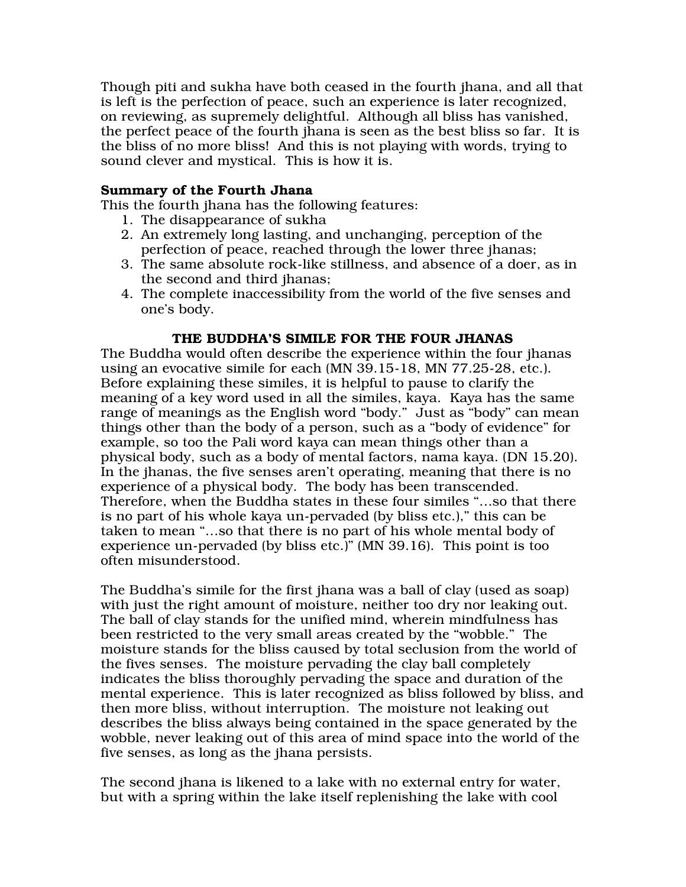Though piti and sukha have both ceased in the fourth jhana, and all that is left is the perfection of peace, such an experience is later recognized, on reviewing, as supremely delightful. Although all bliss has vanished, the perfect peace of the fourth jhana is seen as the best bliss so far. It is the bliss of no more bliss! And this is not playing with words, trying to sound clever and mystical. This is how it is.

**Summary of the Fourth Jhana**

This the fourth jhana has the following features:

1. The disappearance of sukha
2. An extremely long lasting, and unchanging, perception of the perfection of peace, reached through the lower three jhanas;
3. The same absolute rock-like stillness, and absence of a doer, as in the second and third jhanas;
4. The complete inaccessibility from the world of the five senses and one's body.

## THE BUDDHA'S SIMILE FOR THE FOUR JHANAS

The Buddha would often describe the experience within the four jhanas using an evocative simile for each (MN 39.15-18, MN 77.25-28, etc.). Before explaining these similes, it is helpful to pause to clarify the meaning of a key word used in all the similes, kaya. Kaya has the same range of meanings as the English word "body." Just as "body" can mean things other than the body of a person, such as a "body of evidence" for example, so too the Pali word kaya can mean things other than a physical body, such as a body of mental factors, nama kaya. (DN 15.20). In the jhanas, the five senses aren't operating, meaning that there is no experience of a physical body. The body has been transcended. Therefore, when the Buddha states in these four similes "…so that there is no part of his whole kaya un-pervaded (by bliss etc.)," this can be taken to mean "…so that there is no part of his whole mental body of experience un-pervaded (by bliss etc.)" (MN 39.16). This point is too often misunderstood.

The Buddha's simile for the first jhana was a ball of clay (used as soap) with just the right amount of moisture, neither too dry nor leaking out. The ball of clay stands for the unified mind, wherein mindfulness has been restricted to the very small areas created by the "wobble." The moisture stands for the bliss caused by total seclusion from the world of the fives senses. The moisture pervading the clay ball completely indicates the bliss thoroughly pervading the space and duration of the mental experience. This is later recognized as bliss followed by bliss, and then more bliss, without interruption. The moisture not leaking out describes the bliss always being contained in the space generated by the wobble, never leaking out of this area of mind space into the world of the five senses, as long as the jhana persists.

The second jhana is likened to a lake with no external entry for water, but with a spring within the lake itself replenishing the lake with cool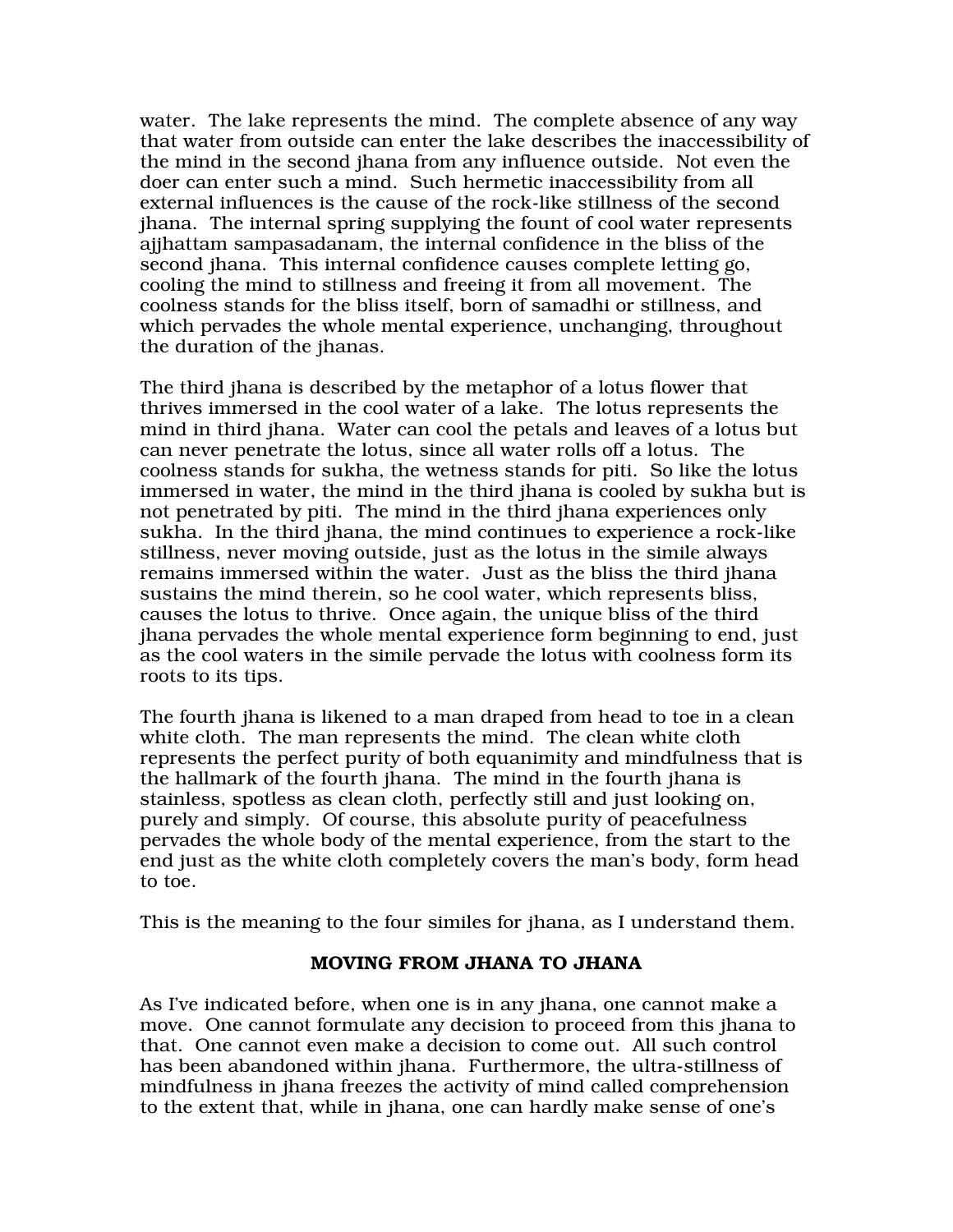water. The lake represents the mind. The complete absence of any way that water from outside can enter the lake describes the inaccessibility of the mind in the second jhana from any influence outside. Not even the doer can enter such a mind. Such hermetic inaccessibility from all external influences is the cause of the rock-like stillness of the second jhana. The internal spring supplying the fount of cool water represents ajjhattam sampasadanam, the internal confidence in the bliss of the second jhana. This internal confidence causes complete letting go, cooling the mind to stillness and freeing it from all movement. The coolness stands for the bliss itself, born of samadhi or stillness, and which pervades the whole mental experience, unchanging, throughout the duration of the jhanas.

The third jhana is described by the metaphor of a lotus flower that thrives immersed in the cool water of a lake. The lotus represents the mind in third jhana. Water can cool the petals and leaves of a lotus but can never penetrate the lotus, since all water rolls off a lotus. The coolness stands for sukha, the wetness stands for piti. So like the lotus immersed in water, the mind in the third jhana is cooled by sukha but is not penetrated by piti. The mind in the third jhana experiences only sukha. In the third jhana, the mind continues to experience a rock-like stillness, never moving outside, just as the lotus in the simile always remains immersed within the water. Just as the bliss the third jhana sustains the mind therein, so he cool water, which represents bliss, causes the lotus to thrive. Once again, the unique bliss of the third jhana pervades the whole mental experience form beginning to end, just as the cool waters in the simile pervade the lotus with coolness form its roots to its tips.

The fourth jhana is likened to a man draped from head to toe in a clean white cloth. The man represents the mind. The clean white cloth represents the perfect purity of both equanimity and mindfulness that is the hallmark of the fourth jhana. The mind in the fourth jhana is stainless, spotless as clean cloth, perfectly still and just looking on, purely and simply. Of course, this absolute purity of peacefulness pervades the whole body of the mental experience, from the start to the end just as the white cloth completely covers the man's body, form head to toe.

This is the meaning to the four similes for jhana, as I understand them.

## MOVING FROM JHANA TO JHANA

As I've indicated before, when one is in any jhana, one cannot make a move. One cannot formulate any decision to proceed from this jhana to that. One cannot even make a decision to come out. All such control has been abandoned within jhana. Furthermore, the ultra-stillness of mindfulness in jhana freezes the activity of mind called comprehension to the extent that, while in jhana, one can hardly make sense of one's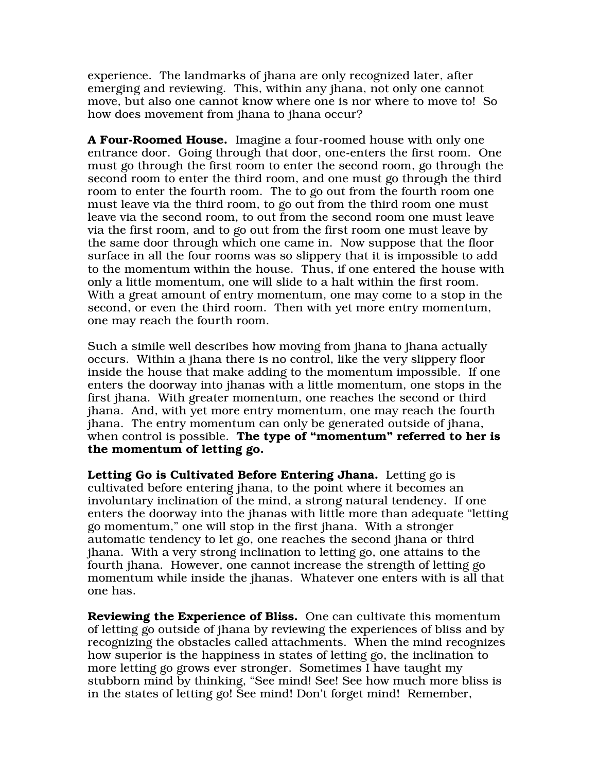experience. The landmarks of jhana are only recognized later, after emerging and reviewing. This, within any jhana, not only one cannot move, but also one cannot know where one is nor where to move to! So how does movement from jhana to jhana occur?

**A Four-Roomed House.** Imagine a four-roomed house with only one entrance door. Going through that door, one-enters the first room. One must go through the first room to enter the second room, go through the second room to enter the third room, and one must go through the third room to enter the fourth room. The to go out from the fourth room one must leave via the third room, to go out from the third room one must leave via the second room, to out from the second room one must leave via the first room, and to go out from the first room one must leave by the same door through which one came in. Now suppose that the floor surface in all the four rooms was so slippery that it is impossible to add to the momentum within the house. Thus, if one entered the house with only a little momentum, one will slide to a halt within the first room. With a great amount of entry momentum, one may come to a stop in the second, or even the third room. Then with yet more entry momentum, one may reach the fourth room.

Such a simile well describes how moving from jhana to jhana actually occurs. Within a jhana there is no control, like the very slippery floor inside the house that make adding to the momentum impossible. If one enters the doorway into jhanas with a little momentum, one stops in the first jhana. With greater momentum, one reaches the second or third jhana. And, with yet more entry momentum, one may reach the fourth jhana. The entry momentum can only be generated outside of jhana, when control is possible. **The type of "momentum" referred to her is the momentum of letting go.**

**Letting Go is Cultivated Before Entering Jhana.** Letting go is cultivated before entering jhana, to the point where it becomes an involuntary inclination of the mind, a strong natural tendency. If one enters the doorway into the jhanas with little more than adequate "letting go momentum," one will stop in the first jhana. With a stronger automatic tendency to let go, one reaches the second jhana or third jhana. With a very strong inclination to letting go, one attains to the fourth jhana. However, one cannot increase the strength of letting go momentum while inside the jhanas. Whatever one enters with is all that one has.

**Reviewing the Experience of Bliss.** One can cultivate this momentum of letting go outside of jhana by reviewing the experiences of bliss and by recognizing the obstacles called attachments. When the mind recognizes how superior is the happiness in states of letting go, the inclination to more letting go grows ever stronger. Sometimes I have taught my stubborn mind by thinking, "See mind! See! See how much more bliss is in the states of letting go! See mind! Don't forget mind! Remember,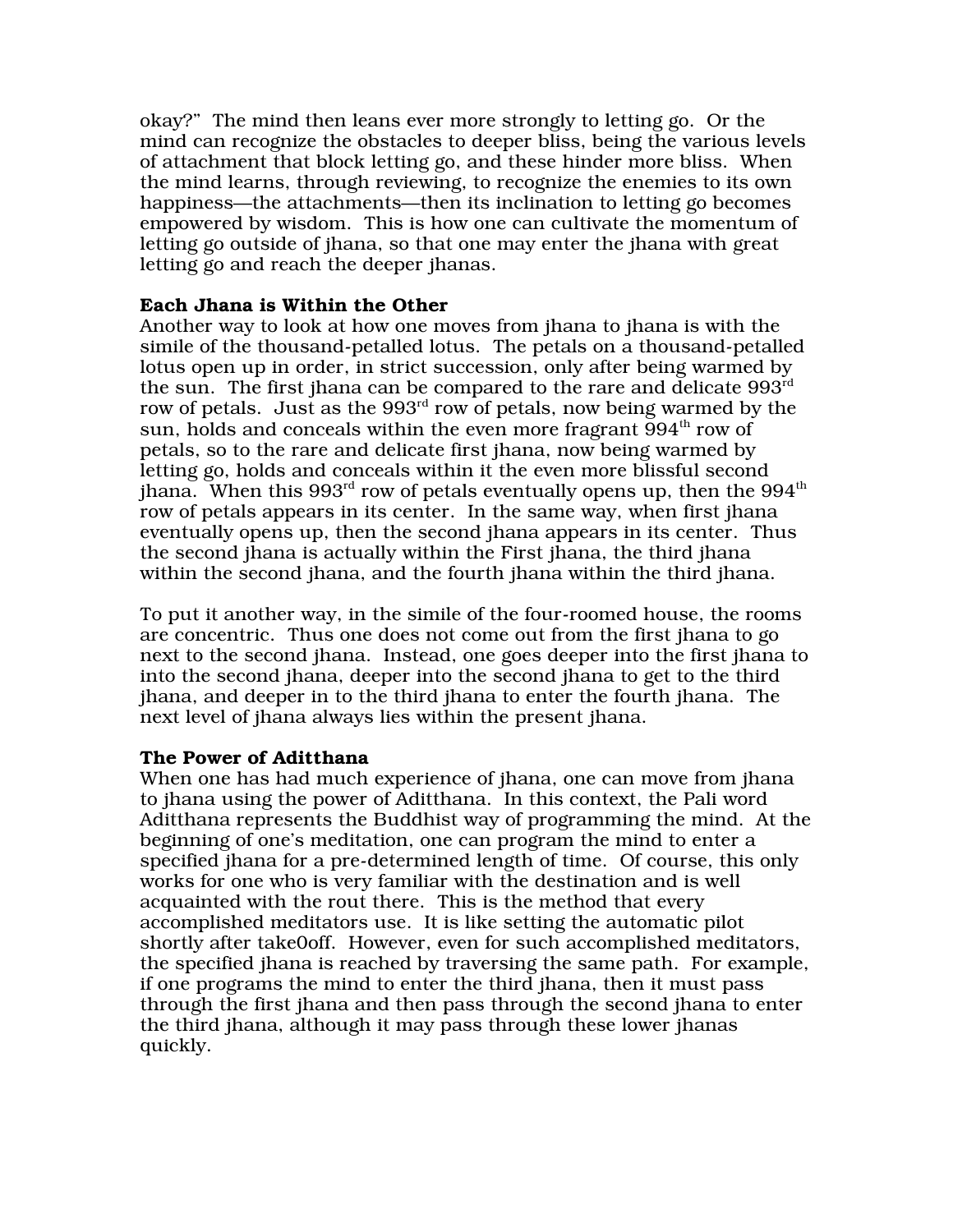okay?" The mind then leans ever more strongly to letting go. Or the mind can recognize the obstacles to deeper bliss, being the various levels of attachment that block letting go, and these hinder more bliss. When the mind learns, through reviewing, to recognize the enemies to its own happiness—the attachments—then its inclination to letting go becomes empowered by wisdom. This is how one can cultivate the momentum of letting go outside of jhana, so that one may enter the jhana with great letting go and reach the deeper jhanas.

**Each Jhana is Within the Other**

Another way to look at how one moves from jhana to jhana is with the simile of the thousand-petalled lotus. The petals on a thousand-petalled lotus open up in order, in strict succession, only after being warmed by the sun. The first jhana can be compared to the rare and delicate 993rd row of petals. Just as the 993rd row of petals, now being warmed by the sun, holds and conceals within the even more fragrant 994th row of petals, so to the rare and delicate first jhana, now being warmed by letting go, holds and conceals within it the even more blissful second jhana. When this 993rd row of petals eventually opens up, then the 994th row of petals appears in its center. In the same way, when first jhana eventually opens up, then the second jhana appears in its center. Thus the second jhana is actually within the First jhana, the third jhana within the second jhana, and the fourth jhana within the third jhana.

To put it another way, in the simile of the four-roomed house, the rooms are concentric. Thus one does not come out from the first jhana to go next to the second jhana. Instead, one goes deeper into the first jhana to into the second jhana, deeper into the second jhana to get to the third jhana, and deeper in to the third jhana to enter the fourth jhana. The next level of jhana always lies within the present jhana.

**The Power of Aditthana**

When one has had much experience of jhana, one can move from jhana to jhana using the power of Aditthana. In this context, the Pali word Aditthana represents the Buddhist way of programming the mind. At the beginning of one's meditation, one can program the mind to enter a specified jhana for a pre-determined length of time. Of course, this only works for one who is very familiar with the destination and is well acquainted with the rout there. This is the method that every accomplished meditators use. It is like setting the automatic pilot shortly after take0off. However, even for such accomplished meditators, the specified jhana is reached by traversing the same path. For example, if one programs the mind to enter the third jhana, then it must pass through the first jhana and then pass through the second jhana to enter the third jhana, although it may pass through these lower jhanas quickly.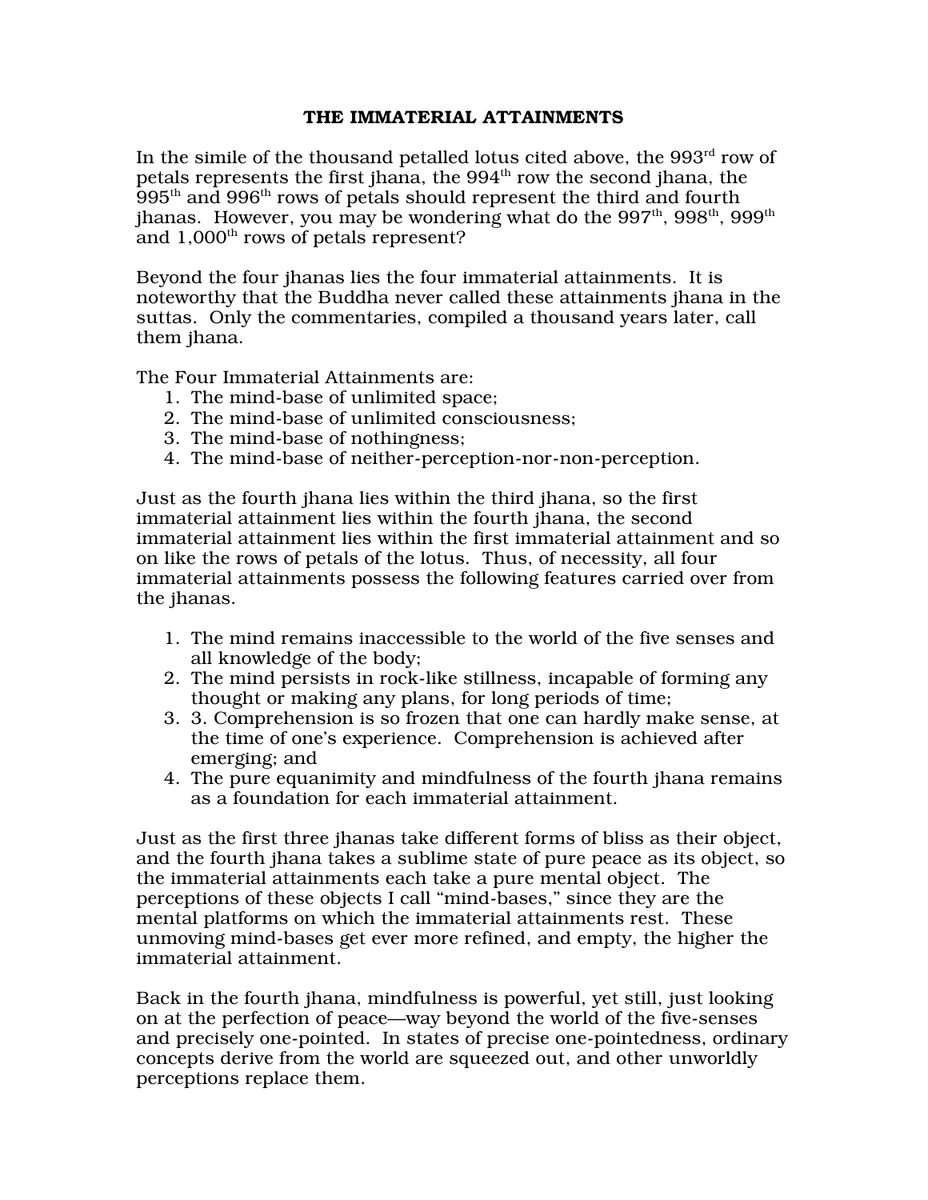# THE IMMATERIAL ATTAINMENTS

In the simile of the thousand petalled lotus cited above, the 993rd row of petals represents the first jhana, the 994th row the second jhana, the 995th and 996th rows of petals should represent the third and fourth jhanas. However, you may be wondering what do the 997th, 998th, 999th and 1,000th rows of petals represent?

Beyond the four jhanas lies the four immaterial attainments. It is noteworthy that the Buddha never called these attainments jhana in the suttas. Only the commentaries, compiled a thousand years later, call them jhana.

The Four Immaterial Attainments are:

1. The mind-base of unlimited space;
2. The mind-base of unlimited consciousness;
3. The mind-base of nothingness;
4. The mind-base of neither-perception-nor-non-perception.

Just as the fourth jhana lies within the third jhana, so the first immaterial attainment lies within the fourth jhana, the second immaterial attainment lies within the first immaterial attainment and so on like the rows of petals of the lotus. Thus, of necessity, all four immaterial attainments possess the following features carried over from the jhanas.

1. The mind remains inaccessible to the world of the five senses and all knowledge of the body;
2. The mind persists in rock-like stillness, incapable of forming any thought or making any plans, for long periods of time;
3. 3. Comprehension is so frozen that one can hardly make sense, at the time of one's experience. Comprehension is achieved after emerging; and
4. The pure equanimity and mindfulness of the fourth jhana remains as a foundation for each immaterial attainment.

Just as the first three jhanas take different forms of bliss as their object, and the fourth jhana takes a sublime state of pure peace as its object, so the immaterial attainments each take a pure mental object. The perceptions of these objects I call "mind-bases," since they are the mental platforms on which the immaterial attainments rest. These unmoving mind-bases get ever more refined, and empty, the higher the immaterial attainment.

Back in the fourth jhana, mindfulness is powerful, yet still, just looking on at the perfection of peace—way beyond the world of the five-senses and precisely one-pointed. In states of precise one-pointedness, ordinary concepts derive from the world are squeezed out, and other unworldly perceptions replace them.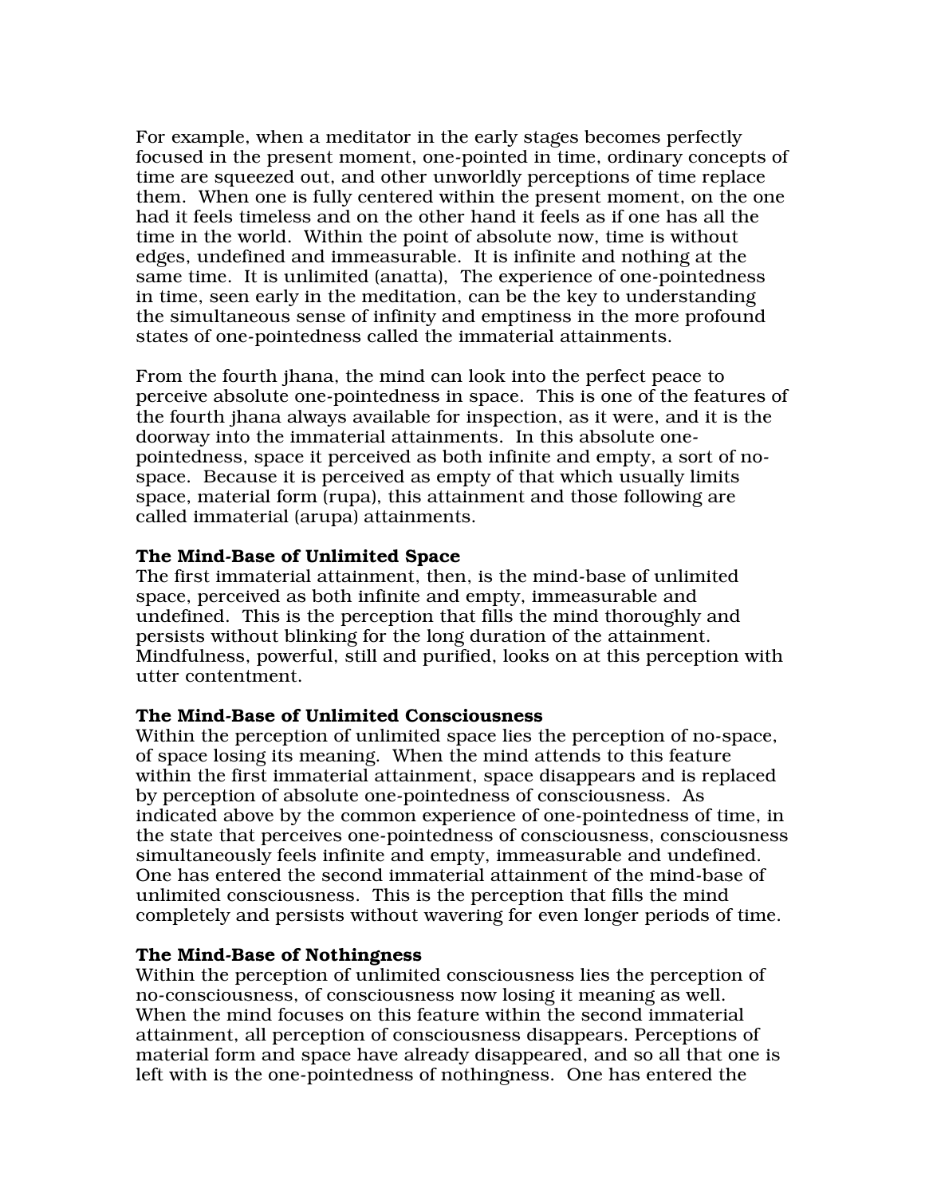For example, when a meditator in the early stages becomes perfectly focused in the present moment, one-pointed in time, ordinary concepts of time are squeezed out, and other unworldly perceptions of time replace them. When one is fully centered within the present moment, on the one had it feels timeless and on the other hand it feels as if one has all the time in the world. Within the point of absolute now, time is without edges, undefined and immeasurable. It is infinite and nothing at the same time. It is unlimited (anatta), The experience of one-pointedness in time, seen early in the meditation, can be the key to understanding the simultaneous sense of infinity and emptiness in the more profound states of one-pointedness called the immaterial attainments.

From the fourth jhana, the mind can look into the perfect peace to perceive absolute one-pointedness in space. This is one of the features of the fourth jhana always available for inspection, as it were, and it is the doorway into the immaterial attainments. In this absolute one-pointedness, space it perceived as both infinite and empty, a sort of no-space. Because it is perceived as empty of that which usually limits space, material form (rupa), this attainment and those following are called immaterial (arupa) attainments.

**The Mind-Base of Unlimited Space**
The first immaterial attainment, then, is the mind-base of unlimited space, perceived as both infinite and empty, immeasurable and undefined. This is the perception that fills the mind thoroughly and persists without blinking for the long duration of the attainment. Mindfulness, powerful, still and purified, looks on at this perception with utter contentment.

**The Mind-Base of Unlimited Consciousness**
Within the perception of unlimited space lies the perception of no-space, of space losing its meaning. When the mind attends to this feature within the first immaterial attainment, space disappears and is replaced by perception of absolute one-pointedness of consciousness. As indicated above by the common experience of one-pointedness of time, in the state that perceives one-pointedness of consciousness, consciousness simultaneously feels infinite and empty, immeasurable and undefined. One has entered the second immaterial attainment of the mind-base of unlimited consciousness. This is the perception that fills the mind completely and persists without wavering for even longer periods of time.

**The Mind-Base of Nothingness**
Within the perception of unlimited consciousness lies the perception of no-consciousness, of consciousness now losing it meaning as well. When the mind focuses on this feature within the second immaterial attainment, all perception of consciousness disappears. Perceptions of material form and space have already disappeared, and so all that one is left with is the one-pointedness of nothingness. One has entered the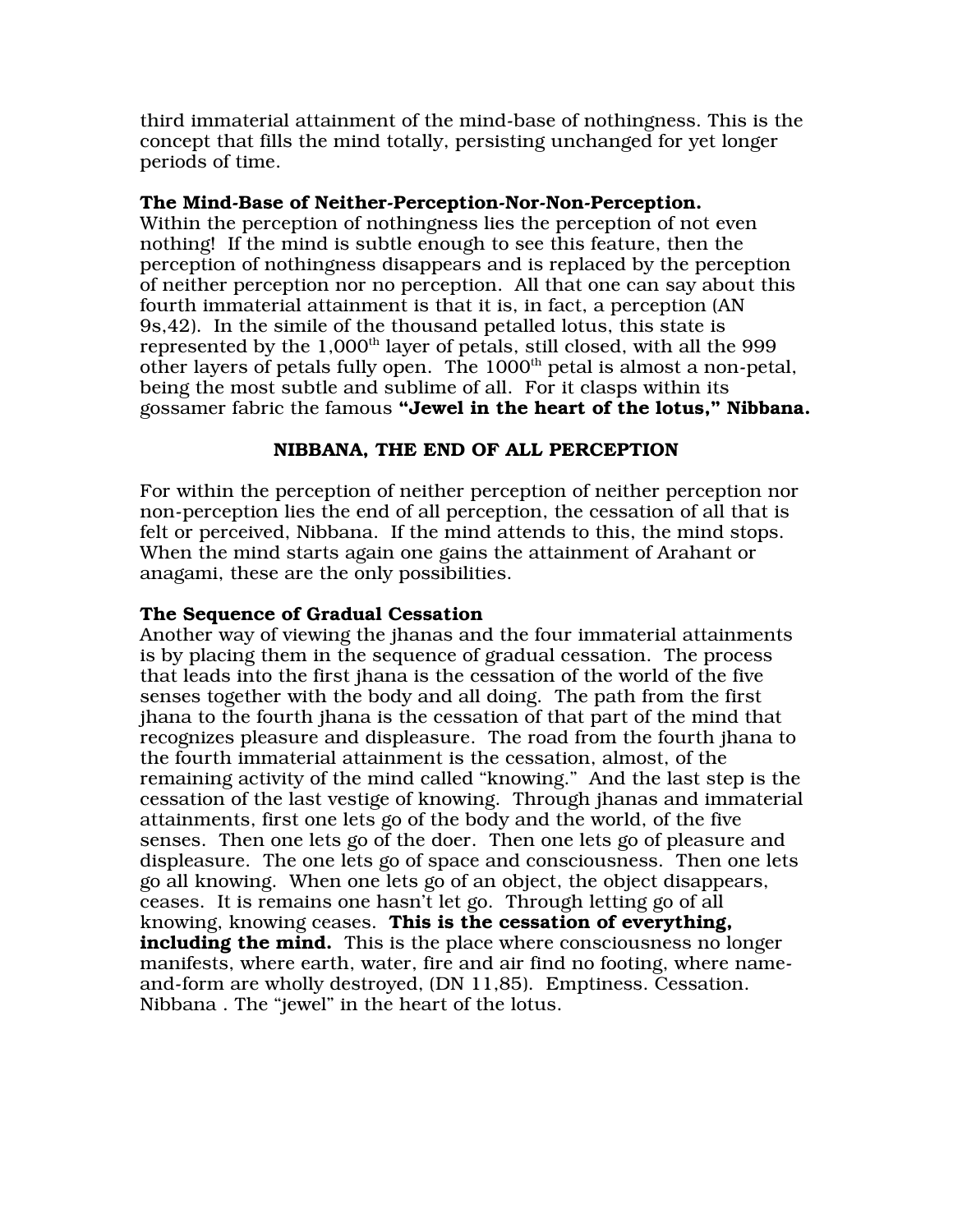third immaterial attainment of the mind-base of nothingness. This is the concept that fills the mind totally, persisting unchanged for yet longer periods of time.

**The Mind-Base of Neither-Perception-Nor-Non-Perception.**
Within the perception of nothingness lies the perception of not even nothing! If the mind is subtle enough to see this feature, then the perception of nothingness disappears and is replaced by the perception of neither perception nor no perception. All that one can say about this fourth immaterial attainment is that it is, in fact, a perception (AN 9s,42). In the simile of the thousand petalled lotus, this state is represented by the 1,000th layer of petals, still closed, with all the 999 other layers of petals fully open. The 1000th petal is almost a non-petal, being the most subtle and sublime of all. For it clasps within its gossamer fabric the famous **"Jewel in the heart of the lotus," Nibbana.**

## NIBBANA, THE END OF ALL PERCEPTION

For within the perception of neither perception of neither perception nor non-perception lies the end of all perception, the cessation of all that is felt or perceived, Nibbana. If the mind attends to this, the mind stops. When the mind starts again one gains the attainment of Arahant or anagami, these are the only possibilities.

**The Sequence of Gradual Cessation**
Another way of viewing the jhanas and the four immaterial attainments is by placing them in the sequence of gradual cessation. The process that leads into the first jhana is the cessation of the world of the five senses together with the body and all doing. The path from the first jhana to the fourth jhana is the cessation of that part of the mind that recognizes pleasure and displeasure. The road from the fourth jhana to the fourth immaterial attainment is the cessation, almost, of the remaining activity of the mind called "knowing." And the last step is the cessation of the last vestige of knowing. Through jhanas and immaterial attainments, first one lets go of the body and the world, of the five senses. Then one lets go of the doer. Then one lets go of pleasure and displeasure. The one lets go of space and consciousness. Then one lets go all knowing. When one lets go of an object, the object disappears, ceases. It is remains one hasn't let go. Through letting go of all knowing, knowing ceases. **This is the cessation of everything, including the mind.** This is the place where consciousness no longer manifests, where earth, water, fire and air find no footing, where name-and-form are wholly destroyed, (DN 11,85). Emptiness. Cessation. Nibbana . The "jewel" in the heart of the lotus.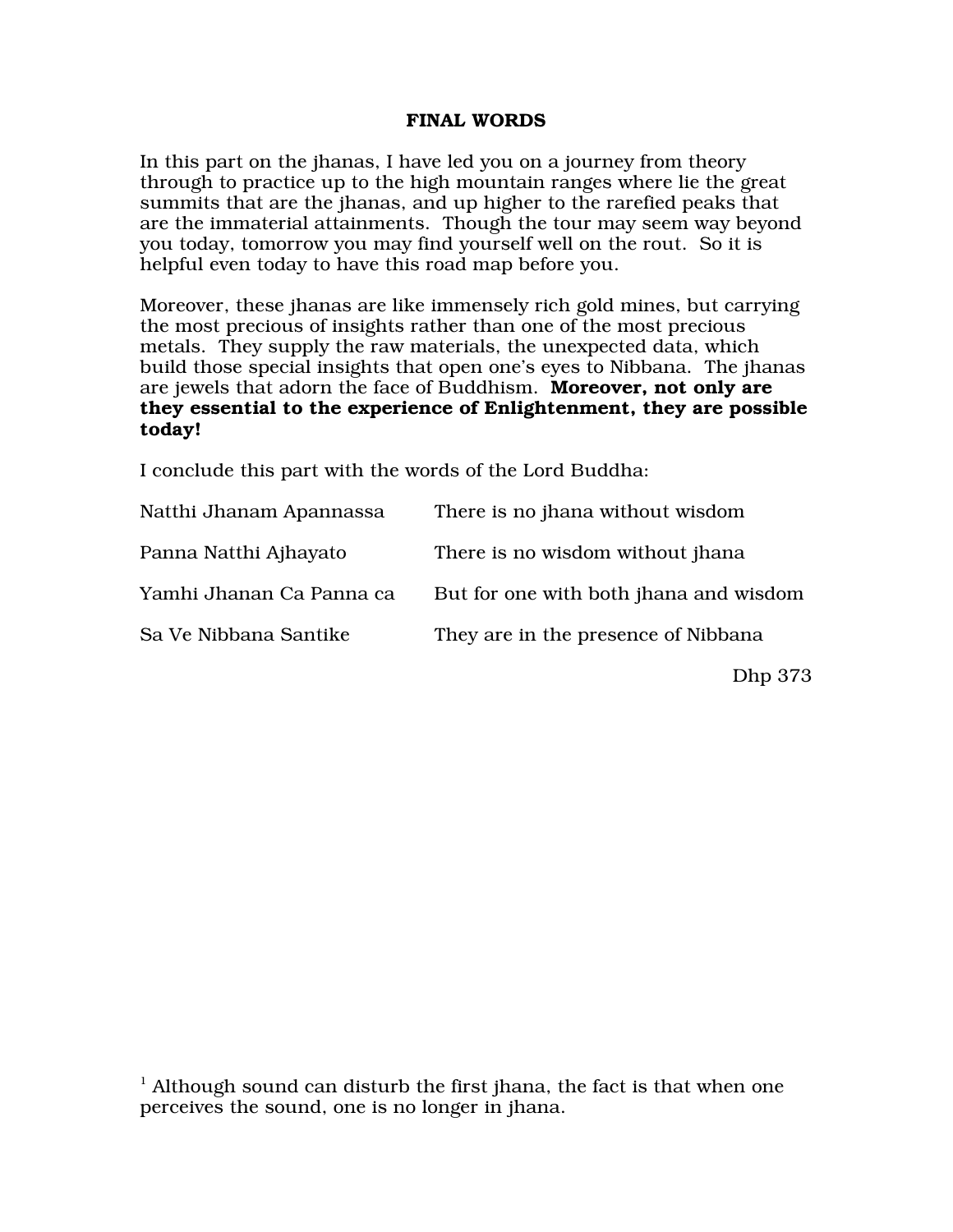## FINAL WORDS

In this part on the jhanas, I have led you on a journey from theory through to practice up to the high mountain ranges where lie the great summits that are the jhanas, and up higher to the rarefied peaks that are the immaterial attainments. Though the tour may seem way beyond you today, tomorrow you may find yourself well on the rout. So it is helpful even today to have this road map before you.

Moreover, these jhanas are like immensely rich gold mines, but carrying the most precious of insights rather than one of the most precious metals. They supply the raw materials, the unexpected data, which build those special insights that open one's eyes to Nibbana. The jhanas are jewels that adorn the face of Buddhism. **Moreover, not only are they essential to the experience of Enlightenment, they are possible today!**

I conclude this part with the words of the Lord Buddha:

| | |
|---|---|
| Natthi Jhanam Apannassa | There is no jhana without wisdom |
| Panna Natthi Ajhayato | There is no wisdom without jhana |
| Yamhi Jhanan Ca Panna ca | But for one with both jhana and wisdom |
| Sa Ve Nibbana Santike | They are in the presence of Nibbana |

Dhp 373

[1] Although sound can disturb the first jhana, the fact is that when one perceives the sound, one is no longer in jhana.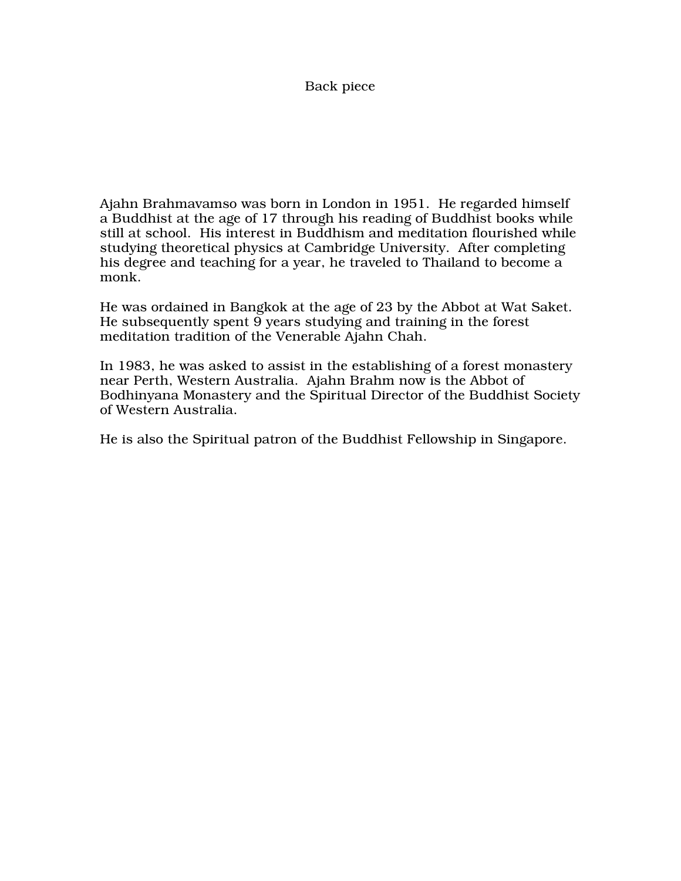# Back piece

Ajahn Brahmavamso was born in London in 1951. He regarded himself a Buddhist at the age of 17 through his reading of Buddhist books while still at school. His interest in Buddhism and meditation flourished while studying theoretical physics at Cambridge University. After completing his degree and teaching for a year, he traveled to Thailand to become a monk.

He was ordained in Bangkok at the age of 23 by the Abbot at Wat Saket. He subsequently spent 9 years studying and training in the forest meditation tradition of the Venerable Ajahn Chah.

In 1983, he was asked to assist in the establishing of a forest monastery near Perth, Western Australia. Ajahn Brahm now is the Abbot of Bodhinyana Monastery and the Spiritual Director of the Buddhist Society of Western Australia.

He is also the Spiritual patron of the Buddhist Fellowship in Singapore.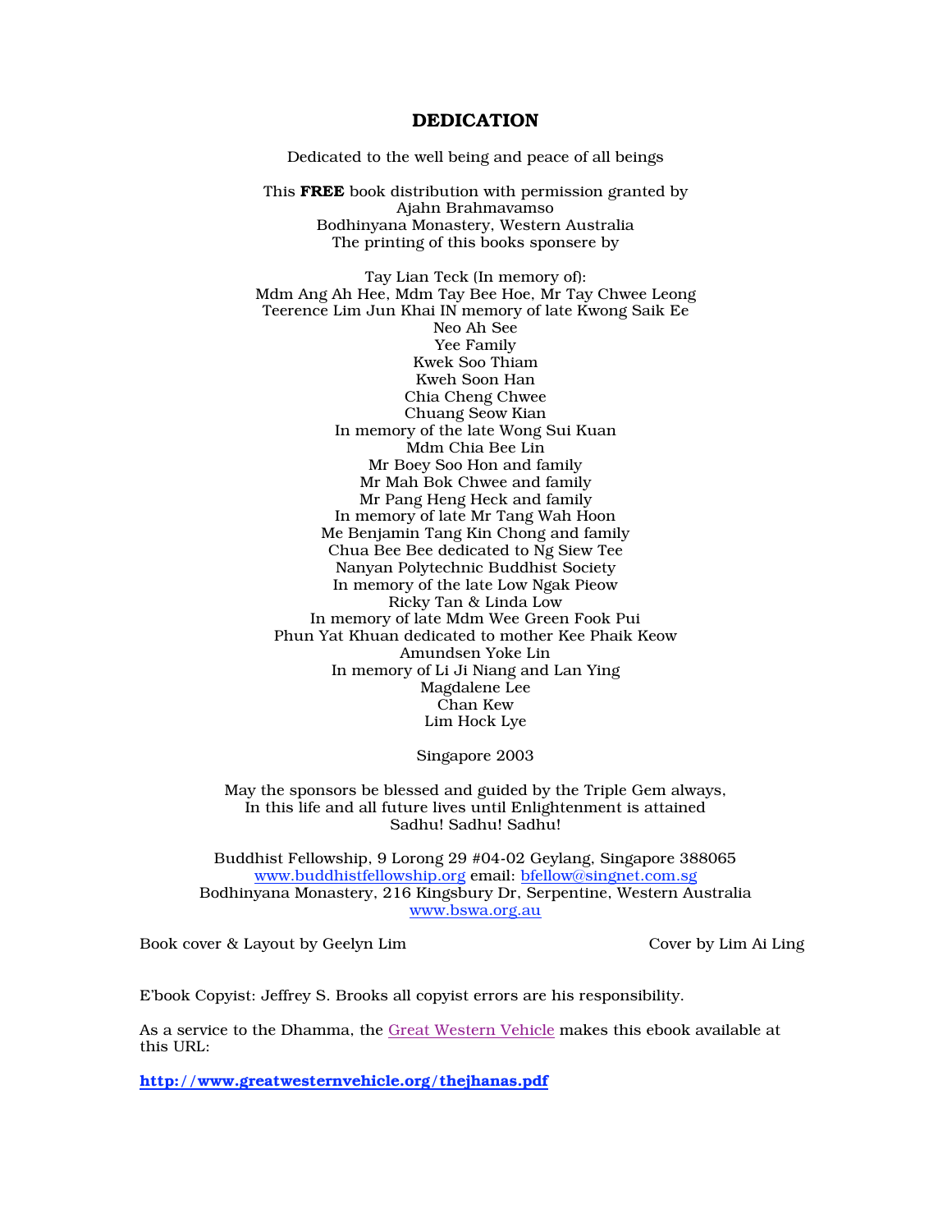## DEDICATION

Dedicated to the well being and peace of all beings

This **FREE** book distribution with permission granted by
Ajahn Brahmavamso
Bodhinyana Monastery, Western Australia
The printing of this books sponsere by

Tay Lian Teck (In memory of):
Mdm Ang Ah Hee, Mdm Tay Bee Hoe, Mr Tay Chwee Leong
Teerence Lim Jun Khai IN memory of late Kwong Saik Ee
Neo Ah See
Yee Family
Kwek Soo Thiam
Kweh Soon Han
Chia Cheng Chwee
Chuang Seow Kian
In memory of the late Wong Sui Kuan
Mdm Chia Bee Lin
Mr Boey Soo Hon and family
Mr Mah Bok Chwee and family
Mr Pang Heng Heck and family
In memory of late Mr Tang Wah Hoon
Me Benjamin Tang Kin Chong and family
Chua Bee Bee dedicated to Ng Siew Tee
Nanyan Polytechnic Buddhist Society
In memory of the late Low Ngak Pieow
Ricky Tan & Linda Low
In memory of late Mdm Wee Green Fook Pui
Phun Yat Khuan dedicated to mother Kee Phaik Keow
Amundsen Yoke Lin
In memory of Li Ji Niang and Lan Ying
Magdalene Lee
Chan Kew
Lim Hock Lye

Singapore 2003

May the sponsors be blessed and guided by the Triple Gem always,
In this life and all future lives until Enlightenment is attained
Sadhu! Sadhu! Sadhu!

Buddhist Fellowship, 9 Lorong 29 #04-02 Geylang, Singapore 388065
www.buddhistfellowship.org email: bfellow@singnet.com.sg
Bodhinyana Monastery, 216 Kingsbury Dr, Serpentine, Western Australia
www.bswa.org.au

Book cover & Layout by Geelyn Lim — Cover by Lim Ai Ling

E'book Copyist: Jeffrey S. Brooks all copyist errors are his responsibility.

As a service to the Dhamma, the Great Western Vehicle makes this ebook available at this URL:

**http://www.greatwesternvehicle.org/thejhanas.pdf**